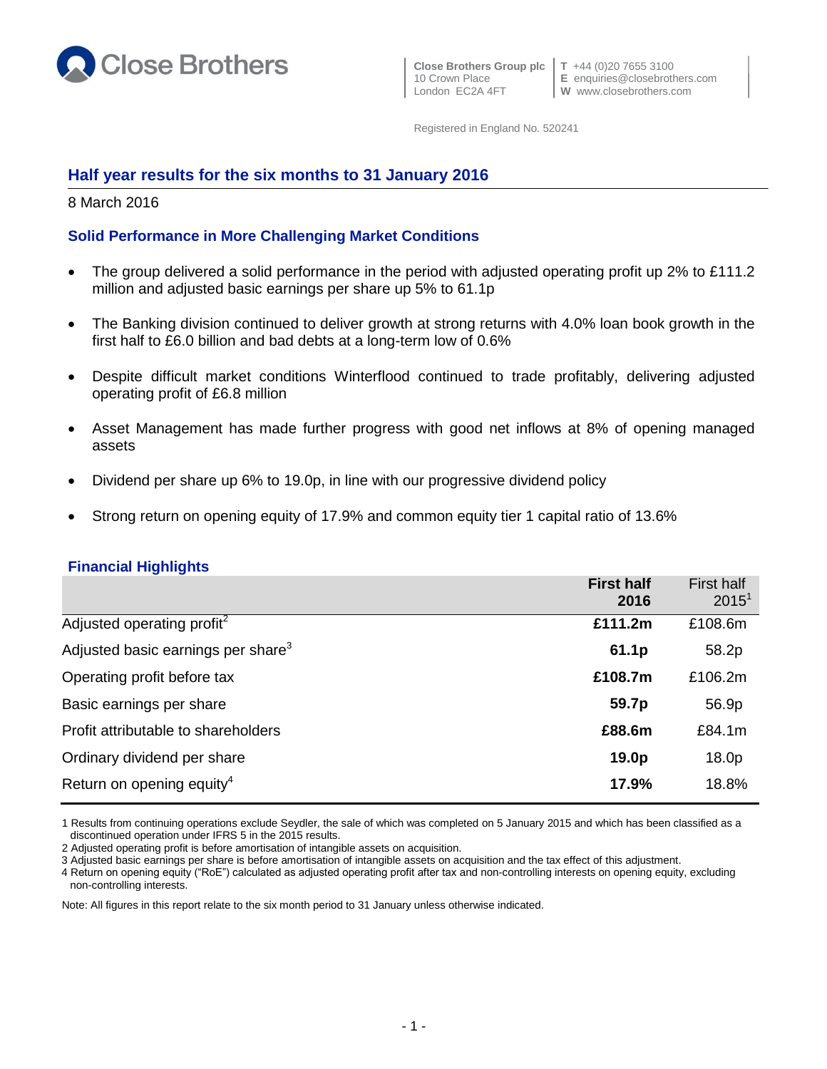Close Brothers

**Close Brothers Group plc**
10 Crown Place
London EC2A 4FT

**T** +44 (0)20 7655 3100
**E** enquiries@closebrothers.com
**W** www.closebrothers.com

Registered in England No. 520241

## Half year results for the six months to 31 January 2016

8 March 2016

### Solid Performance in More Challenging Market Conditions

- The group delivered a solid performance in the period with adjusted operating profit up 2% to £111.2 million and adjusted basic earnings per share up 5% to 61.1p
- The Banking division continued to deliver growth at strong returns with 4.0% loan book growth in the first half to £6.0 billion and bad debts at a long-term low of 0.6%
- Despite difficult market conditions Winterflood continued to trade profitably, delivering adjusted operating profit of £6.8 million
- Asset Management has made further progress with good net inflows at 8% of opening managed assets
- Dividend per share up 6% to 19.0p, in line with our progressive dividend policy
- Strong return on opening equity of 17.9% and common equity tier 1 capital ratio of 13.6%

### Financial Highlights

| | **First half 2016** | First half 2015[1] |
|---|---|---|
| Adjusted operating profit[2] | **£111.2m** | £108.6m |
| Adjusted basic earnings per share[3] | **61.1p** | 58.2p |
| Operating profit before tax | **£108.7m** | £106.2m |
| Basic earnings per share | **59.7p** | 56.9p |
| Profit attributable to shareholders | **£88.6m** | £84.1m |
| Ordinary dividend per share | **19.0p** | 18.0p |
| Return on opening equity[4] | **17.9%** | 18.8% |

1 Results from continuing operations exclude Seydler, the sale of which was completed on 5 January 2015 and which has been classified as a discontinued operation under IFRS 5 in the 2015 results.
2 Adjusted operating profit is before amortisation of intangible assets on acquisition.
3 Adjusted basic earnings per share is before amortisation of intangible assets on acquisition and the tax effect of this adjustment.
4 Return on opening equity ("RoE") calculated as adjusted operating profit after tax and non-controlling interests on opening equity, excluding non-controlling interests.

Note: All figures in this report relate to the six month period to 31 January unless otherwise indicated.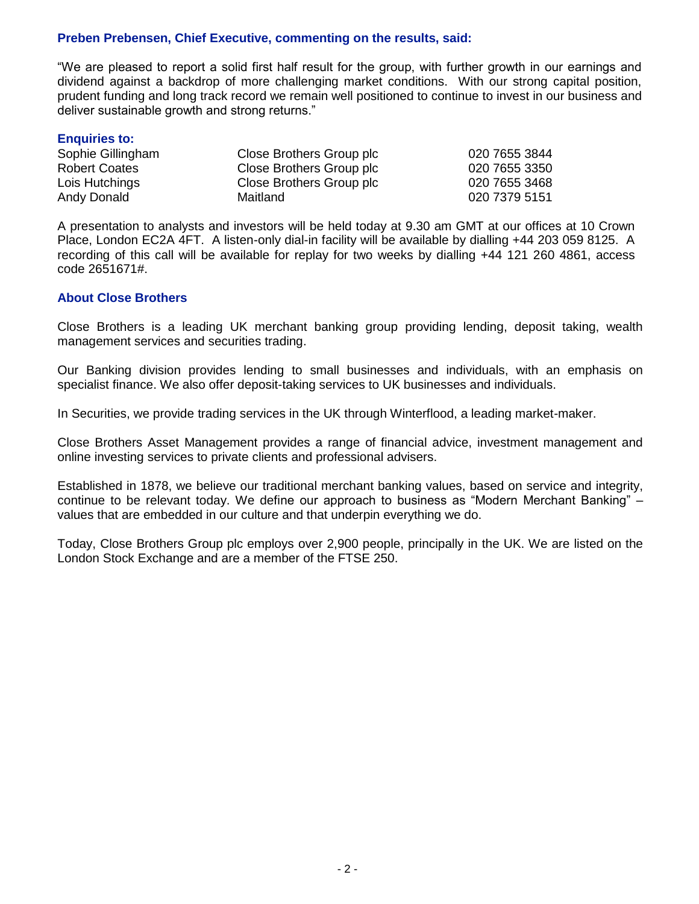**Preben Prebensen, Chief Executive, commenting on the results, said:**

"We are pleased to report a solid first half result for the group, with further growth in our earnings and dividend against a backdrop of more challenging market conditions. With our strong capital position, prudent funding and long track record we remain well positioned to continue to invest in our business and deliver sustainable growth and strong returns."

**Enquiries to:**

| | | |
|---|---|---|
| Sophie Gillingham | Close Brothers Group plc | 020 7655 3844 |
| Robert Coates | Close Brothers Group plc | 020 7655 3350 |
| Lois Hutchings | Close Brothers Group plc | 020 7655 3468 |
| Andy Donald | Maitland | 020 7379 5151 |

A presentation to analysts and investors will be held today at 9.30 am GMT at our offices at 10 Crown Place, London EC2A 4FT. A listen-only dial-in facility will be available by dialling +44 203 059 8125. A recording of this call will be available for replay for two weeks by dialling +44 121 260 4861, access code 2651671#.

## About Close Brothers

Close Brothers is a leading UK merchant banking group providing lending, deposit taking, wealth management services and securities trading.

Our Banking division provides lending to small businesses and individuals, with an emphasis on specialist finance. We also offer deposit-taking services to UK businesses and individuals.

In Securities, we provide trading services in the UK through Winterflood, a leading market-maker.

Close Brothers Asset Management provides a range of financial advice, investment management and online investing services to private clients and professional advisers.

Established in 1878, we believe our traditional merchant banking values, based on service and integrity, continue to be relevant today. We define our approach to business as "Modern Merchant Banking" – values that are embedded in our culture and that underpin everything we do.

Today, Close Brothers Group plc employs over 2,900 people, principally in the UK. We are listed on the London Stock Exchange and are a member of the FTSE 250.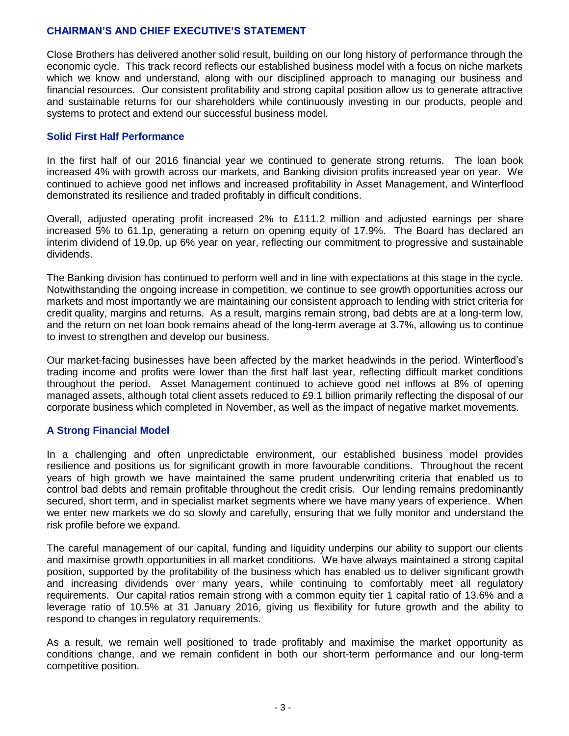## CHAIRMAN'S AND CHIEF EXECUTIVE'S STATEMENT

Close Brothers has delivered another solid result, building on our long history of performance through the economic cycle. This track record reflects our established business model with a focus on niche markets which we know and understand, along with our disciplined approach to managing our business and financial resources. Our consistent profitability and strong capital position allow us to generate attractive and sustainable returns for our shareholders while continuously investing in our products, people and systems to protect and extend our successful business model.

### Solid First Half Performance

In the first half of our 2016 financial year we continued to generate strong returns. The loan book increased 4% with growth across our markets, and Banking division profits increased year on year. We continued to achieve good net inflows and increased profitability in Asset Management, and Winterflood demonstrated its resilience and traded profitably in difficult conditions.

Overall, adjusted operating profit increased 2% to £111.2 million and adjusted earnings per share increased 5% to 61.1p, generating a return on opening equity of 17.9%. The Board has declared an interim dividend of 19.0p, up 6% year on year, reflecting our commitment to progressive and sustainable dividends.

The Banking division has continued to perform well and in line with expectations at this stage in the cycle. Notwithstanding the ongoing increase in competition, we continue to see growth opportunities across our markets and most importantly we are maintaining our consistent approach to lending with strict criteria for credit quality, margins and returns. As a result, margins remain strong, bad debts are at a long-term low, and the return on net loan book remains ahead of the long-term average at 3.7%, allowing us to continue to invest to strengthen and develop our business.

Our market-facing businesses have been affected by the market headwinds in the period. Winterflood's trading income and profits were lower than the first half last year, reflecting difficult market conditions throughout the period. Asset Management continued to achieve good net inflows at 8% of opening managed assets, although total client assets reduced to £9.1 billion primarily reflecting the disposal of our corporate business which completed in November, as well as the impact of negative market movements.

### A Strong Financial Model

In a challenging and often unpredictable environment, our established business model provides resilience and positions us for significant growth in more favourable conditions. Throughout the recent years of high growth we have maintained the same prudent underwriting criteria that enabled us to control bad debts and remain profitable throughout the credit crisis. Our lending remains predominantly secured, short term, and in specialist market segments where we have many years of experience. When we enter new markets we do so slowly and carefully, ensuring that we fully monitor and understand the risk profile before we expand.

The careful management of our capital, funding and liquidity underpins our ability to support our clients and maximise growth opportunities in all market conditions. We have always maintained a strong capital position, supported by the profitability of the business which has enabled us to deliver significant growth and increasing dividends over many years, while continuing to comfortably meet all regulatory requirements. Our capital ratios remain strong with a common equity tier 1 capital ratio of 13.6% and a leverage ratio of 10.5% at 31 January 2016, giving us flexibility for future growth and the ability to respond to changes in regulatory requirements.

As a result, we remain well positioned to trade profitably and maximise the market opportunity as conditions change, and we remain confident in both our short-term performance and our long-term competitive position.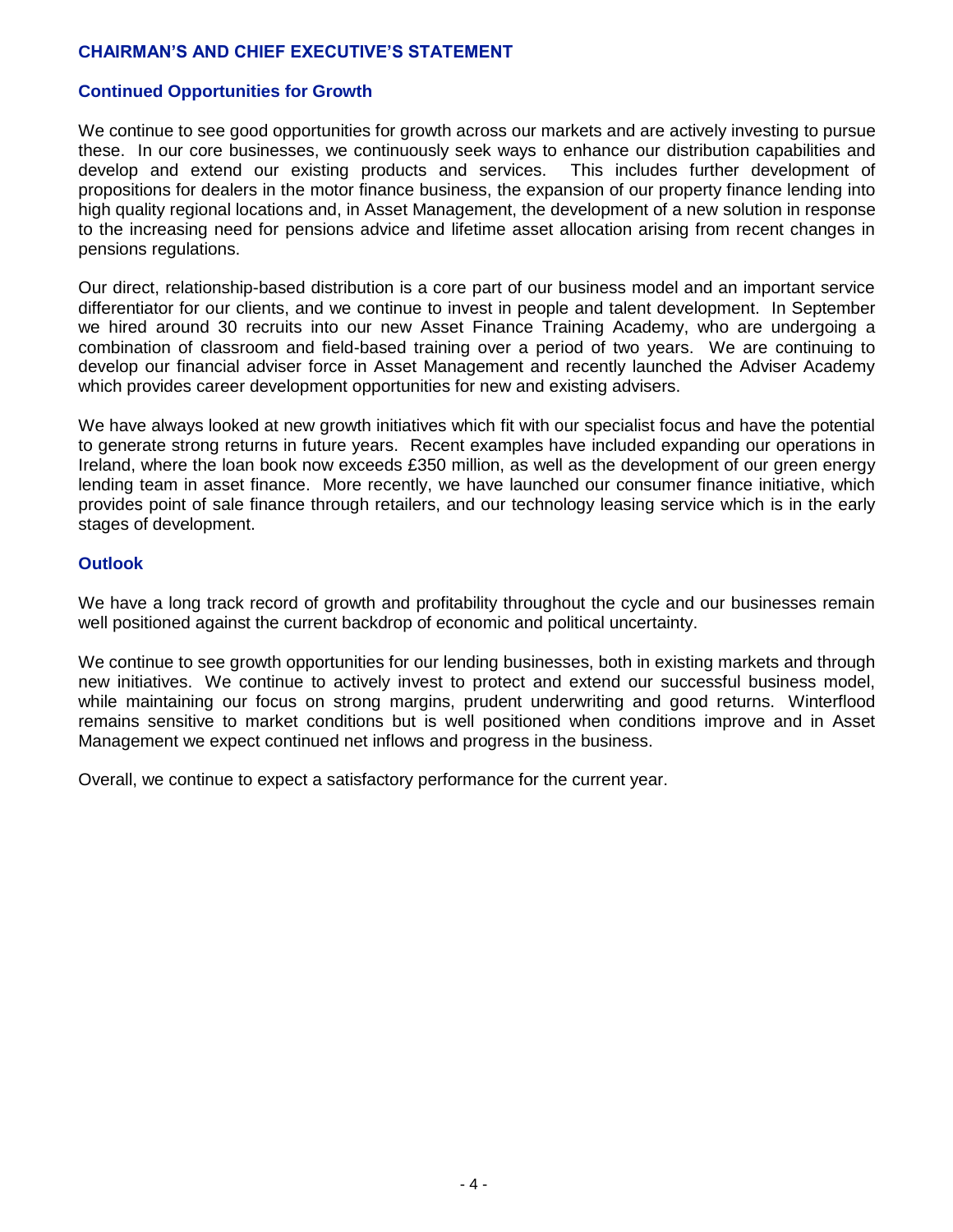## CHAIRMAN'S AND CHIEF EXECUTIVE'S STATEMENT

### Continued Opportunities for Growth

We continue to see good opportunities for growth across our markets and are actively investing to pursue these. In our core businesses, we continuously seek ways to enhance our distribution capabilities and develop and extend our existing products and services. This includes further development of propositions for dealers in the motor finance business, the expansion of our property finance lending into high quality regional locations and, in Asset Management, the development of a new solution in response to the increasing need for pensions advice and lifetime asset allocation arising from recent changes in pensions regulations.

Our direct, relationship-based distribution is a core part of our business model and an important service differentiator for our clients, and we continue to invest in people and talent development. In September we hired around 30 recruits into our new Asset Finance Training Academy, who are undergoing a combination of classroom and field-based training over a period of two years. We are continuing to develop our financial adviser force in Asset Management and recently launched the Adviser Academy which provides career development opportunities for new and existing advisers.

We have always looked at new growth initiatives which fit with our specialist focus and have the potential to generate strong returns in future years. Recent examples have included expanding our operations in Ireland, where the loan book now exceeds £350 million, as well as the development of our green energy lending team in asset finance. More recently, we have launched our consumer finance initiative, which provides point of sale finance through retailers, and our technology leasing service which is in the early stages of development.

### Outlook

We have a long track record of growth and profitability throughout the cycle and our businesses remain well positioned against the current backdrop of economic and political uncertainty.

We continue to see growth opportunities for our lending businesses, both in existing markets and through new initiatives. We continue to actively invest to protect and extend our successful business model, while maintaining our focus on strong margins, prudent underwriting and good returns. Winterflood remains sensitive to market conditions but is well positioned when conditions improve and in Asset Management we expect continued net inflows and progress in the business.

Overall, we continue to expect a satisfactory performance for the current year.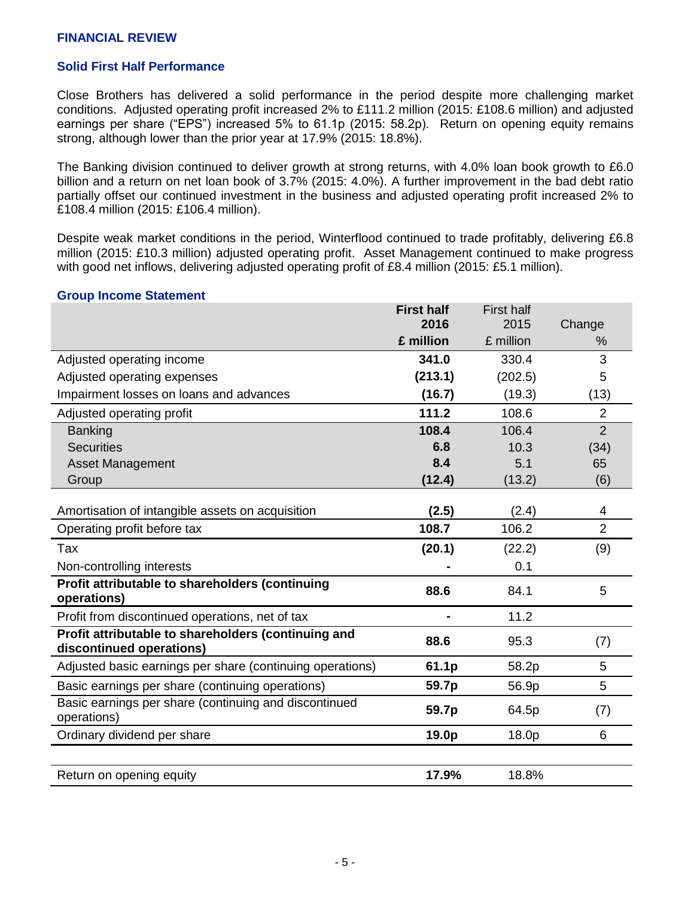## FINANCIAL REVIEW

### Solid First Half Performance

Close Brothers has delivered a solid performance in the period despite more challenging market conditions. Adjusted operating profit increased 2% to £111.2 million (2015: £108.6 million) and adjusted earnings per share ("EPS") increased 5% to 61.1p (2015: 58.2p). Return on opening equity remains strong, although lower than the prior year at 17.9% (2015: 18.8%).

The Banking division continued to deliver growth at strong returns, with 4.0% loan book growth to £6.0 billion and a return on net loan book of 3.7% (2015: 4.0%). A further improvement in the bad debt ratio partially offset our continued investment in the business and adjusted operating profit increased 2% to £108.4 million (2015: £106.4 million).

Despite weak market conditions in the period, Winterflood continued to trade profitably, delivering £6.8 million (2015: £10.3 million) adjusted operating profit. Asset Management continued to make progress with good net inflows, delivering adjusted operating profit of £8.4 million (2015: £5.1 million).

### Group Income Statement

| | **First half 2016 £ million** | First half 2015 £ million | Change % |
|---|---|---|---|
| Adjusted operating income | **341.0** | 330.4 | 3 |
| Adjusted operating expenses | **(213.1)** | (202.5) | 5 |
| Impairment losses on loans and advances | **(16.7)** | (19.3) | (13) |
| Adjusted operating profit | **111.2** | 108.6 | 2 |
| Banking | **108.4** | 106.4 | 2 |
| Securities | **6.8** | 10.3 | (34) |
| Asset Management | **8.4** | 5.1 | 65 |
| Group | **(12.4)** | (13.2) | (6) |
| | | | |
| Amortisation of intangible assets on acquisition | **(2.5)** | (2.4) | 4 |
| Operating profit before tax | **108.7** | 106.2 | 2 |
| Tax | **(20.1)** | (22.2) | (9) |
| Non-controlling interests | **-** | 0.1 | |
| **Profit attributable to shareholders (continuing operations)** | **88.6** | 84.1 | 5 |
| Profit from discontinued operations, net of tax | **-** | 11.2 | |
| **Profit attributable to shareholders (continuing and discontinued operations)** | **88.6** | 95.3 | (7) |
| Adjusted basic earnings per share (continuing operations) | **61.1p** | 58.2p | 5 |
| Basic earnings per share (continuing operations) | **59.7p** | 56.9p | 5 |
| Basic earnings per share (continuing and discontinued operations) | **59.7p** | 64.5p | (7) |
| Ordinary dividend per share | **19.0p** | 18.0p | 6 |
| | | | |
| Return on opening equity | **17.9%** | 18.8% | |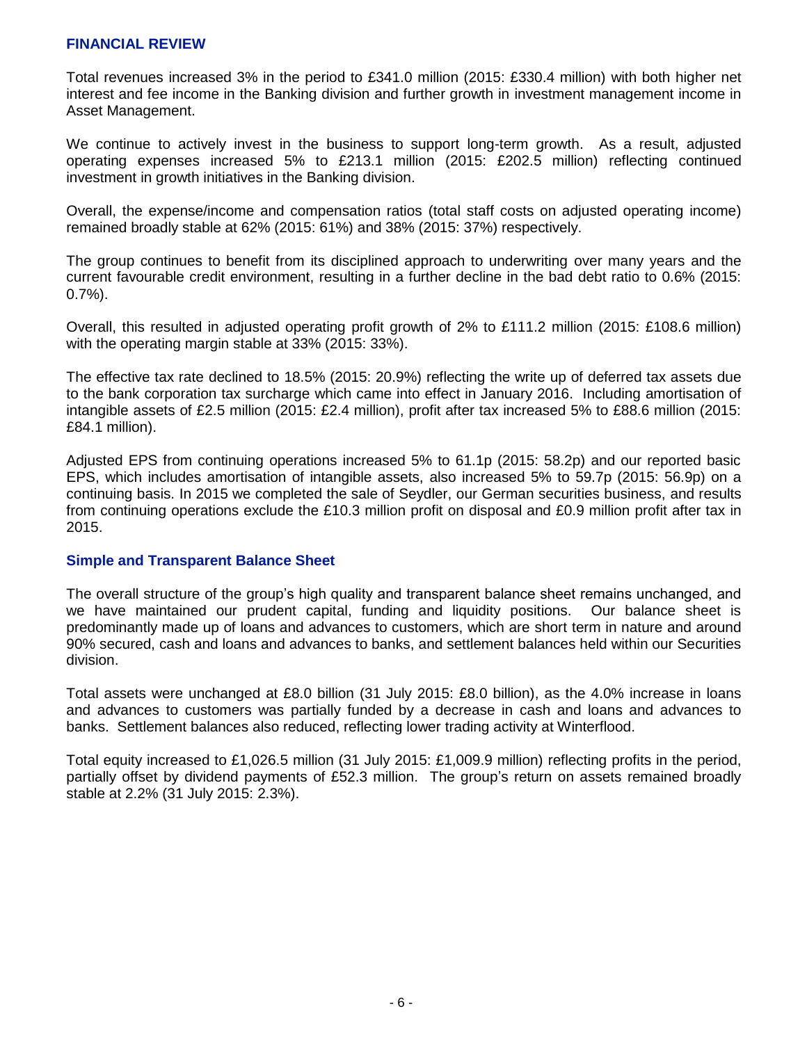## FINANCIAL REVIEW

Total revenues increased 3% in the period to £341.0 million (2015: £330.4 million) with both higher net interest and fee income in the Banking division and further growth in investment management income in Asset Management.

We continue to actively invest in the business to support long-term growth. As a result, adjusted operating expenses increased 5% to £213.1 million (2015: £202.5 million) reflecting continued investment in growth initiatives in the Banking division.

Overall, the expense/income and compensation ratios (total staff costs on adjusted operating income) remained broadly stable at 62% (2015: 61%) and 38% (2015: 37%) respectively.

The group continues to benefit from its disciplined approach to underwriting over many years and the current favourable credit environment, resulting in a further decline in the bad debt ratio to 0.6% (2015: 0.7%).

Overall, this resulted in adjusted operating profit growth of 2% to £111.2 million (2015: £108.6 million) with the operating margin stable at 33% (2015: 33%).

The effective tax rate declined to 18.5% (2015: 20.9%) reflecting the write up of deferred tax assets due to the bank corporation tax surcharge which came into effect in January 2016. Including amortisation of intangible assets of £2.5 million (2015: £2.4 million), profit after tax increased 5% to £88.6 million (2015: £84.1 million).

Adjusted EPS from continuing operations increased 5% to 61.1p (2015: 58.2p) and our reported basic EPS, which includes amortisation of intangible assets, also increased 5% to 59.7p (2015: 56.9p) on a continuing basis. In 2015 we completed the sale of Seydler, our German securities business, and results from continuing operations exclude the £10.3 million profit on disposal and £0.9 million profit after tax in 2015.

### Simple and Transparent Balance Sheet

The overall structure of the group's high quality and transparent balance sheet remains unchanged, and we have maintained our prudent capital, funding and liquidity positions. Our balance sheet is predominantly made up of loans and advances to customers, which are short term in nature and around 90% secured, cash and loans and advances to banks, and settlement balances held within our Securities division.

Total assets were unchanged at £8.0 billion (31 July 2015: £8.0 billion), as the 4.0% increase in loans and advances to customers was partially funded by a decrease in cash and loans and advances to banks. Settlement balances also reduced, reflecting lower trading activity at Winterflood.

Total equity increased to £1,026.5 million (31 July 2015: £1,009.9 million) reflecting profits in the period, partially offset by dividend payments of £52.3 million. The group's return on assets remained broadly stable at 2.2% (31 July 2015: 2.3%).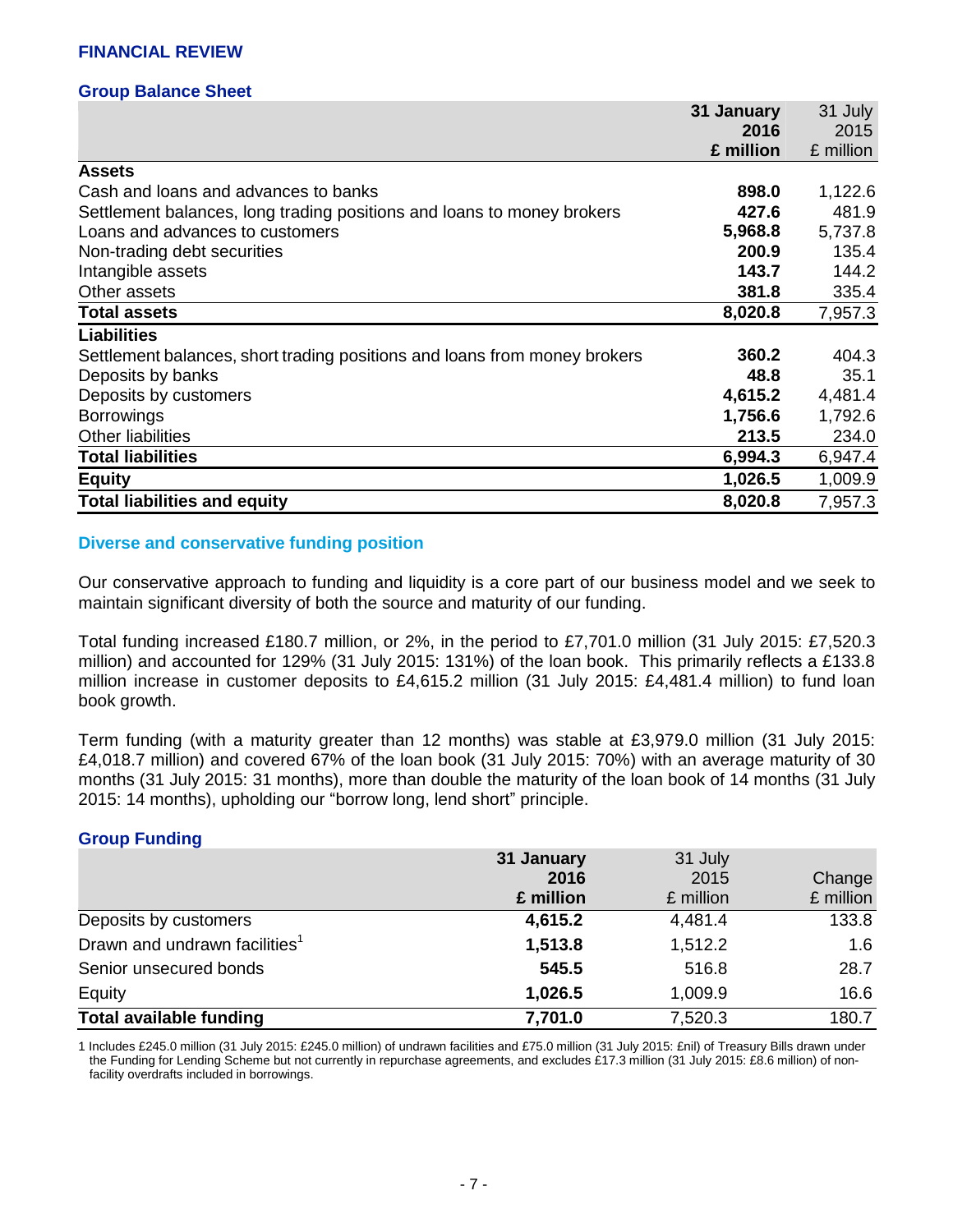## FINANCIAL REVIEW

### Group Balance Sheet

| | **31 January 2016 £ million** | 31 July 2015 £ million |
|---|---|---|
| **Assets** | | |
| Cash and loans and advances to banks | **898.0** | 1,122.6 |
| Settlement balances, long trading positions and loans to money brokers | **427.6** | 481.9 |
| Loans and advances to customers | **5,968.8** | 5,737.8 |
| Non-trading debt securities | **200.9** | 135.4 |
| Intangible assets | **143.7** | 144.2 |
| Other assets | **381.8** | 335.4 |
| **Total assets** | **8,020.8** | 7,957.3 |
| **Liabilities** | | |
| Settlement balances, short trading positions and loans from money brokers | **360.2** | 404.3 |
| Deposits by banks | **48.8** | 35.1 |
| Deposits by customers | **4,615.2** | 4,481.4 |
| Borrowings | **1,756.6** | 1,792.6 |
| Other liabilities | **213.5** | 234.0 |
| **Total liabilities** | **6,994.3** | 6,947.4 |
| **Equity** | **1,026.5** | 1,009.9 |
| **Total liabilities and equity** | **8,020.8** | 7,957.3 |

### Diverse and conservative funding position

Our conservative approach to funding and liquidity is a core part of our business model and we seek to maintain significant diversity of both the source and maturity of our funding.

Total funding increased £180.7 million, or 2%, in the period to £7,701.0 million (31 July 2015: £7,520.3 million) and accounted for 129% (31 July 2015: 131%) of the loan book. This primarily reflects a £133.8 million increase in customer deposits to £4,615.2 million (31 July 2015: £4,481.4 million) to fund loan book growth.

Term funding (with a maturity greater than 12 months) was stable at £3,979.0 million (31 July 2015: £4,018.7 million) and covered 67% of the loan book (31 July 2015: 70%) with an average maturity of 30 months (31 July 2015: 31 months), more than double the maturity of the loan book of 14 months (31 July 2015: 14 months), upholding our "borrow long, lend short" principle.

### Group Funding

| | **31 January 2016 £ million** | 31 July 2015 £ million | Change £ million |
|---|---|---|---|
| Deposits by customers | **4,615.2** | 4,481.4 | 133.8 |
| Drawn and undrawn facilities[1] | **1,513.8** | 1,512.2 | 1.6 |
| Senior unsecured bonds | **545.5** | 516.8 | 28.7 |
| Equity | **1,026.5** | 1,009.9 | 16.6 |
| **Total available funding** | **7,701.0** | 7,520.3 | 180.7 |

1 Includes £245.0 million (31 July 2015: £245.0 million) of undrawn facilities and £75.0 million (31 July 2015: £nil) of Treasury Bills drawn under the Funding for Lending Scheme but not currently in repurchase agreements, and excludes £17.3 million (31 July 2015: £8.6 million) of non-facility overdrafts included in borrowings.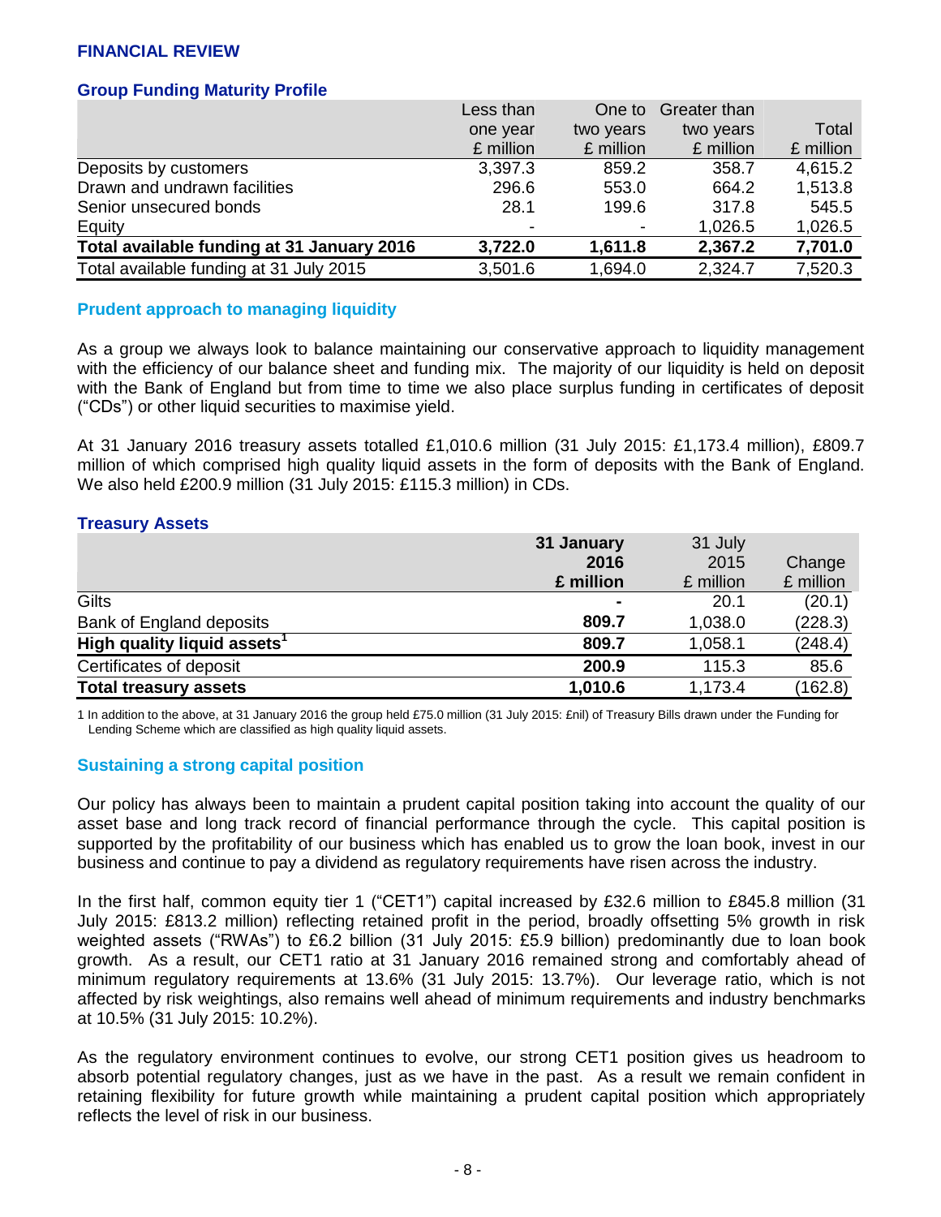## FINANCIAL REVIEW

### Group Funding Maturity Profile

| | Less than one year £ million | One to two years £ million | Greater than two years £ million | Total £ million |
|---|---|---|---|---|
| Deposits by customers | 3,397.3 | 859.2 | 358.7 | 4,615.2 |
| Drawn and undrawn facilities | 296.6 | 553.0 | 664.2 | 1,513.8 |
| Senior unsecured bonds | 28.1 | 199.6 | 317.8 | 545.5 |
| Equity | - | - | 1,026.5 | 1,026.5 |
| **Total available funding at 31 January 2016** | **3,722.0** | **1,611.8** | **2,367.2** | **7,701.0** |
| Total available funding at 31 July 2015 | 3,501.6 | 1,694.0 | 2,324.7 | 7,520.3 |

### Prudent approach to managing liquidity

As a group we always look to balance maintaining our conservative approach to liquidity management with the efficiency of our balance sheet and funding mix. The majority of our liquidity is held on deposit with the Bank of England but from time to time we also place surplus funding in certificates of deposit ("CDs") or other liquid securities to maximise yield.

At 31 January 2016 treasury assets totalled £1,010.6 million (31 July 2015: £1,173.4 million), £809.7 million of which comprised high quality liquid assets in the form of deposits with the Bank of England. We also held £200.9 million (31 July 2015: £115.3 million) in CDs.

### Treasury Assets

| | **31 January 2016 £ million** | 31 July 2015 £ million | Change £ million |
|---|---|---|---|
| Gilts | **-** | 20.1 | (20.1) |
| Bank of England deposits | **809.7** | 1,038.0 | (228.3) |
| **High quality liquid assets[1]** | **809.7** | 1,058.1 | (248.4) |
| Certificates of deposit | **200.9** | 115.3 | 85.6 |
| **Total treasury assets** | **1,010.6** | 1,173.4 | (162.8) |

1 In addition to the above, at 31 January 2016 the group held £75.0 million (31 July 2015: £nil) of Treasury Bills drawn under the Funding for Lending Scheme which are classified as high quality liquid assets.

### Sustaining a strong capital position

Our policy has always been to maintain a prudent capital position taking into account the quality of our asset base and long track record of financial performance through the cycle. This capital position is supported by the profitability of our business which has enabled us to grow the loan book, invest in our business and continue to pay a dividend as regulatory requirements have risen across the industry.

In the first half, common equity tier 1 ("CET1") capital increased by £32.6 million to £845.8 million (31 July 2015: £813.2 million) reflecting retained profit in the period, broadly offsetting 5% growth in risk weighted assets ("RWAs") to £6.2 billion (31 July 2015: £5.9 billion) predominantly due to loan book growth. As a result, our CET1 ratio at 31 January 2016 remained strong and comfortably ahead of minimum regulatory requirements at 13.6% (31 July 2015: 13.7%). Our leverage ratio, which is not affected by risk weightings, also remains well ahead of minimum requirements and industry benchmarks at 10.5% (31 July 2015: 10.2%).

As the regulatory environment continues to evolve, our strong CET1 position gives us headroom to absorb potential regulatory changes, just as we have in the past. As a result we remain confident in retaining flexibility for future growth while maintaining a prudent capital position which appropriately reflects the level of risk in our business.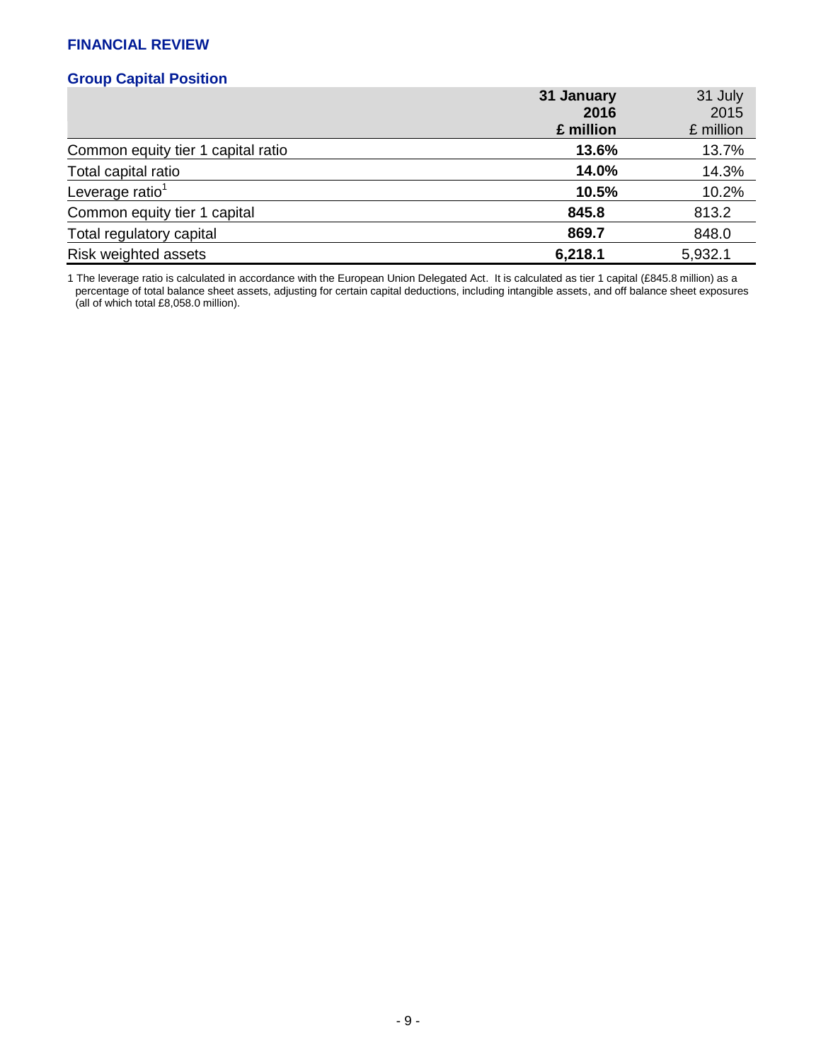## FINANCIAL REVIEW

### Group Capital Position

| | **31 January 2016 £ million** | 31 July 2015 £ million |
|---|---|---|
| Common equity tier 1 capital ratio | **13.6%** | 13.7% |
| Total capital ratio | **14.0%** | 14.3% |
| Leverage ratio[1] | **10.5%** | 10.2% |
| Common equity tier 1 capital | **845.8** | 813.2 |
| Total regulatory capital | **869.7** | 848.0 |
| Risk weighted assets | **6,218.1** | 5,932.1 |

1 The leverage ratio is calculated in accordance with the European Union Delegated Act. It is calculated as tier 1 capital (£845.8 million) as a percentage of total balance sheet assets, adjusting for certain capital deductions, including intangible assets, and off balance sheet exposures (all of which total £8,058.0 million).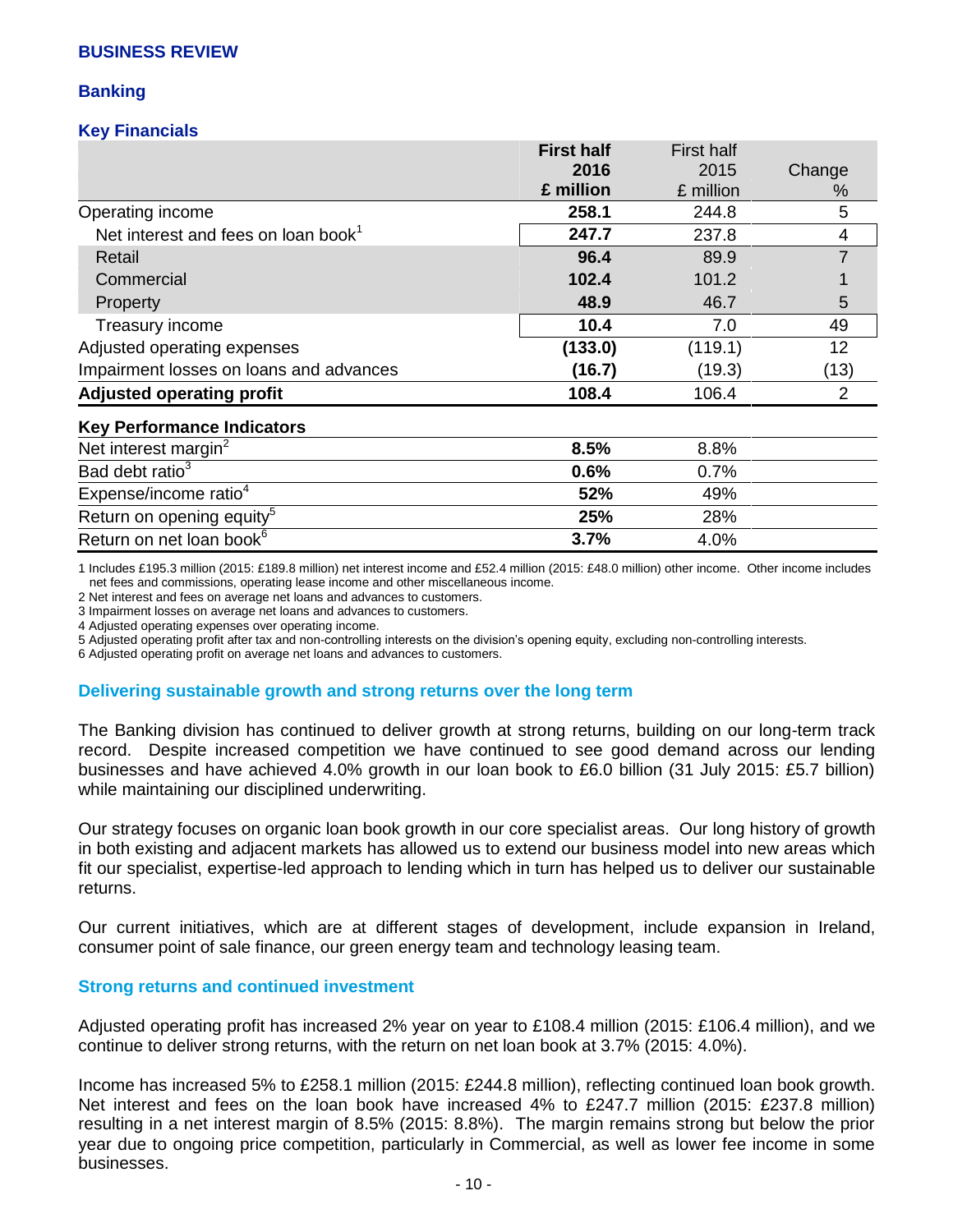# BUSINESS REVIEW

## Banking

### Key Financials

| | **First half 2016 £ million** | First half 2015 £ million | Change % |
|---|---|---|---|
| Operating income | **258.1** | 244.8 | 5 |
| Net interest and fees on loan book[1] | **247.7** | 237.8 | 4 |
| Retail | **96.4** | 89.9 | 7 |
| Commercial | **102.4** | 101.2 | 1 |
| Property | **48.9** | 46.7 | 5 |
| Treasury income | **10.4** | 7.0 | 49 |
| Adjusted operating expenses | **(133.0)** | (119.1) | 12 |
| Impairment losses on loans and advances | **(16.7)** | (19.3) | (13) |
| **Adjusted operating profit** | **108.4** | 106.4 | 2 |
| **Key Performance Indicators** | | | |
| Net interest margin[2] | **8.5%** | 8.8% | |
| Bad debt ratio[3] | **0.6%** | 0.7% | |
| Expense/income ratio[4] | **52%** | 49% | |
| Return on opening equity[5] | **25%** | 28% | |
| Return on net loan book[6] | **3.7%** | 4.0% | |

1 Includes £195.3 million (2015: £189.8 million) net interest income and £52.4 million (2015: £48.0 million) other income. Other income includes net fees and commissions, operating lease income and other miscellaneous income.
2 Net interest and fees on average net loans and advances to customers.
3 Impairment losses on average net loans and advances to customers.
4 Adjusted operating expenses over operating income.
5 Adjusted operating profit after tax and non-controlling interests on the division's opening equity, excluding non-controlling interests.
6 Adjusted operating profit on average net loans and advances to customers.

### Delivering sustainable growth and strong returns over the long term

The Banking division has continued to deliver growth at strong returns, building on our long-term track record. Despite increased competition we have continued to see good demand across our lending businesses and have achieved 4.0% growth in our loan book to £6.0 billion (31 July 2015: £5.7 billion) while maintaining our disciplined underwriting.

Our strategy focuses on organic loan book growth in our core specialist areas. Our long history of growth in both existing and adjacent markets has allowed us to extend our business model into new areas which fit our specialist, expertise-led approach to lending which in turn has helped us to deliver our sustainable returns.

Our current initiatives, which are at different stages of development, include expansion in Ireland, consumer point of sale finance, our green energy team and technology leasing team.

### Strong returns and continued investment

Adjusted operating profit has increased 2% year on year to £108.4 million (2015: £106.4 million), and we continue to deliver strong returns, with the return on net loan book at 3.7% (2015: 4.0%).

Income has increased 5% to £258.1 million (2015: £244.8 million), reflecting continued loan book growth. Net interest and fees on the loan book have increased 4% to £247.7 million (2015: £237.8 million) resulting in a net interest margin of 8.5% (2015: 8.8%). The margin remains strong but below the prior year due to ongoing price competition, particularly in Commercial, as well as lower fee income in some businesses.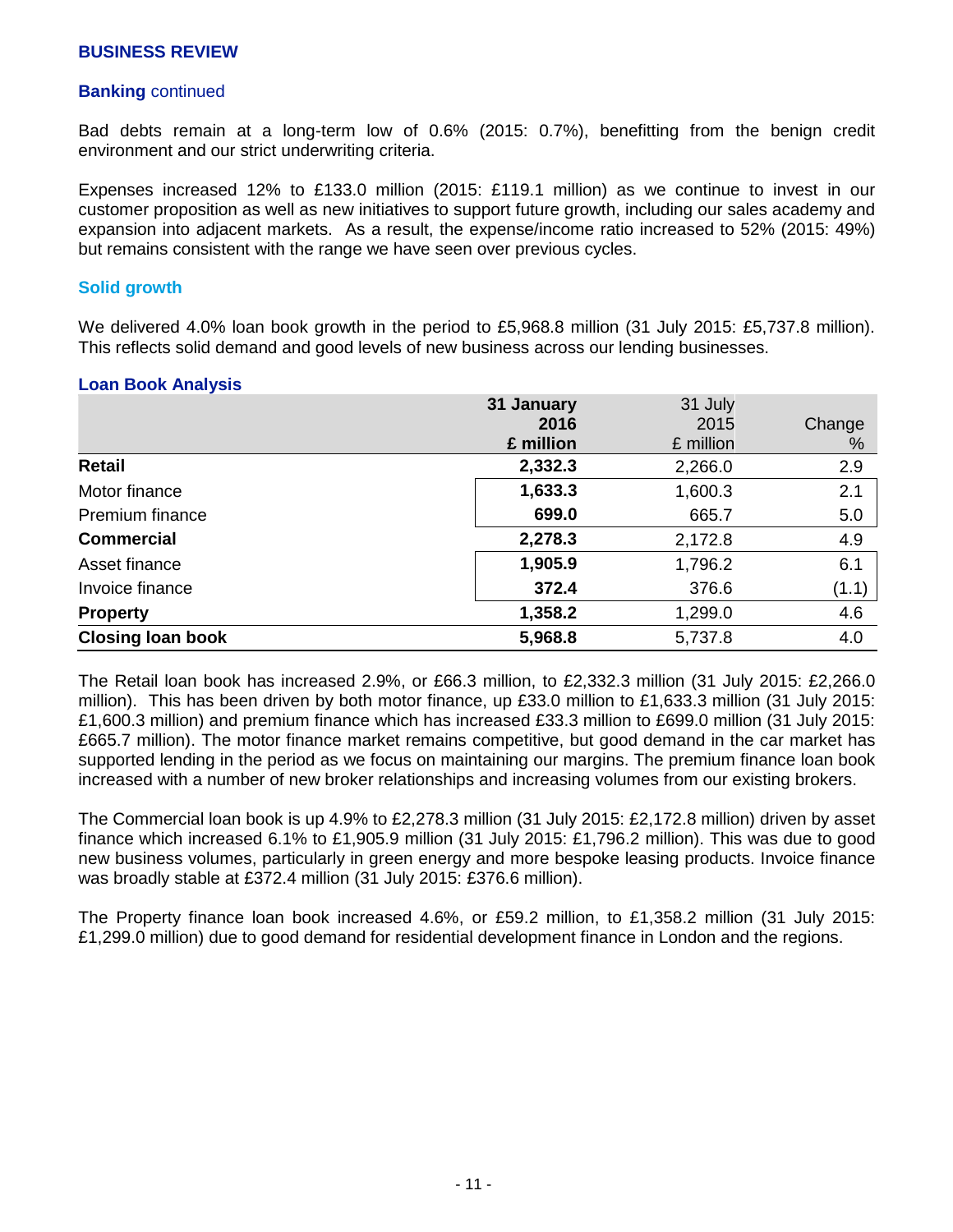## BUSINESS REVIEW

### **Banking** continued

Bad debts remain at a long-term low of 0.6% (2015: 0.7%), benefitting from the benign credit environment and our strict underwriting criteria.

Expenses increased 12% to £133.0 million (2015: £119.1 million) as we continue to invest in our customer proposition as well as new initiatives to support future growth, including our sales academy and expansion into adjacent markets. As a result, the expense/income ratio increased to 52% (2015: 49%) but remains consistent with the range we have seen over previous cycles.

### Solid growth

We delivered 4.0% loan book growth in the period to £5,968.8 million (31 July 2015: £5,737.8 million). This reflects solid demand and good levels of new business across our lending businesses.

**Loan Book Analysis**

| | **31 January 2016 £ million** | 31 July 2015 £ million | Change % |
|---|---|---|---|
| **Retail** | **2,332.3** | 2,266.0 | 2.9 |
| Motor finance | **1,633.3** | 1,600.3 | 2.1 |
| Premium finance | **699.0** | 665.7 | 5.0 |
| **Commercial** | **2,278.3** | 2,172.8 | 4.9 |
| Asset finance | **1,905.9** | 1,796.2 | 6.1 |
| Invoice finance | **372.4** | 376.6 | (1.1) |
| **Property** | **1,358.2** | 1,299.0 | 4.6 |
| **Closing loan book** | **5,968.8** | 5,737.8 | 4.0 |

The Retail loan book has increased 2.9%, or £66.3 million, to £2,332.3 million (31 July 2015: £2,266.0 million). This has been driven by both motor finance, up £33.0 million to £1,633.3 million (31 July 2015: £1,600.3 million) and premium finance which has increased £33.3 million to £699.0 million (31 July 2015: £665.7 million). The motor finance market remains competitive, but good demand in the car market has supported lending in the period as we focus on maintaining our margins. The premium finance loan book increased with a number of new broker relationships and increasing volumes from our existing brokers.

The Commercial loan book is up 4.9% to £2,278.3 million (31 July 2015: £2,172.8 million) driven by asset finance which increased 6.1% to £1,905.9 million (31 July 2015: £1,796.2 million). This was due to good new business volumes, particularly in green energy and more bespoke leasing products. Invoice finance was broadly stable at £372.4 million (31 July 2015: £376.6 million).

The Property finance loan book increased 4.6%, or £59.2 million, to £1,358.2 million (31 July 2015: £1,299.0 million) due to good demand for residential development finance in London and the regions.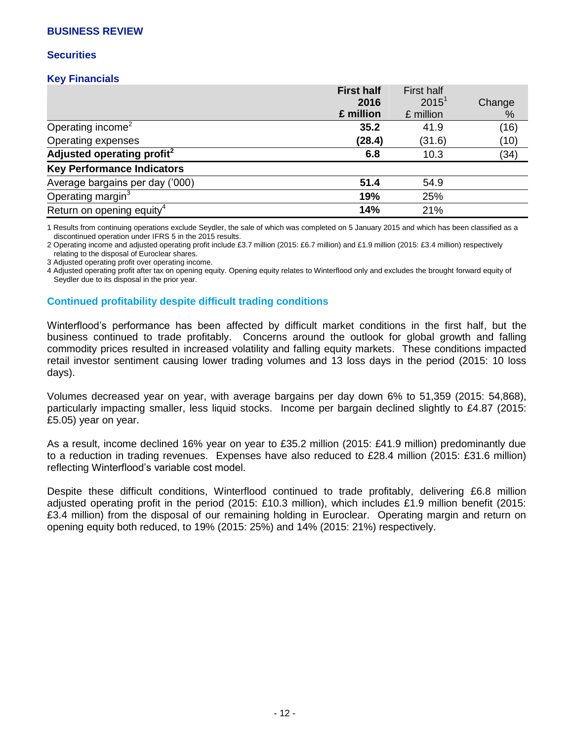## BUSINESS REVIEW

### Securities

### Key Financials

| | **First half 2016 £ million** | First half 2015[1] £ million | Change % |
|---|---|---|---|
| Operating income[2] | **35.2** | 41.9 | (16) |
| Operating expenses | **(28.4)** | (31.6) | (10) |
| **Adjusted operating profit[2]** | **6.8** | 10.3 | (34) |
| **Key Performance Indicators** | | | |
| Average bargains per day ('000) | **51.4** | 54.9 | |
| Operating margin[3] | **19%** | 25% | |
| Return on opening equity[4] | **14%** | 21% | |

1 Results from continuing operations exclude Seydler, the sale of which was completed on 5 January 2015 and which has been classified as a discontinued operation under IFRS 5 in the 2015 results.

2 Operating income and adjusted operating profit include £3.7 million (2015: £6.7 million) and £1.9 million (2015: £3.4 million) respectively relating to the disposal of Euroclear shares.

3 Adjusted operating profit over operating income.

4 Adjusted operating profit after tax on opening equity. Opening equity relates to Winterflood only and excludes the brought forward equity of Seydler due to its disposal in the prior year.

### Continued profitability despite difficult trading conditions

Winterflood's performance has been affected by difficult market conditions in the first half, but the business continued to trade profitably. Concerns around the outlook for global growth and falling commodity prices resulted in increased volatility and falling equity markets. These conditions impacted retail investor sentiment causing lower trading volumes and 13 loss days in the period (2015: 10 loss days).

Volumes decreased year on year, with average bargains per day down 6% to 51,359 (2015: 54,868), particularly impacting smaller, less liquid stocks. Income per bargain declined slightly to £4.87 (2015: £5.05) year on year.

As a result, income declined 16% year on year to £35.2 million (2015: £41.9 million) predominantly due to a reduction in trading revenues. Expenses have also reduced to £28.4 million (2015: £31.6 million) reflecting Winterflood's variable cost model.

Despite these difficult conditions, Winterflood continued to trade profitably, delivering £6.8 million adjusted operating profit in the period (2015: £10.3 million), which includes £1.9 million benefit (2015: £3.4 million) from the disposal of our remaining holding in Euroclear. Operating margin and return on opening equity both reduced, to 19% (2015: 25%) and 14% (2015: 21%) respectively.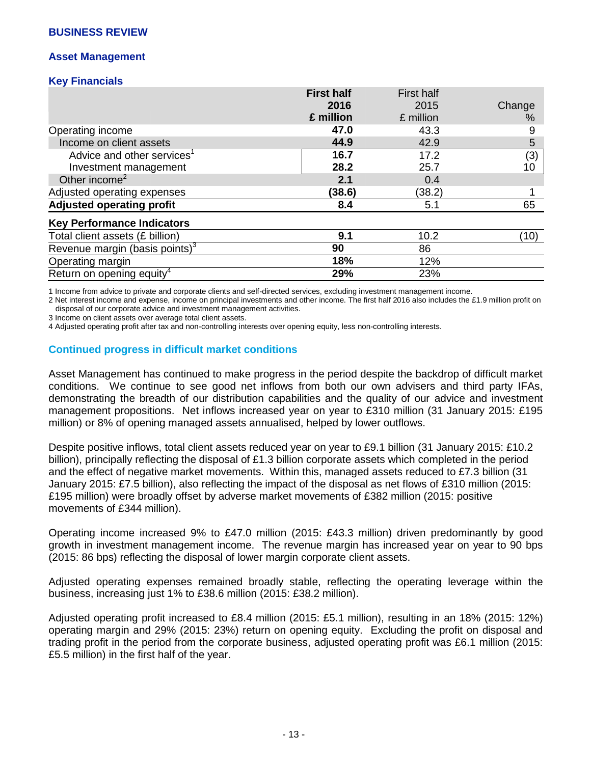## BUSINESS REVIEW

### Asset Management

#### Key Financials

| | **First half 2016 £ million** | First half 2015 £ million | Change % |
|---|---|---|---|
| Operating income | **47.0** | 43.3 | 9 |
| Income on client assets | **44.9** | 42.9 | 5 |
| Advice and other services[1] | **16.7** | 17.2 | (3) |
| Investment management | **28.2** | 25.7 | 10 |
| Other income[2] | **2.1** | 0.4 | |
| Adjusted operating expenses | **(38.6)** | (38.2) | 1 |
| **Adjusted operating profit** | **8.4** | 5.1 | 65 |
| **Key Performance Indicators** | | | |
| Total client assets (£ billion) | **9.1** | 10.2 | (10) |
| Revenue margin (basis points)[3] | **90** | 86 | |
| Operating margin | **18%** | 12% | |
| Return on opening equity[4] | **29%** | 23% | |

1 Income from advice to private and corporate clients and self-directed services, excluding investment management income.
2 Net interest income and expense, income on principal investments and other income. The first half 2016 also includes the £1.9 million profit on disposal of our corporate advice and investment management activities.
3 Income on client assets over average total client assets.
4 Adjusted operating profit after tax and non-controlling interests over opening equity, less non-controlling interests.

### Continued progress in difficult market conditions

Asset Management has continued to make progress in the period despite the backdrop of difficult market conditions. We continue to see good net inflows from both our own advisers and third party IFAs, demonstrating the breadth of our distribution capabilities and the quality of our advice and investment management propositions. Net inflows increased year on year to £310 million (31 January 2015: £195 million) or 8% of opening managed assets annualised, helped by lower outflows.

Despite positive inflows, total client assets reduced year on year to £9.1 billion (31 January 2015: £10.2 billion), principally reflecting the disposal of £1.3 billion corporate assets which completed in the period and the effect of negative market movements. Within this, managed assets reduced to £7.3 billion (31 January 2015: £7.5 billion), also reflecting the impact of the disposal as net flows of £310 million (2015: £195 million) were broadly offset by adverse market movements of £382 million (2015: positive movements of £344 million).

Operating income increased 9% to £47.0 million (2015: £43.3 million) driven predominantly by good growth in investment management income. The revenue margin has increased year on year to 90 bps (2015: 86 bps) reflecting the disposal of lower margin corporate client assets.

Adjusted operating expenses remained broadly stable, reflecting the operating leverage within the business, increasing just 1% to £38.6 million (2015: £38.2 million).

Adjusted operating profit increased to £8.4 million (2015: £5.1 million), resulting in an 18% (2015: 12%) operating margin and 29% (2015: 23%) return on opening equity. Excluding the profit on disposal and trading profit in the period from the corporate business, adjusted operating profit was £6.1 million (2015: £5.5 million) in the first half of the year.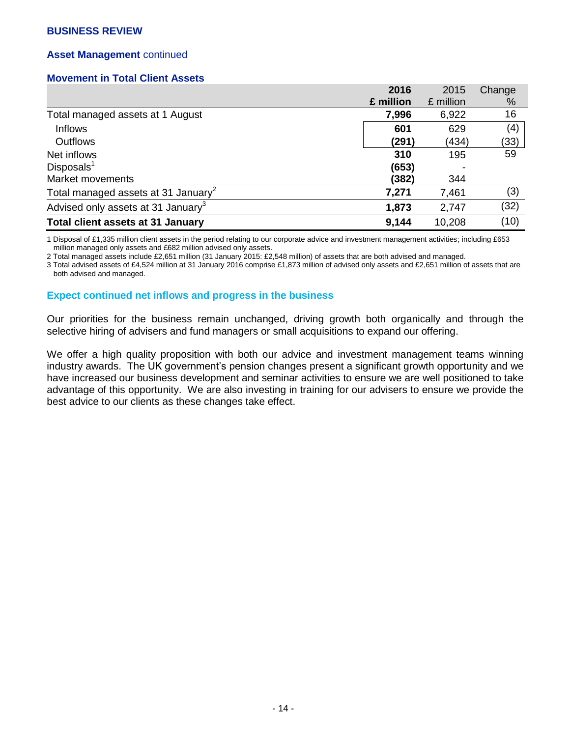**BUSINESS REVIEW**

**Asset Management** continued

### Movement in Total Client Assets

| | 2016 £ million | 2015 £ million | Change % |
|---|---|---|---|
| Total managed assets at 1 August | **7,996** | 6,922 | 16 |
| Inflows | **601** | 629 | (4) |
| Outflows | **(291)** | (434) | (33) |
| Net inflows | **310** | 195 | 59 |
| Disposals[1] | **(653)** | - | |
| Market movements | **(382)** | 344 | |
| Total managed assets at 31 January[2] | **7,271** | 7,461 | (3) |
| Advised only assets at 31 January[3] | **1,873** | 2,747 | (32) |
| **Total client assets at 31 January** | **9,144** | 10,208 | (10) |

1 Disposal of £1,335 million client assets in the period relating to our corporate advice and investment management activities; including £653 million managed only assets and £682 million advised only assets.

2 Total managed assets include £2,651 million (31 January 2015: £2,548 million) of assets that are both advised and managed.

3 Total advised assets of £4,524 million at 31 January 2016 comprise £1,873 million of advised only assets and £2,651 million of assets that are both advised and managed.

### Expect continued net inflows and progress in the business

Our priorities for the business remain unchanged, driving growth both organically and through the selective hiring of advisers and fund managers or small acquisitions to expand our offering.

We offer a high quality proposition with both our advice and investment management teams winning industry awards. The UK government's pension changes present a significant growth opportunity and we have increased our business development and seminar activities to ensure we are well positioned to take advantage of this opportunity. We are also investing in training for our advisers to ensure we provide the best advice to our clients as these changes take effect.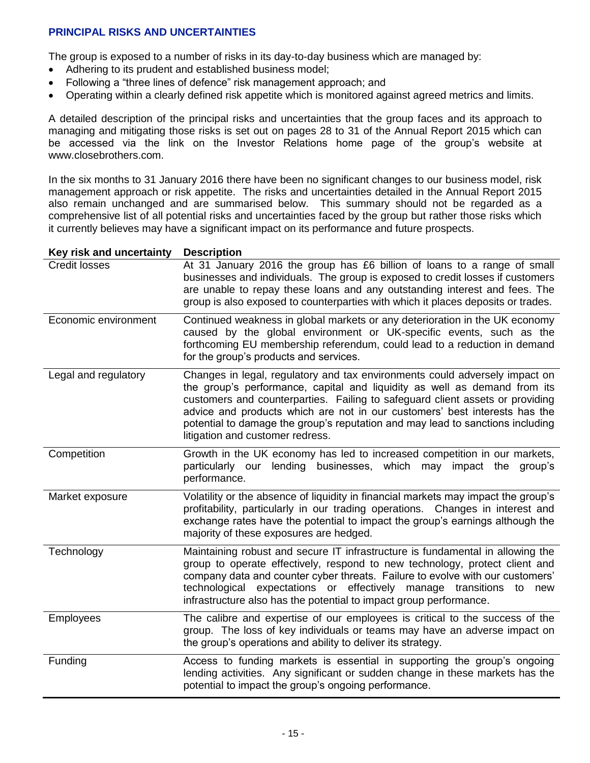## PRINCIPAL RISKS AND UNCERTAINTIES

The group is exposed to a number of risks in its day-to-day business which are managed by:

- Adhering to its prudent and established business model;
- Following a "three lines of defence" risk management approach; and
- Operating within a clearly defined risk appetite which is monitored against agreed metrics and limits.

A detailed description of the principal risks and uncertainties that the group faces and its approach to managing and mitigating those risks is set out on pages 28 to 31 of the Annual Report 2015 which can be accessed via the link on the Investor Relations home page of the group's website at www.closebrothers.com.

In the six months to 31 January 2016 there have been no significant changes to our business model, risk management approach or risk appetite. The risks and uncertainties detailed in the Annual Report 2015 also remain unchanged and are summarised below. This summary should not be regarded as a comprehensive list of all potential risks and uncertainties faced by the group but rather those risks which it currently believes may have a significant impact on its performance and future prospects.

| Key risk and uncertainty | Description |
|---|---|
| Credit losses | At 31 January 2016 the group has £6 billion of loans to a range of small businesses and individuals. The group is exposed to credit losses if customers are unable to repay these loans and any outstanding interest and fees. The group is also exposed to counterparties with which it places deposits or trades. |
| Economic environment | Continued weakness in global markets or any deterioration in the UK economy caused by the global environment or UK-specific events, such as the forthcoming EU membership referendum, could lead to a reduction in demand for the group's products and services. |
| Legal and regulatory | Changes in legal, regulatory and tax environments could adversely impact on the group's performance, capital and liquidity as well as demand from its customers and counterparties. Failing to safeguard client assets or providing advice and products which are not in our customers' best interests has the potential to damage the group's reputation and may lead to sanctions including litigation and customer redress. |
| Competition | Growth in the UK economy has led to increased competition in our markets, particularly our lending businesses, which may impact the group's performance. |
| Market exposure | Volatility or the absence of liquidity in financial markets may impact the group's profitability, particularly in our trading operations. Changes in interest and exchange rates have the potential to impact the group's earnings although the majority of these exposures are hedged. |
| Technology | Maintaining robust and secure IT infrastructure is fundamental in allowing the group to operate effectively, respond to new technology, protect client and company data and counter cyber threats. Failure to evolve with our customers' technological expectations or effectively manage transitions to new infrastructure also has the potential to impact group performance. |
| Employees | The calibre and expertise of our employees is critical to the success of the group. The loss of key individuals or teams may have an adverse impact on the group's operations and ability to deliver its strategy. |
| Funding | Access to funding markets is essential in supporting the group's ongoing lending activities. Any significant or sudden change in these markets has the potential to impact the group's ongoing performance. |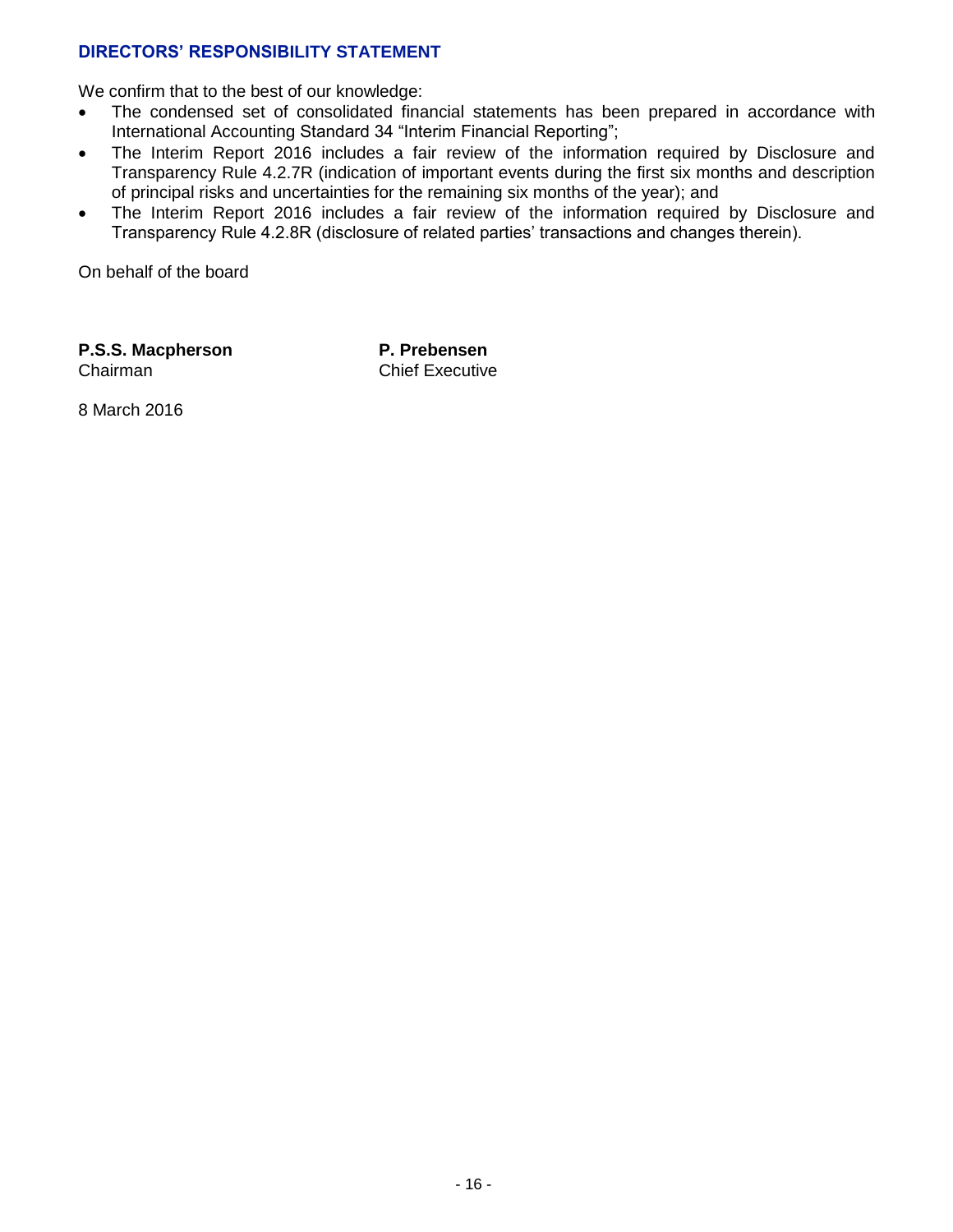## DIRECTORS' RESPONSIBILITY STATEMENT

We confirm that to the best of our knowledge:

- The condensed set of consolidated financial statements has been prepared in accordance with International Accounting Standard 34 "Interim Financial Reporting";
- The Interim Report 2016 includes a fair review of the information required by Disclosure and Transparency Rule 4.2.7R (indication of important events during the first six months and description of principal risks and uncertainties for the remaining six months of the year); and
- The Interim Report 2016 includes a fair review of the information required by Disclosure and Transparency Rule 4.2.8R (disclosure of related parties' transactions and changes therein).

On behalf of the board

**P.S.S. Macpherson**
Chairman

**P. Prebensen**
Chief Executive

8 March 2016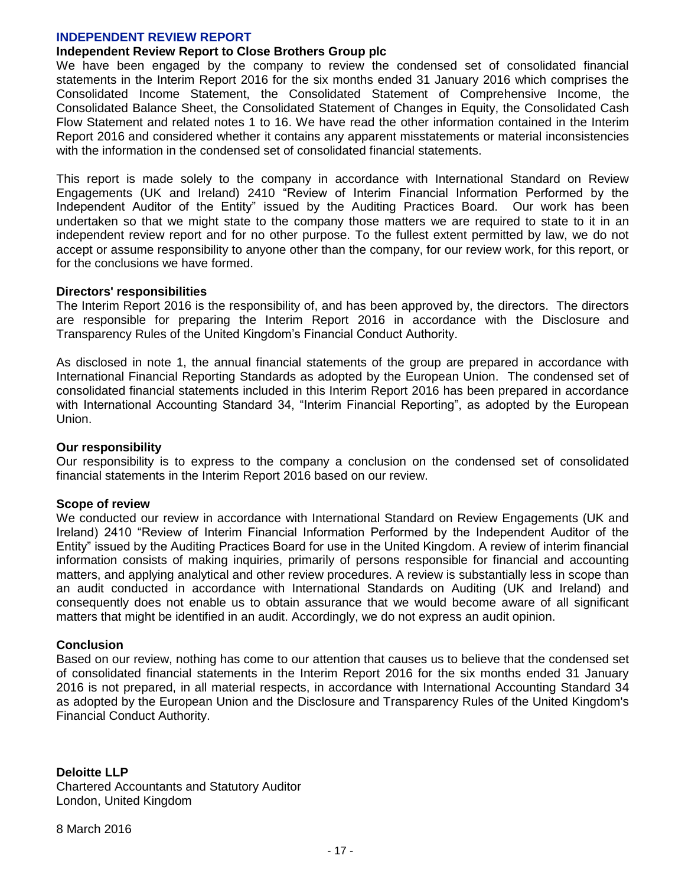## INDEPENDENT REVIEW REPORT

### Independent Review Report to Close Brothers Group plc

We have been engaged by the company to review the condensed set of consolidated financial statements in the Interim Report 2016 for the six months ended 31 January 2016 which comprises the Consolidated Income Statement, the Consolidated Statement of Comprehensive Income, the Consolidated Balance Sheet, the Consolidated Statement of Changes in Equity, the Consolidated Cash Flow Statement and related notes 1 to 16. We have read the other information contained in the Interim Report 2016 and considered whether it contains any apparent misstatements or material inconsistencies with the information in the condensed set of consolidated financial statements.

This report is made solely to the company in accordance with International Standard on Review Engagements (UK and Ireland) 2410 "Review of Interim Financial Information Performed by the Independent Auditor of the Entity" issued by the Auditing Practices Board. Our work has been undertaken so that we might state to the company those matters we are required to state to it in an independent review report and for no other purpose. To the fullest extent permitted by law, we do not accept or assume responsibility to anyone other than the company, for our review work, for this report, or for the conclusions we have formed.

### Directors' responsibilities

The Interim Report 2016 is the responsibility of, and has been approved by, the directors. The directors are responsible for preparing the Interim Report 2016 in accordance with the Disclosure and Transparency Rules of the United Kingdom's Financial Conduct Authority.

As disclosed in note 1, the annual financial statements of the group are prepared in accordance with International Financial Reporting Standards as adopted by the European Union. The condensed set of consolidated financial statements included in this Interim Report 2016 has been prepared in accordance with International Accounting Standard 34, "Interim Financial Reporting", as adopted by the European Union.

### Our responsibility

Our responsibility is to express to the company a conclusion on the condensed set of consolidated financial statements in the Interim Report 2016 based on our review.

### Scope of review

We conducted our review in accordance with International Standard on Review Engagements (UK and Ireland) 2410 "Review of Interim Financial Information Performed by the Independent Auditor of the Entity" issued by the Auditing Practices Board for use in the United Kingdom. A review of interim financial information consists of making inquiries, primarily of persons responsible for financial and accounting matters, and applying analytical and other review procedures. A review is substantially less in scope than an audit conducted in accordance with International Standards on Auditing (UK and Ireland) and consequently does not enable us to obtain assurance that we would become aware of all significant matters that might be identified in an audit. Accordingly, we do not express an audit opinion.

### Conclusion

Based on our review, nothing has come to our attention that causes us to believe that the condensed set of consolidated financial statements in the Interim Report 2016 for the six months ended 31 January 2016 is not prepared, in all material respects, in accordance with International Accounting Standard 34 as adopted by the European Union and the Disclosure and Transparency Rules of the United Kingdom's Financial Conduct Authority.

**Deloitte LLP**
Chartered Accountants and Statutory Auditor
London, United Kingdom

8 March 2016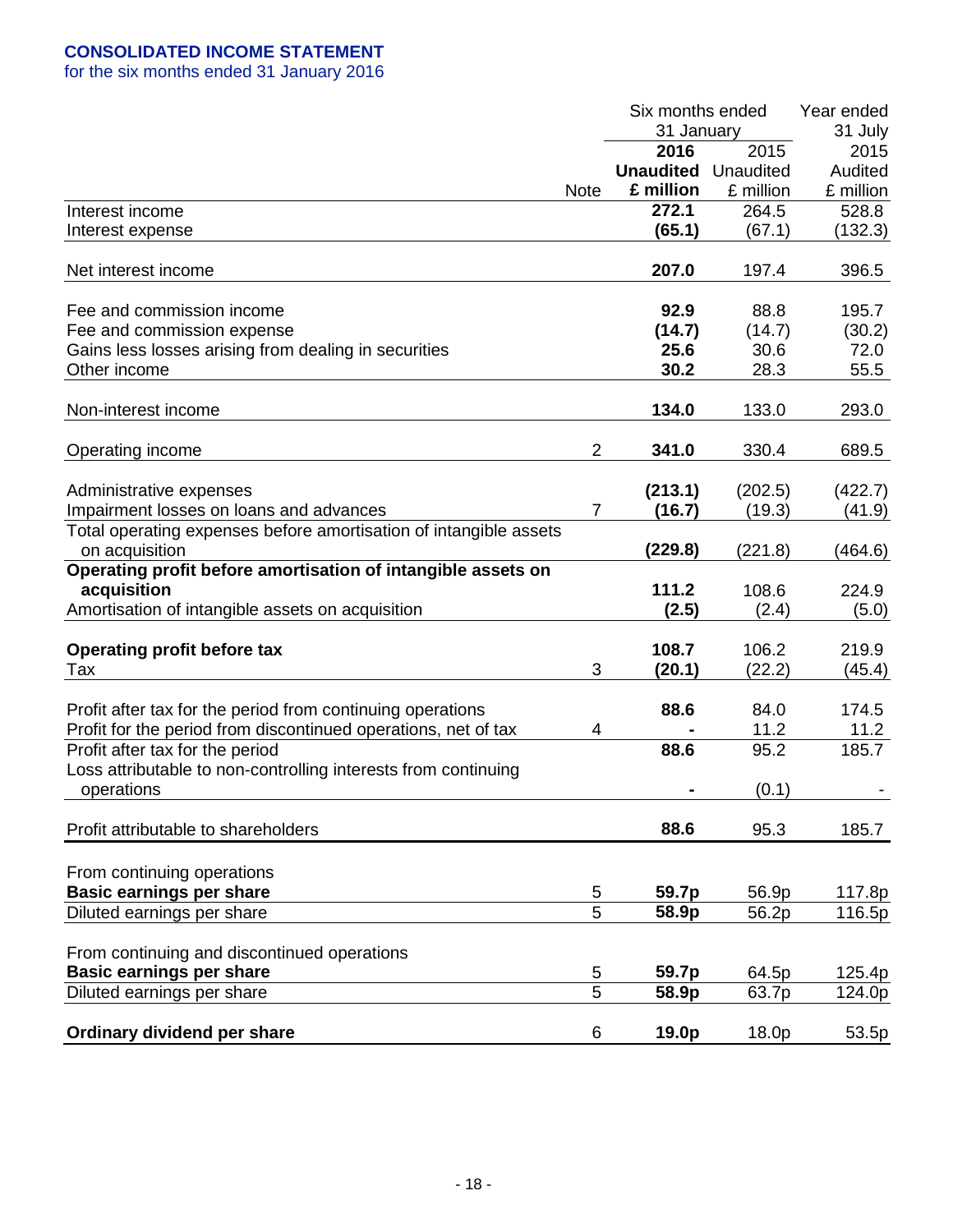## CONSOLIDATED INCOME STATEMENT

for the six months ended 31 January 2016

| | Note | Six months ended 31 January 2016 Unaudited £ million | Six months ended 31 January 2015 Unaudited £ million | Year ended 31 July 2015 Audited £ million |
|---|---|---|---|---|
| Interest income | | **272.1** | 264.5 | 528.8 |
| Interest expense | | **(65.1)** | (67.1) | (132.3) |
| Net interest income | | **207.0** | 197.4 | 396.5 |
| Fee and commission income | | **92.9** | 88.8 | 195.7 |
| Fee and commission expense | | **(14.7)** | (14.7) | (30.2) |
| Gains less losses arising from dealing in securities | | **25.6** | 30.6 | 72.0 |
| Other income | | **30.2** | 28.3 | 55.5 |
| Non-interest income | | **134.0** | 133.0 | 293.0 |
| Operating income | 2 | **341.0** | 330.4 | 689.5 |
| Administrative expenses | | **(213.1)** | (202.5) | (422.7) |
| Impairment losses on loans and advances | 7 | **(16.7)** | (19.3) | (41.9) |
| Total operating expenses before amortisation of intangible assets on acquisition | | **(229.8)** | (221.8) | (464.6) |
| **Operating profit before amortisation of intangible assets on acquisition** | | **111.2** | 108.6 | 224.9 |
| Amortisation of intangible assets on acquisition | | **(2.5)** | (2.4) | (5.0) |
| **Operating profit before tax** | | **108.7** | 106.2 | 219.9 |
| Tax | 3 | **(20.1)** | (22.2) | (45.4) |
| Profit after tax for the period from continuing operations | | **88.6** | 84.0 | 174.5 |
| Profit for the period from discontinued operations, net of tax | 4 | **-** | 11.2 | 11.2 |
| Profit after tax for the period | | **88.6** | 95.2 | 185.7 |
| Loss attributable to non-controlling interests from continuing operations | | **-** | (0.1) | - |
| Profit attributable to shareholders | | **88.6** | 95.3 | 185.7 |
| From continuing operations | | | | |
| **Basic earnings per share** | 5 | **59.7p** | 56.9p | 117.8p |
| Diluted earnings per share | 5 | **58.9p** | 56.2p | 116.5p |
| From continuing and discontinued operations | | | | |
| **Basic earnings per share** | 5 | **59.7p** | 64.5p | 125.4p |
| Diluted earnings per share | 5 | **58.9p** | 63.7p | 124.0p |
| **Ordinary dividend per share** | 6 | **19.0p** | 18.0p | 53.5p |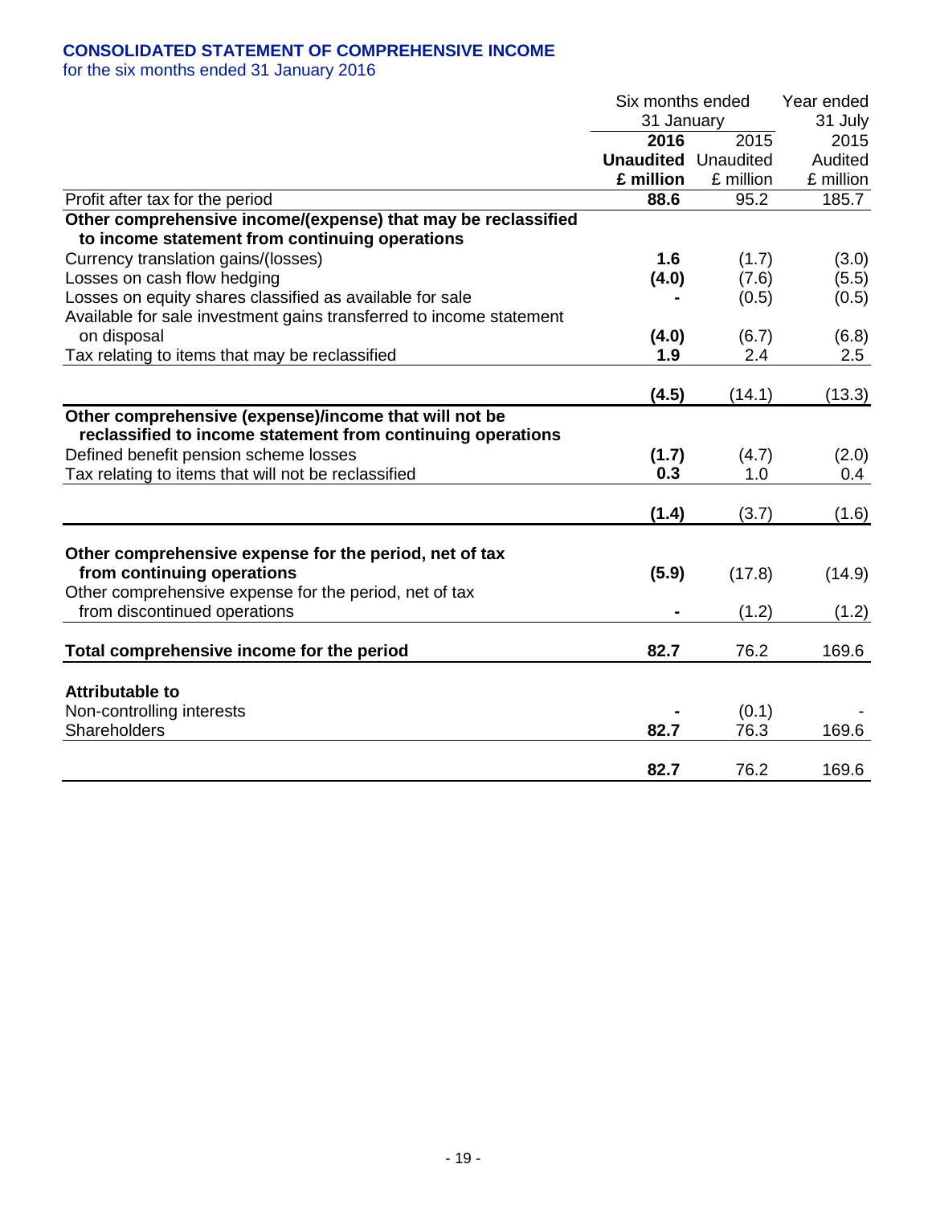# CONSOLIDATED STATEMENT OF COMPREHENSIVE INCOME

for the six months ended 31 January 2016

| | Six months ended 31 January 2016 Unaudited £ million | Six months ended 31 January 2015 Unaudited £ million | Year ended 31 July 2015 Audited £ million |
|---|---|---|---|
| Profit after tax for the period | **88.6** | 95.2 | 185.7 |
| **Other comprehensive income/(expense) that may be reclassified to income statement from continuing operations** | | | |
| Currency translation gains/(losses) | **1.6** | (1.7) | (3.0) |
| Losses on cash flow hedging | **(4.0)** | (7.6) | (5.5) |
| Losses on equity shares classified as available for sale | **-** | (0.5) | (0.5) |
| Available for sale investment gains transferred to income statement on disposal | **(4.0)** | (6.7) | (6.8) |
| Tax relating to items that may be reclassified | **1.9** | 2.4 | 2.5 |
| | **(4.5)** | (14.1) | (13.3) |
| **Other comprehensive (expense)/income that will not be reclassified to income statement from continuing operations** | | | |
| Defined benefit pension scheme losses | **(1.7)** | (4.7) | (2.0) |
| Tax relating to items that will not be reclassified | **0.3** | 1.0 | 0.4 |
| | **(1.4)** | (3.7) | (1.6) |
| **Other comprehensive expense for the period, net of tax from continuing operations** | **(5.9)** | (17.8) | (14.9) |
| Other comprehensive expense for the period, net of tax from discontinued operations | **-** | (1.2) | (1.2) |
| **Total comprehensive income for the period** | **82.7** | 76.2 | 169.6 |
| **Attributable to** | | | |
| Non-controlling interests | **-** | (0.1) | - |
| Shareholders | **82.7** | 76.3 | 169.6 |
| | **82.7** | 76.2 | 169.6 |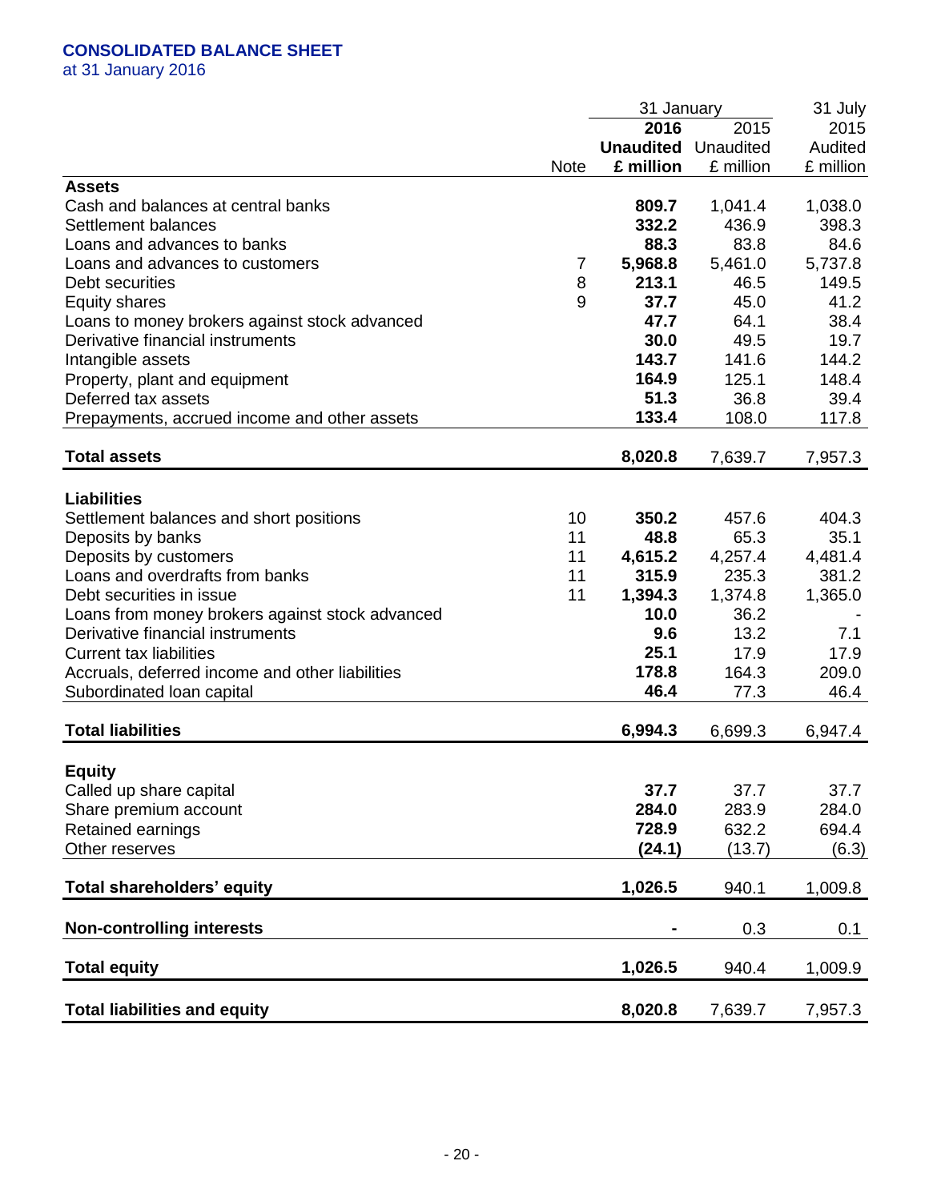**CONSOLIDATED BALANCE SHEET**
at 31 January 2016

| | Note | 31 January 2016 Unaudited £ million | 31 January 2015 Unaudited £ million | 31 July 2015 Audited £ million |
|---|---|---|---|---|
| **Assets** | | | | |
| Cash and balances at central banks | | **809.7** | 1,041.4 | 1,038.0 |
| Settlement balances | | **332.2** | 436.9 | 398.3 |
| Loans and advances to banks | | **88.3** | 83.8 | 84.6 |
| Loans and advances to customers | 7 | **5,968.8** | 5,461.0 | 5,737.8 |
| Debt securities | 8 | **213.1** | 46.5 | 149.5 |
| Equity shares | 9 | **37.7** | 45.0 | 41.2 |
| Loans to money brokers against stock advanced | | **47.7** | 64.1 | 38.4 |
| Derivative financial instruments | | **30.0** | 49.5 | 19.7 |
| Intangible assets | | **143.7** | 141.6 | 144.2 |
| Property, plant and equipment | | **164.9** | 125.1 | 148.4 |
| Deferred tax assets | | **51.3** | 36.8 | 39.4 |
| Prepayments, accrued income and other assets | | **133.4** | 108.0 | 117.8 |
| **Total assets** | | **8,020.8** | 7,639.7 | 7,957.3 |
| **Liabilities** | | | | |
| Settlement balances and short positions | 10 | **350.2** | 457.6 | 404.3 |
| Deposits by banks | 11 | **48.8** | 65.3 | 35.1 |
| Deposits by customers | 11 | **4,615.2** | 4,257.4 | 4,481.4 |
| Loans and overdrafts from banks | 11 | **315.9** | 235.3 | 381.2 |
| Debt securities in issue | 11 | **1,394.3** | 1,374.8 | 1,365.0 |
| Loans from money brokers against stock advanced | | **10.0** | 36.2 | - |
| Derivative financial instruments | | **9.6** | 13.2 | 7.1 |
| Current tax liabilities | | **25.1** | 17.9 | 17.9 |
| Accruals, deferred income and other liabilities | | **178.8** | 164.3 | 209.0 |
| Subordinated loan capital | | **46.4** | 77.3 | 46.4 |
| **Total liabilities** | | **6,994.3** | 6,699.3 | 6,947.4 |
| **Equity** | | | | |
| Called up share capital | | **37.7** | 37.7 | 37.7 |
| Share premium account | | **284.0** | 283.9 | 284.0 |
| Retained earnings | | **728.9** | 632.2 | 694.4 |
| Other reserves | | **(24.1)** | (13.7) | (6.3) |
| **Total shareholders' equity** | | **1,026.5** | 940.1 | 1,009.8 |
| **Non-controlling interests** | | **-** | 0.3 | 0.1 |
| **Total equity** | | **1,026.5** | 940.4 | 1,009.9 |
| **Total liabilities and equity** | | **8,020.8** | 7,639.7 | 7,957.3 |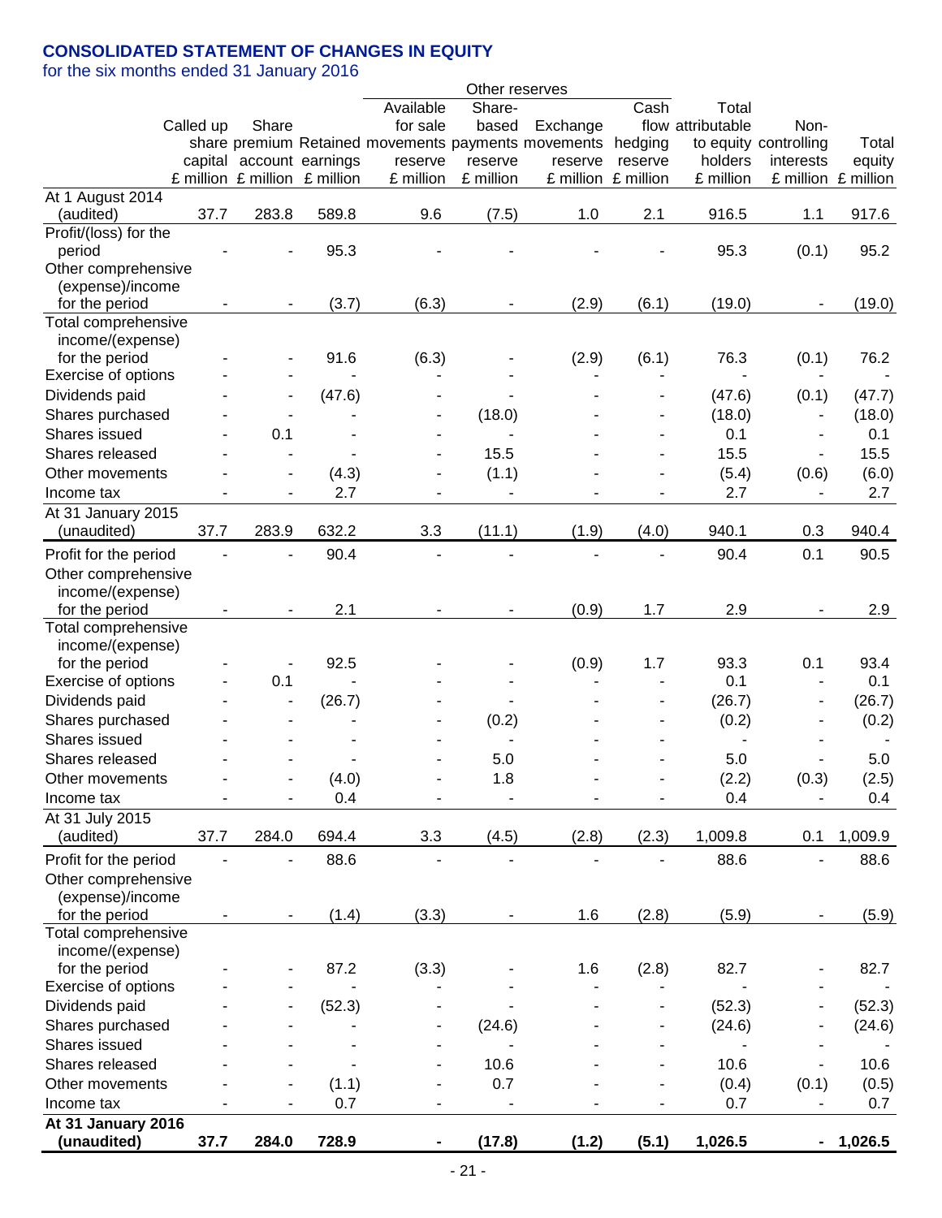# CONSOLIDATED STATEMENT OF CHANGES IN EQUITY

for the six months ended 31 January 2016

| | Called up share capital £ million | Share premium account £ million | Retained earnings £ million | Other reserves: Available for sale movements reserve £ million | Other reserves: Share-based payments reserve £ million | Other reserves: Exchange movements reserve £ million | Other reserves: Cash flow hedging reserve £ million | Total attributable to equity holders £ million | Non-controlling interests £ million | Total equity £ million |
|---|---|---|---|---|---|---|---|---|---|---|
| At 1 August 2014 (audited) | 37.7 | 283.8 | 589.8 | 9.6 | (7.5) | 1.0 | 2.1 | 916.5 | 1.1 | 917.6 |
| Profit/(loss) for the period | - | - | 95.3 | - | - | - | - | 95.3 | (0.1) | 95.2 |
| Other comprehensive (expense)/income for the period | - | - | (3.7) | (6.3) | - | (2.9) | (6.1) | (19.0) | - | (19.0) |
| Total comprehensive income/(expense) for the period | - | - | 91.6 | (6.3) | - | (2.9) | (6.1) | 76.3 | (0.1) | 76.2 |
| Exercise of options | - | - | - | - | - | - | - | - | - | - |
| Dividends paid | - | - | (47.6) | - | - | - | - | (47.6) | (0.1) | (47.7) |
| Shares purchased | - | - | - | - | (18.0) | - | - | (18.0) | - | (18.0) |
| Shares issued | - | 0.1 | - | - | - | - | - | 0.1 | - | 0.1 |
| Shares released | - | - | - | - | 15.5 | - | - | 15.5 | - | 15.5 |
| Other movements | - | - | (4.3) | - | (1.1) | - | - | (5.4) | (0.6) | (6.0) |
| Income tax | - | - | 2.7 | - | - | - | - | 2.7 | - | 2.7 |
| At 31 January 2015 (unaudited) | 37.7 | 283.9 | 632.2 | 3.3 | (11.1) | (1.9) | (4.0) | 940.1 | 0.3 | 940.4 |
| Profit for the period | - | - | 90.4 | - | - | - | - | 90.4 | 0.1 | 90.5 |
| Other comprehensive income/(expense) for the period | - | - | 2.1 | - | - | (0.9) | 1.7 | 2.9 | - | 2.9 |
| Total comprehensive income/(expense) for the period | - | - | 92.5 | - | - | (0.9) | 1.7 | 93.3 | 0.1 | 93.4 |
| Exercise of options | - | 0.1 | - | - | - | - | - | 0.1 | - | 0.1 |
| Dividends paid | - | - | (26.7) | - | - | - | - | (26.7) | - | (26.7) |
| Shares purchased | - | - | - | - | (0.2) | - | - | (0.2) | - | (0.2) |
| Shares issued | - | - | - | - | - | - | - | - | - | - |
| Shares released | - | - | - | - | 5.0 | - | - | 5.0 | - | 5.0 |
| Other movements | - | - | (4.0) | - | 1.8 | - | - | (2.2) | (0.3) | (2.5) |
| Income tax | - | - | 0.4 | - | - | - | - | 0.4 | - | 0.4 |
| At 31 July 2015 (audited) | 37.7 | 284.0 | 694.4 | 3.3 | (4.5) | (2.8) | (2.3) | 1,009.8 | 0.1 | 1,009.9 |
| Profit for the period | - | - | 88.6 | - | - | - | - | 88.6 | - | 88.6 |
| Other comprehensive (expense)/income for the period | - | - | (1.4) | (3.3) | - | 1.6 | (2.8) | (5.9) | - | (5.9) |
| Total comprehensive income/(expense) for the period | - | - | 87.2 | (3.3) | - | 1.6 | (2.8) | 82.7 | - | 82.7 |
| Exercise of options | - | - | - | - | - | - | - | - | - | - |
| Dividends paid | - | - | (52.3) | - | - | - | - | (52.3) | - | (52.3) |
| Shares purchased | - | - | - | - | (24.6) | - | - | (24.6) | - | (24.6) |
| Shares issued | - | - | - | - | - | - | - | - | - | - |
| Shares released | - | - | - | - | 10.6 | - | - | 10.6 | - | 10.6 |
| Other movements | - | - | (1.1) | - | 0.7 | - | - | (0.4) | (0.1) | (0.5) |
| Income tax | - | - | 0.7 | - | - | - | - | 0.7 | - | 0.7 |
| **At 31 January 2016 (unaudited)** | **37.7** | **284.0** | **728.9** | **-** | **(17.8)** | **(1.2)** | **(5.1)** | **1,026.5** | **-** | **1,026.5** |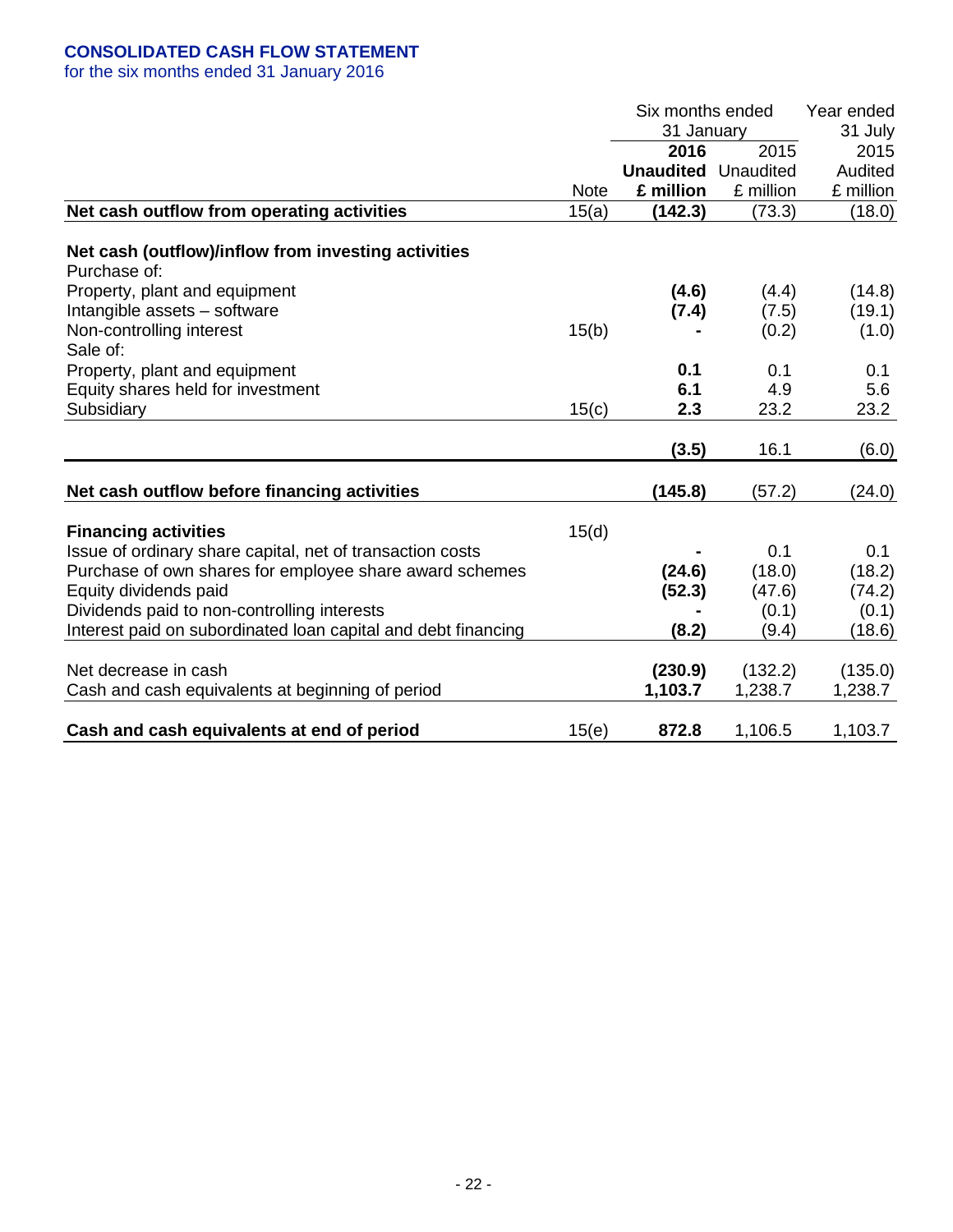**CONSOLIDATED CASH FLOW STATEMENT**
for the six months ended 31 January 2016

| | Note | Six months ended 31 January 2016 Unaudited £ million | Six months ended 31 January 2015 Unaudited £ million | Year ended 31 July 2015 Audited £ million |
|---|---|---|---|---|
| **Net cash outflow from operating activities** | 15(a) | **(142.3)** | (73.3) | (18.0) |
| | | | | |
| **Net cash (outflow)/inflow from investing activities** | | | | |
| Purchase of: | | | | |
| Property, plant and equipment | | **(4.6)** | (4.4) | (14.8) |
| Intangible assets – software | | **(7.4)** | (7.5) | (19.1) |
| Non-controlling interest | 15(b) | **-** | (0.2) | (1.0) |
| Sale of: | | | | |
| Property, plant and equipment | | **0.1** | 0.1 | 0.1 |
| Equity shares held for investment | | **6.1** | 4.9 | 5.6 |
| Subsidiary | 15(c) | **2.3** | 23.2 | 23.2 |
| | | **(3.5)** | 16.1 | (6.0) |
| | | | | |
| **Net cash outflow before financing activities** | | **(145.8)** | (57.2) | (24.0) |
| | | | | |
| **Financing activities** | 15(d) | | | |
| Issue of ordinary share capital, net of transaction costs | | **-** | 0.1 | 0.1 |
| Purchase of own shares for employee share award schemes | | **(24.6)** | (18.0) | (18.2) |
| Equity dividends paid | | **(52.3)** | (47.6) | (74.2) |
| Dividends paid to non-controlling interests | | **-** | (0.1) | (0.1) |
| Interest paid on subordinated loan capital and debt financing | | **(8.2)** | (9.4) | (18.6) |
| | | | | |
| Net decrease in cash | | **(230.9)** | (132.2) | (135.0) |
| Cash and cash equivalents at beginning of period | | **1,103.7** | 1,238.7 | 1,238.7 |
| | | | | |
| **Cash and cash equivalents at end of period** | 15(e) | **872.8** | 1,106.5 | 1,103.7 |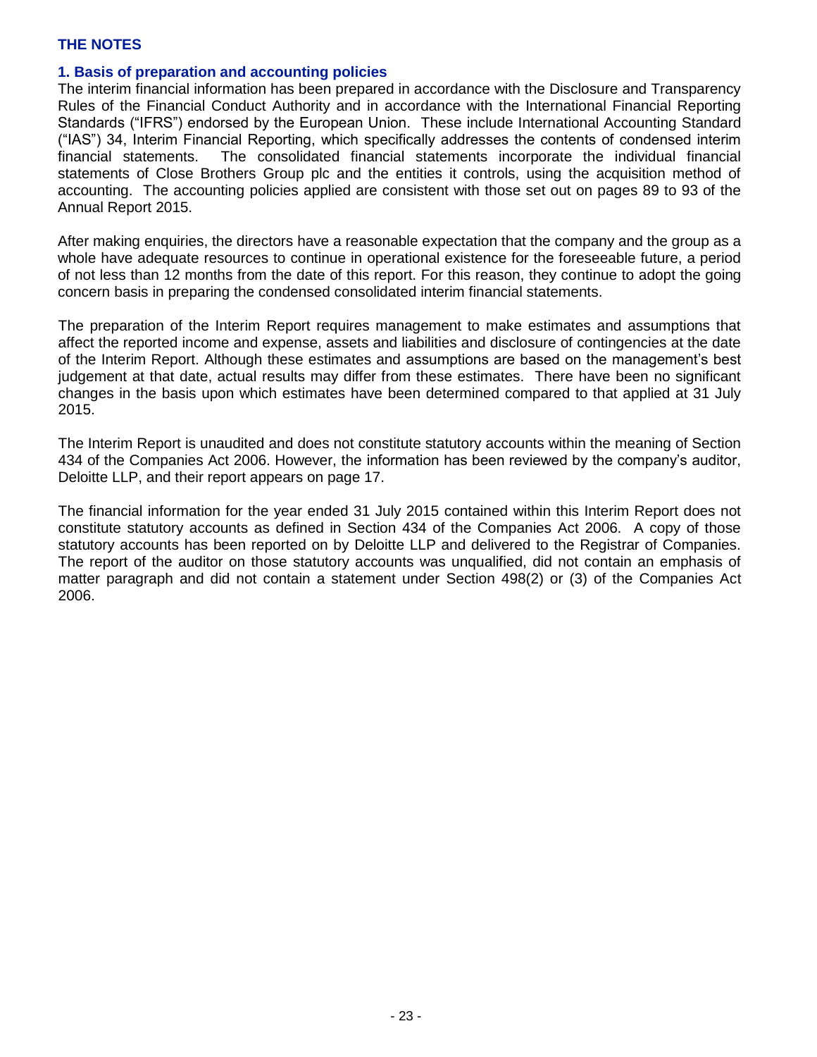## THE NOTES

### 1. Basis of preparation and accounting policies

The interim financial information has been prepared in accordance with the Disclosure and Transparency Rules of the Financial Conduct Authority and in accordance with the International Financial Reporting Standards ("IFRS") endorsed by the European Union. These include International Accounting Standard ("IAS") 34, Interim Financial Reporting, which specifically addresses the contents of condensed interim financial statements. The consolidated financial statements incorporate the individual financial statements of Close Brothers Group plc and the entities it controls, using the acquisition method of accounting. The accounting policies applied are consistent with those set out on pages 89 to 93 of the Annual Report 2015.

After making enquiries, the directors have a reasonable expectation that the company and the group as a whole have adequate resources to continue in operational existence for the foreseeable future, a period of not less than 12 months from the date of this report. For this reason, they continue to adopt the going concern basis in preparing the condensed consolidated interim financial statements.

The preparation of the Interim Report requires management to make estimates and assumptions that affect the reported income and expense, assets and liabilities and disclosure of contingencies at the date of the Interim Report. Although these estimates and assumptions are based on the management's best judgement at that date, actual results may differ from these estimates. There have been no significant changes in the basis upon which estimates have been determined compared to that applied at 31 July 2015.

The Interim Report is unaudited and does not constitute statutory accounts within the meaning of Section 434 of the Companies Act 2006. However, the information has been reviewed by the company's auditor, Deloitte LLP, and their report appears on page 17.

The financial information for the year ended 31 July 2015 contained within this Interim Report does not constitute statutory accounts as defined in Section 434 of the Companies Act 2006. A copy of those statutory accounts has been reported on by Deloitte LLP and delivered to the Registrar of Companies. The report of the auditor on those statutory accounts was unqualified, did not contain an emphasis of matter paragraph and did not contain a statement under Section 498(2) or (3) of the Companies Act 2006.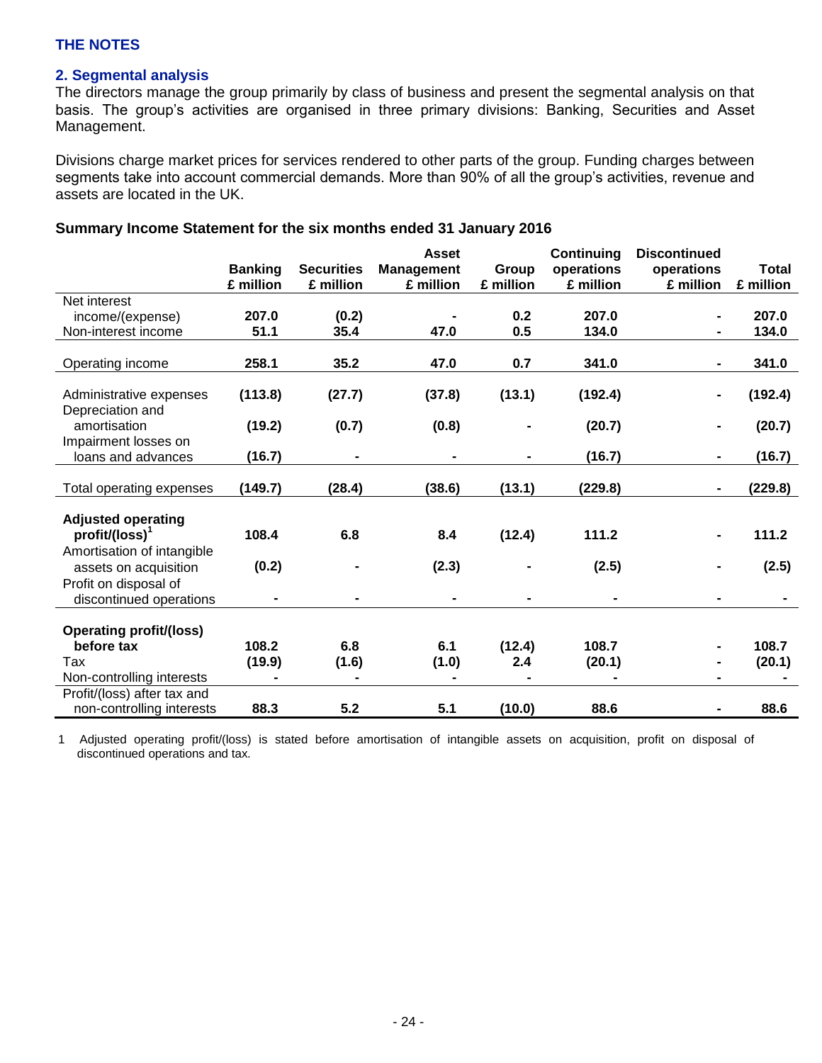## THE NOTES

### 2. Segmental analysis

The directors manage the group primarily by class of business and present the segmental analysis on that basis. The group's activities are organised in three primary divisions: Banking, Securities and Asset Management.

Divisions charge market prices for services rendered to other parts of the group. Funding charges between segments take into account commercial demands. More than 90% of all the group's activities, revenue and assets are located in the UK.

**Summary Income Statement for the six months ended 31 January 2016**

| | Banking £ million | Securities £ million | Asset Management £ million | Group £ million | Continuing operations £ million | Discontinued operations £ million | Total £ million |
|---|---|---|---|---|---|---|---|
| Net interest income/(expense) | **207.0** | **(0.2)** | **-** | **0.2** | **207.0** | **-** | **207.0** |
| Non-interest income | **51.1** | **35.4** | **47.0** | **0.5** | **134.0** | **-** | **134.0** |
| Operating income | **258.1** | **35.2** | **47.0** | **0.7** | **341.0** | **-** | **341.0** |
| Administrative expenses | **(113.8)** | **(27.7)** | **(37.8)** | **(13.1)** | **(192.4)** | **-** | **(192.4)** |
| Depreciation and amortisation | **(19.2)** | **(0.7)** | **(0.8)** | **-** | **(20.7)** | **-** | **(20.7)** |
| Impairment losses on loans and advances | **(16.7)** | **-** | **-** | **-** | **(16.7)** | **-** | **(16.7)** |
| Total operating expenses | **(149.7)** | **(28.4)** | **(38.6)** | **(13.1)** | **(229.8)** | **-** | **(229.8)** |
| **Adjusted operating profit/(loss)[1]** | **108.4** | **6.8** | **8.4** | **(12.4)** | **111.2** | **-** | **111.2** |
| Amortisation of intangible assets on acquisition | **(0.2)** | **-** | **(2.3)** | **-** | **(2.5)** | **-** | **(2.5)** |
| Profit on disposal of discontinued operations | **-** | **-** | **-** | **-** | **-** | **-** | **-** |
| **Operating profit/(loss) before tax** | **108.2** | **6.8** | **6.1** | **(12.4)** | **108.7** | **-** | **108.7** |
| Tax | **(19.9)** | **(1.6)** | **(1.0)** | **2.4** | **(20.1)** | **-** | **(20.1)** |
| Non-controlling interests | **-** | **-** | **-** | **-** | **-** | **-** | **-** |
| Profit/(loss) after tax and non-controlling interests | **88.3** | **5.2** | **5.1** | **(10.0)** | **88.6** | **-** | **88.6** |

1 Adjusted operating profit/(loss) is stated before amortisation of intangible assets on acquisition, profit on disposal of discontinued operations and tax.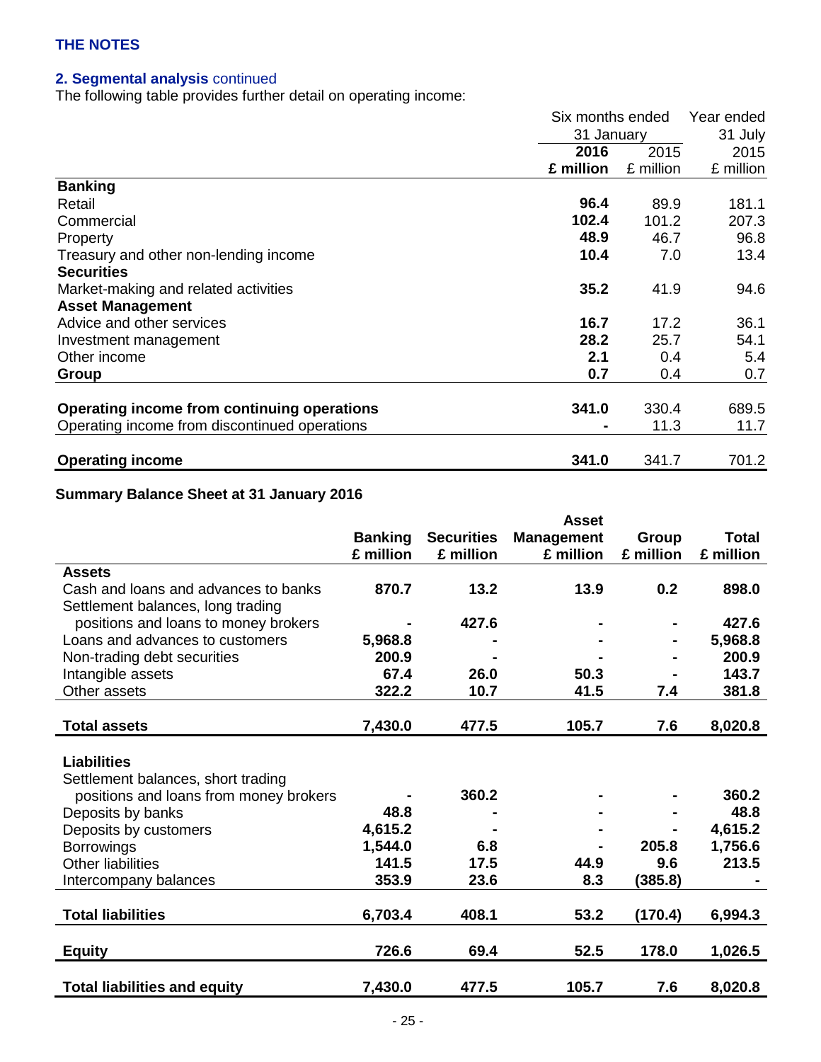## THE NOTES

### 2. Segmental analysis continued

The following table provides further detail on operating income:

| | Six months ended 31 January | | Year ended 31 July |
|---|---|---|---|
| | **2016** | 2015 | 2015 |
| | **£ million** | £ million | £ million |
| **Banking** | | | |
| Retail | **96.4** | 89.9 | 181.1 |
| Commercial | **102.4** | 101.2 | 207.3 |
| Property | **48.9** | 46.7 | 96.8 |
| Treasury and other non-lending income | **10.4** | 7.0 | 13.4 |
| **Securities** | | | |
| Market-making and related activities | **35.2** | 41.9 | 94.6 |
| **Asset Management** | | | |
| Advice and other services | **16.7** | 17.2 | 36.1 |
| Investment management | **28.2** | 25.7 | 54.1 |
| Other income | **2.1** | 0.4 | 5.4 |
| **Group** | **0.7** | 0.4 | 0.7 |
| **Operating income from continuing operations** | **341.0** | 330.4 | 689.5 |
| Operating income from discontinued operations | **-** | 11.3 | 11.7 |
| **Operating income** | **341.0** | 341.7 | 701.2 |

### Summary Balance Sheet at 31 January 2016

| | **Banking £ million** | **Securities £ million** | **Asset Management £ million** | **Group £ million** | **Total £ million** |
|---|---|---|---|---|---|
| **Assets** | | | | | |
| Cash and loans and advances to banks | **870.7** | **13.2** | **13.9** | **0.2** | **898.0** |
| Settlement balances, long trading positions and loans to money brokers | **-** | **427.6** | **-** | **-** | **427.6** |
| Loans and advances to customers | **5,968.8** | **-** | **-** | **-** | **5,968.8** |
| Non-trading debt securities | **200.9** | **-** | **-** | **-** | **200.9** |
| Intangible assets | **67.4** | **26.0** | **50.3** | **-** | **143.7** |
| Other assets | **322.2** | **10.7** | **41.5** | **7.4** | **381.8** |
| **Total assets** | **7,430.0** | **477.5** | **105.7** | **7.6** | **8,020.8** |
| **Liabilities** | | | | | |
| Settlement balances, short trading positions and loans from money brokers | **-** | **360.2** | **-** | **-** | **360.2** |
| Deposits by banks | **48.8** | **-** | **-** | **-** | **48.8** |
| Deposits by customers | **4,615.2** | **-** | **-** | **-** | **4,615.2** |
| Borrowings | **1,544.0** | **6.8** | **-** | **205.8** | **1,756.6** |
| Other liabilities | **141.5** | **17.5** | **44.9** | **9.6** | **213.5** |
| Intercompany balances | **353.9** | **23.6** | **8.3** | **(385.8)** | **-** |
| **Total liabilities** | **6,703.4** | **408.1** | **53.2** | **(170.4)** | **6,994.3** |
| **Equity** | **726.6** | **69.4** | **52.5** | **178.0** | **1,026.5** |
| **Total liabilities and equity** | **7,430.0** | **477.5** | **105.7** | **7.6** | **8,020.8** |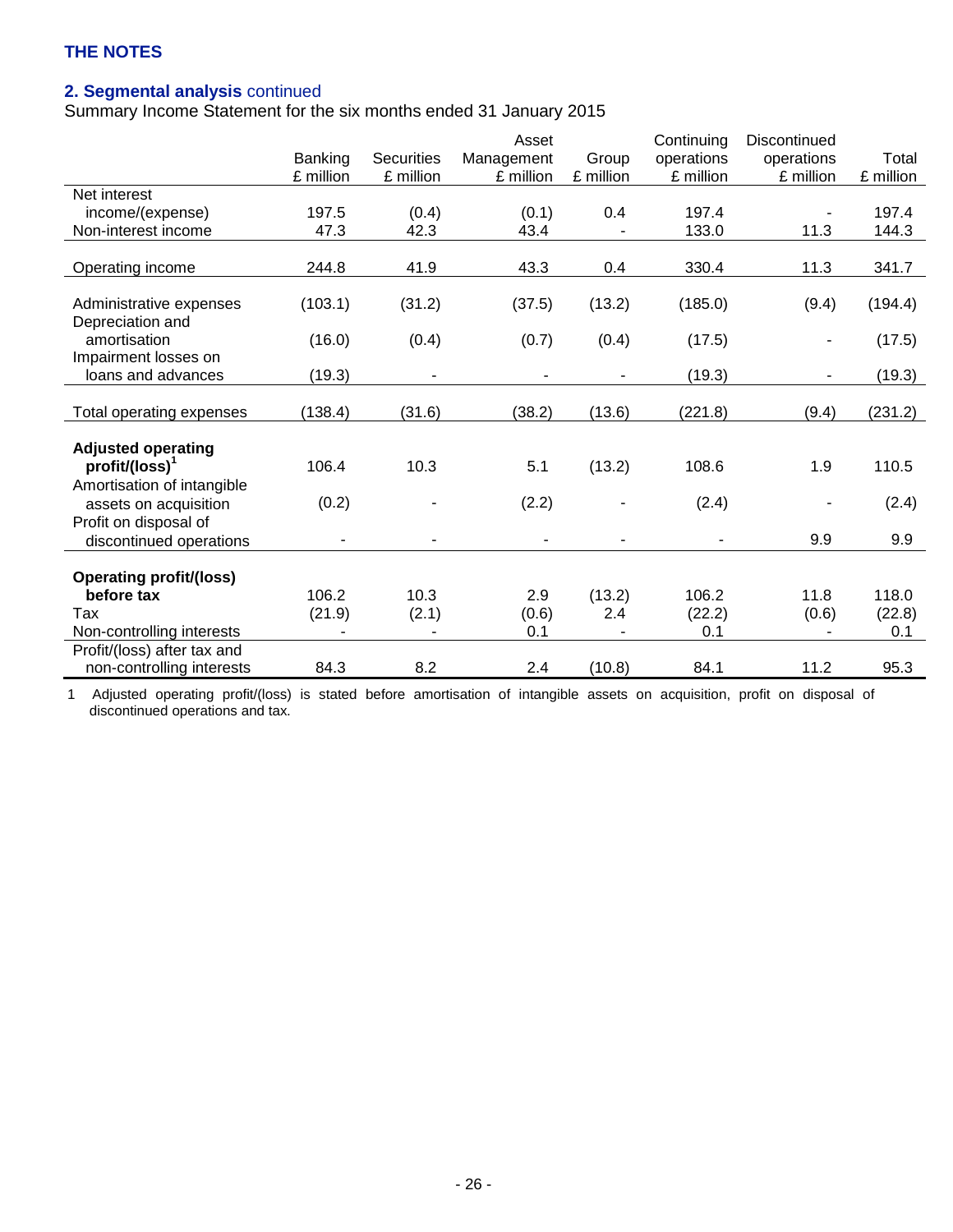THE NOTES

## 2. Segmental analysis continued

Summary Income Statement for the six months ended 31 January 2015

| | Banking £ million | Securities £ million | Asset Management £ million | Group £ million | Continuing operations £ million | Discontinued operations £ million | Total £ million |
|---|---|---|---|---|---|---|---|
| Net interest income/(expense) | 197.5 | (0.4) | (0.1) | 0.4 | 197.4 | - | 197.4 |
| Non-interest income | 47.3 | 42.3 | 43.4 | - | 133.0 | 11.3 | 144.3 |
| Operating income | 244.8 | 41.9 | 43.3 | 0.4 | 330.4 | 11.3 | 341.7 |
| Administrative expenses | (103.1) | (31.2) | (37.5) | (13.2) | (185.0) | (9.4) | (194.4) |
| Depreciation and amortisation | (16.0) | (0.4) | (0.7) | (0.4) | (17.5) | - | (17.5) |
| Impairment losses on loans and advances | (19.3) | - | - | - | (19.3) | - | (19.3) |
| Total operating expenses | (138.4) | (31.6) | (38.2) | (13.6) | (221.8) | (9.4) | (231.2) |
| **Adjusted operating profit/(loss)**[1] | 106.4 | 10.3 | 5.1 | (13.2) | 108.6 | 1.9 | 110.5 |
| Amortisation of intangible assets on acquisition | (0.2) | - | (2.2) | - | (2.4) | - | (2.4) |
| Profit on disposal of discontinued operations | - | - | - | - | - | 9.9 | 9.9 |
| **Operating profit/(loss) before tax** | 106.2 | 10.3 | 2.9 | (13.2) | 106.2 | 11.8 | 118.0 |
| Tax | (21.9) | (2.1) | (0.6) | 2.4 | (22.2) | (0.6) | (22.8) |
| Non-controlling interests | - | - | 0.1 | - | 0.1 | - | 0.1 |
| Profit/(loss) after tax and non-controlling interests | 84.3 | 8.2 | 2.4 | (10.8) | 84.1 | 11.2 | 95.3 |

1 Adjusted operating profit/(loss) is stated before amortisation of intangible assets on acquisition, profit on disposal of discontinued operations and tax.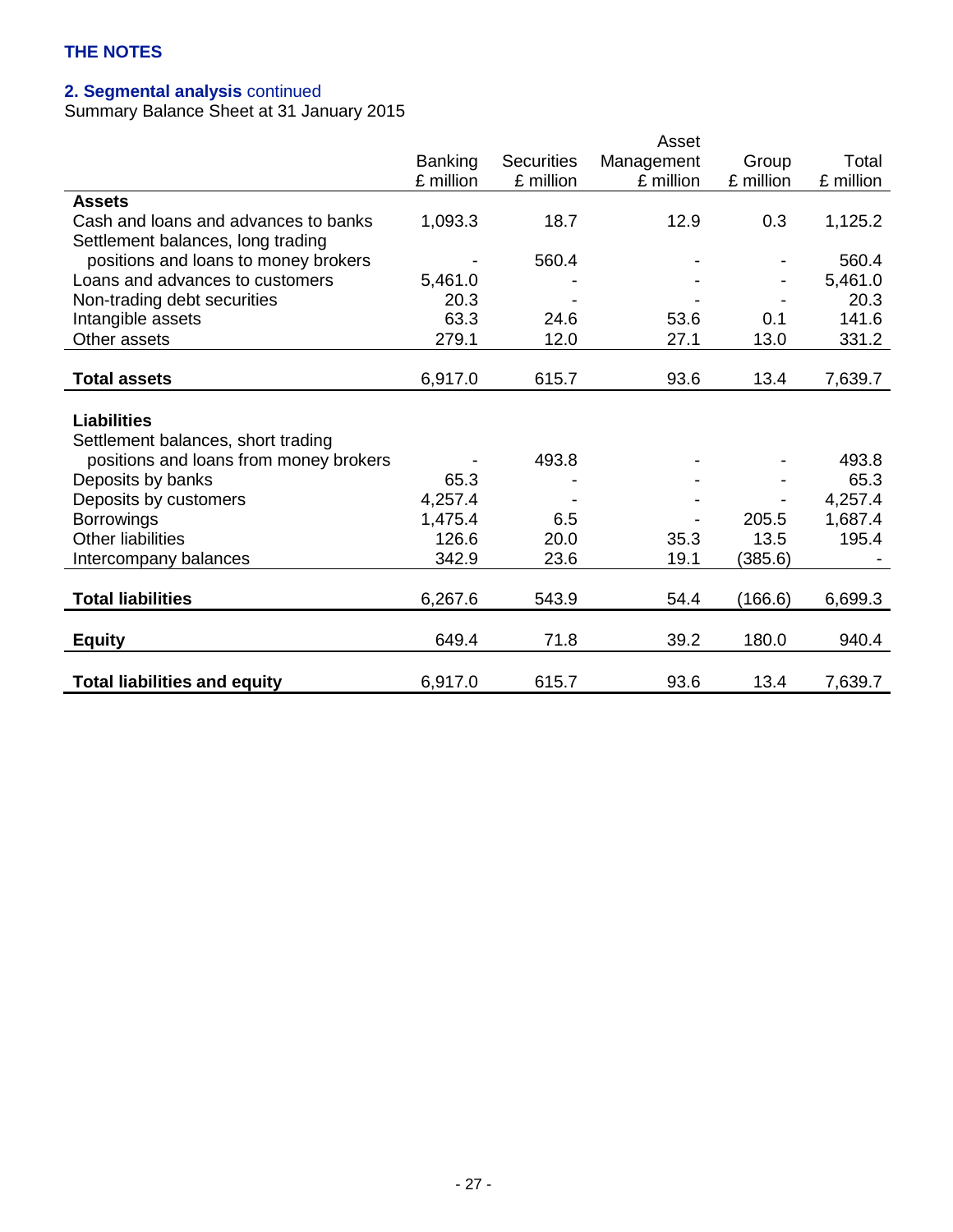# THE NOTES

## 2. Segmental analysis continued

Summary Balance Sheet at 31 January 2015

| | Banking £ million | Securities £ million | Asset Management £ million | Group £ million | Total £ million |
|---|---|---|---|---|---|
| **Assets** | | | | | |
| Cash and loans and advances to banks | 1,093.3 | 18.7 | 12.9 | 0.3 | 1,125.2 |
| Settlement balances, long trading positions and loans to money brokers | - | 560.4 | - | - | 560.4 |
| Loans and advances to customers | 5,461.0 | - | - | - | 5,461.0 |
| Non-trading debt securities | 20.3 | - | - | - | 20.3 |
| Intangible assets | 63.3 | 24.6 | 53.6 | 0.1 | 141.6 |
| Other assets | 279.1 | 12.0 | 27.1 | 13.0 | 331.2 |
| **Total assets** | 6,917.0 | 615.7 | 93.6 | 13.4 | 7,639.7 |
| **Liabilities** | | | | | |
| Settlement balances, short trading positions and loans from money brokers | - | 493.8 | - | - | 493.8 |
| Deposits by banks | 65.3 | - | - | - | 65.3 |
| Deposits by customers | 4,257.4 | - | - | - | 4,257.4 |
| Borrowings | 1,475.4 | 6.5 | - | 205.5 | 1,687.4 |
| Other liabilities | 126.6 | 20.0 | 35.3 | 13.5 | 195.4 |
| Intercompany balances | 342.9 | 23.6 | 19.1 | (385.6) | - |
| **Total liabilities** | 6,267.6 | 543.9 | 54.4 | (166.6) | 6,699.3 |
| **Equity** | 649.4 | 71.8 | 39.2 | 180.0 | 940.4 |
| **Total liabilities and equity** | 6,917.0 | 615.7 | 93.6 | 13.4 | 7,639.7 |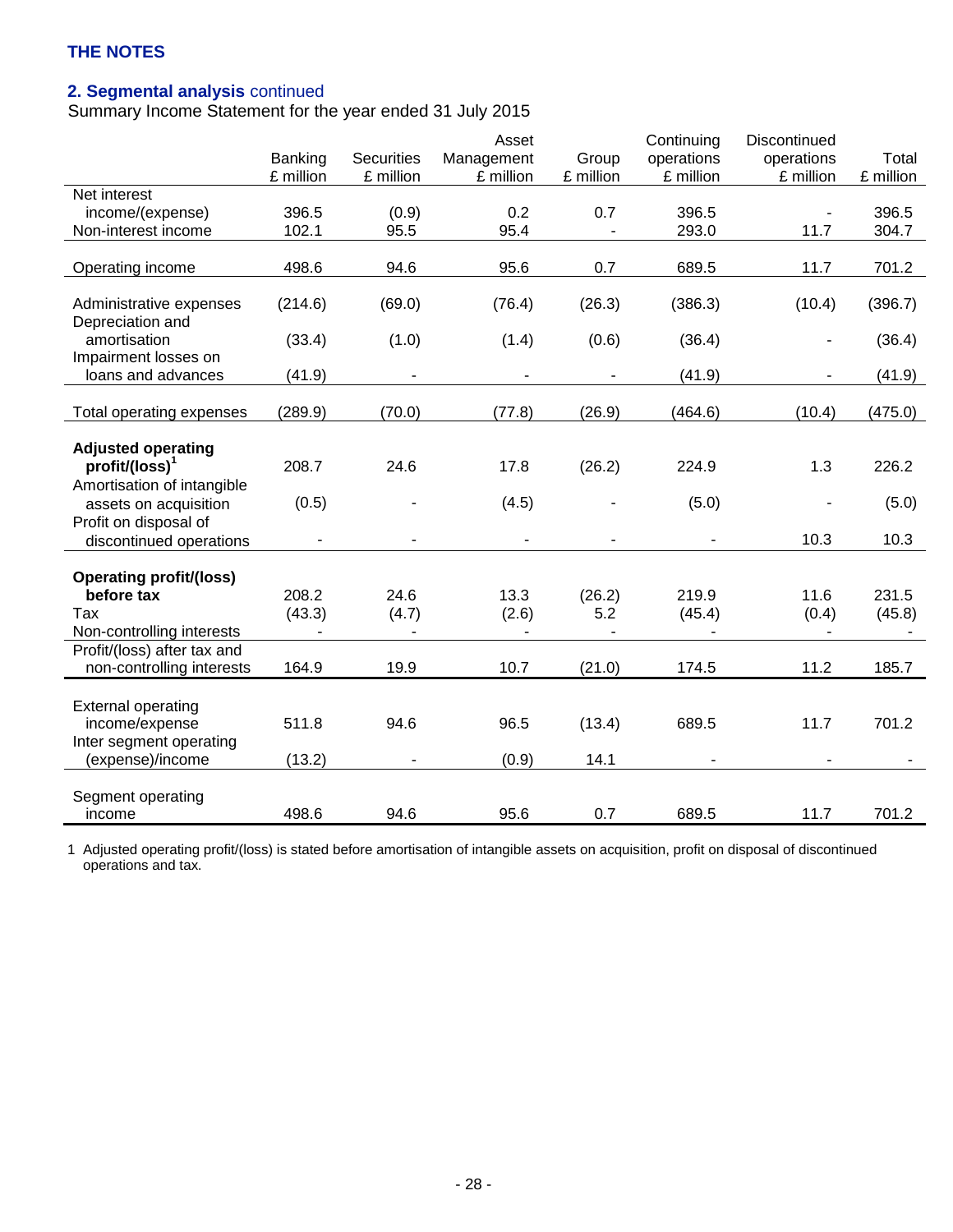**THE NOTES**

## 2. Segmental analysis continued

Summary Income Statement for the year ended 31 July 2015

| | Banking £ million | Securities £ million | Asset Management £ million | Group £ million | Continuing operations £ million | Discontinued operations £ million | Total £ million |
|---|---|---|---|---|---|---|---|
| Net interest income/(expense) | 396.5 | (0.9) | 0.2 | 0.7 | 396.5 | - | 396.5 |
| Non-interest income | 102.1 | 95.5 | 95.4 | - | 293.0 | 11.7 | 304.7 |
| Operating income | 498.6 | 94.6 | 95.6 | 0.7 | 689.5 | 11.7 | 701.2 |
| Administrative expenses | (214.6) | (69.0) | (76.4) | (26.3) | (386.3) | (10.4) | (396.7) |
| Depreciation and amortisation | (33.4) | (1.0) | (1.4) | (0.6) | (36.4) | - | (36.4) |
| Impairment losses on loans and advances | (41.9) | - | - | - | (41.9) | - | (41.9) |
| Total operating expenses | (289.9) | (70.0) | (77.8) | (26.9) | (464.6) | (10.4) | (475.0) |
| **Adjusted operating profit/(loss)**[1] | 208.7 | 24.6 | 17.8 | (26.2) | 224.9 | 1.3 | 226.2 |
| Amortisation of intangible assets on acquisition | (0.5) | - | (4.5) | - | (5.0) | - | (5.0) |
| Profit on disposal of discontinued operations | - | - | - | - | - | 10.3 | 10.3 |
| **Operating profit/(loss) before tax** | 208.2 | 24.6 | 13.3 | (26.2) | 219.9 | 11.6 | 231.5 |
| Tax | (43.3) | (4.7) | (2.6) | 5.2 | (45.4) | (0.4) | (45.8) |
| Non-controlling interests | - | - | - | - | - | - | - |
| Profit/(loss) after tax and non-controlling interests | 164.9 | 19.9 | 10.7 | (21.0) | 174.5 | 11.2 | 185.7 |
| External operating income/expense | 511.8 | 94.6 | 96.5 | (13.4) | 689.5 | 11.7 | 701.2 |
| Inter segment operating (expense)/income | (13.2) | - | (0.9) | 14.1 | - | - | - |
| Segment operating income | 498.6 | 94.6 | 95.6 | 0.7 | 689.5 | 11.7 | 701.2 |

1 Adjusted operating profit/(loss) is stated before amortisation of intangible assets on acquisition, profit on disposal of discontinued operations and tax.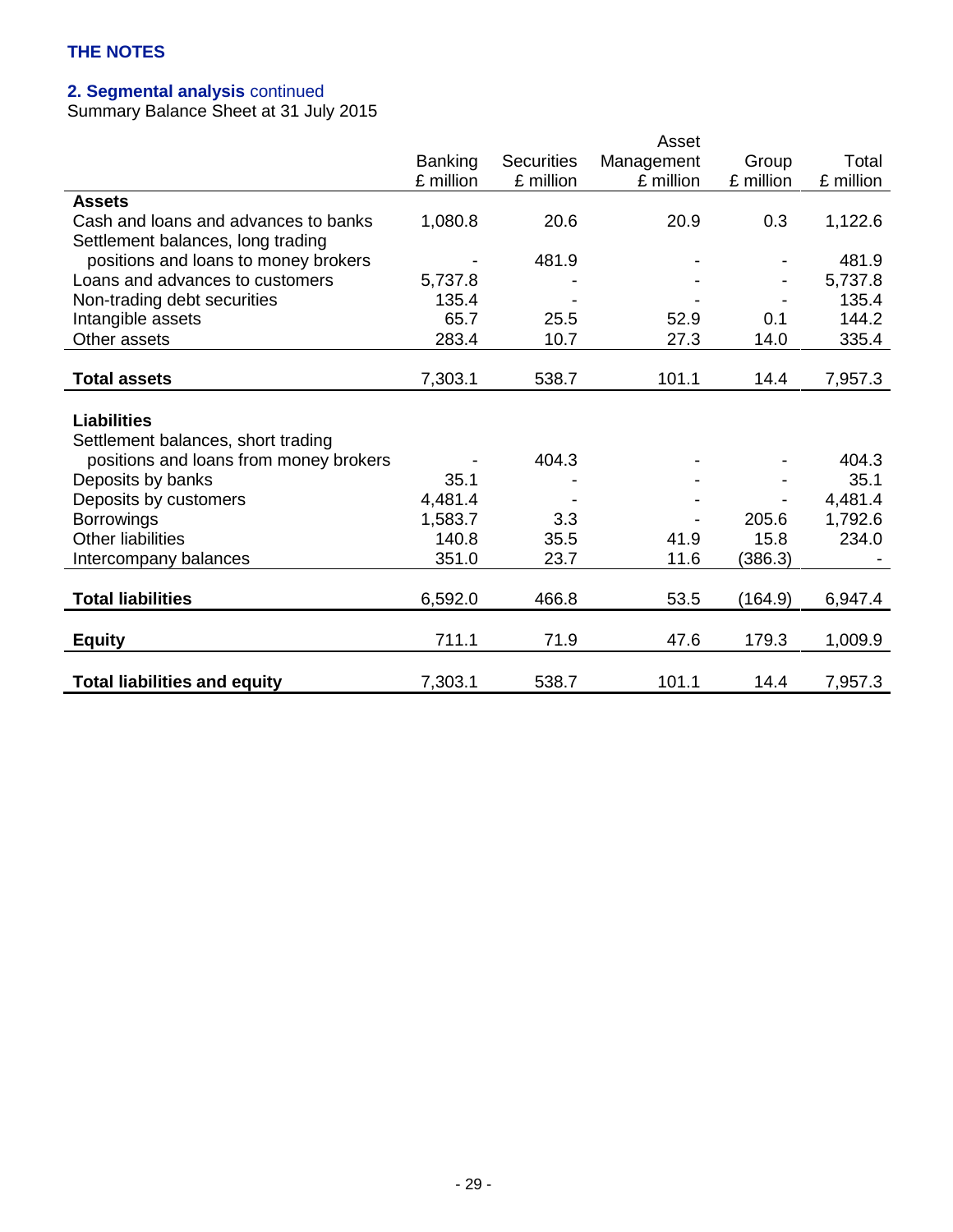# THE NOTES

## 2. Segmental analysis continued

Summary Balance Sheet at 31 July 2015

| | Banking £ million | Securities £ million | Asset Management £ million | Group £ million | Total £ million |
|---|---|---|---|---|---|
| **Assets** | | | | | |
| Cash and loans and advances to banks | 1,080.8 | 20.6 | 20.9 | 0.3 | 1,122.6 |
| Settlement balances, long trading positions and loans to money brokers | - | 481.9 | - | - | 481.9 |
| Loans and advances to customers | 5,737.8 | - | - | - | 5,737.8 |
| Non-trading debt securities | 135.4 | - | - | - | 135.4 |
| Intangible assets | 65.7 | 25.5 | 52.9 | 0.1 | 144.2 |
| Other assets | 283.4 | 10.7 | 27.3 | 14.0 | 335.4 |
| **Total assets** | 7,303.1 | 538.7 | 101.1 | 14.4 | 7,957.3 |
| **Liabilities** | | | | | |
| Settlement balances, short trading positions and loans from money brokers | - | 404.3 | - | - | 404.3 |
| Deposits by banks | 35.1 | - | - | - | 35.1 |
| Deposits by customers | 4,481.4 | - | - | - | 4,481.4 |
| Borrowings | 1,583.7 | 3.3 | - | 205.6 | 1,792.6 |
| Other liabilities | 140.8 | 35.5 | 41.9 | 15.8 | 234.0 |
| Intercompany balances | 351.0 | 23.7 | 11.6 | (386.3) | - |
| **Total liabilities** | 6,592.0 | 466.8 | 53.5 | (164.9) | 6,947.4 |
| **Equity** | 711.1 | 71.9 | 47.6 | 179.3 | 1,009.9 |
| **Total liabilities and equity** | 7,303.1 | 538.7 | 101.1 | 14.4 | 7,957.3 |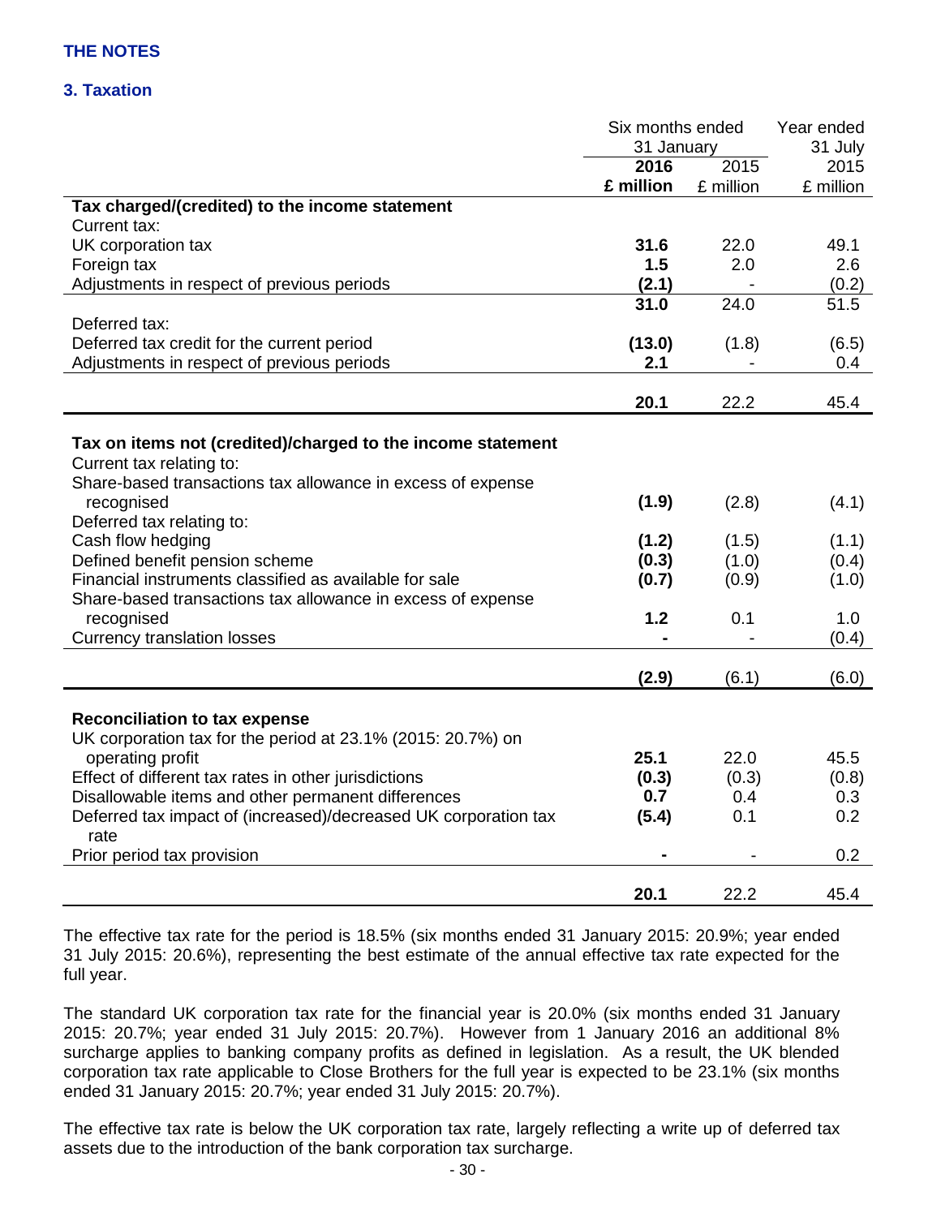## THE NOTES

### 3. Taxation

| | Six months ended 31 January 2016 £ million | Six months ended 31 January 2015 £ million | Year ended 31 July 2015 £ million |
|---|---|---|---|
| **Tax charged/(credited) to the income statement** | | | |
| Current tax: | | | |
| UK corporation tax | **31.6** | 22.0 | 49.1 |
| Foreign tax | **1.5** | 2.0 | 2.6 |
| Adjustments in respect of previous periods | **(2.1)** | - | (0.2) |
| | **31.0** | 24.0 | 51.5 |
| Deferred tax: | | | |
| Deferred tax credit for the current period | **(13.0)** | (1.8) | (6.5) |
| Adjustments in respect of previous periods | **2.1** | - | 0.4 |
| | **20.1** | 22.2 | 45.4 |
| **Tax on items not (credited)/charged to the income statement** | | | |
| Current tax relating to: | | | |
| Share-based transactions tax allowance in excess of expense recognised | **(1.9)** | (2.8) | (4.1) |
| Deferred tax relating to: | | | |
| Cash flow hedging | **(1.2)** | (1.5) | (1.1) |
| Defined benefit pension scheme | **(0.3)** | (1.0) | (0.4) |
| Financial instruments classified as available for sale | **(0.7)** | (0.9) | (1.0) |
| Share-based transactions tax allowance in excess of expense recognised | **1.2** | 0.1 | 1.0 |
| Currency translation losses | **-** | - | (0.4) |
| | **(2.9)** | (6.1) | (6.0) |
| **Reconciliation to tax expense** | | | |
| UK corporation tax for the period at 23.1% (2015: 20.7%) on operating profit | **25.1** | 22.0 | 45.5 |
| Effect of different tax rates in other jurisdictions | **(0.3)** | (0.3) | (0.8) |
| Disallowable items and other permanent differences | **0.7** | 0.4 | 0.3 |
| Deferred tax impact of (increased)/decreased UK corporation tax rate | **(5.4)** | 0.1 | 0.2 |
| Prior period tax provision | **-** | - | 0.2 |
| | **20.1** | 22.2 | 45.4 |

The effective tax rate for the period is 18.5% (six months ended 31 January 2015: 20.9%; year ended 31 July 2015: 20.6%), representing the best estimate of the annual effective tax rate expected for the full year.

The standard UK corporation tax rate for the financial year is 20.0% (six months ended 31 January 2015: 20.7%; year ended 31 July 2015: 20.7%). However from 1 January 2016 an additional 8% surcharge applies to banking company profits as defined in legislation. As a result, the UK blended corporation tax rate applicable to Close Brothers for the full year is expected to be 23.1% (six months ended 31 January 2015: 20.7%; year ended 31 July 2015: 20.7%).

The effective tax rate is below the UK corporation tax rate, largely reflecting a write up of deferred tax assets due to the introduction of the bank corporation tax surcharge.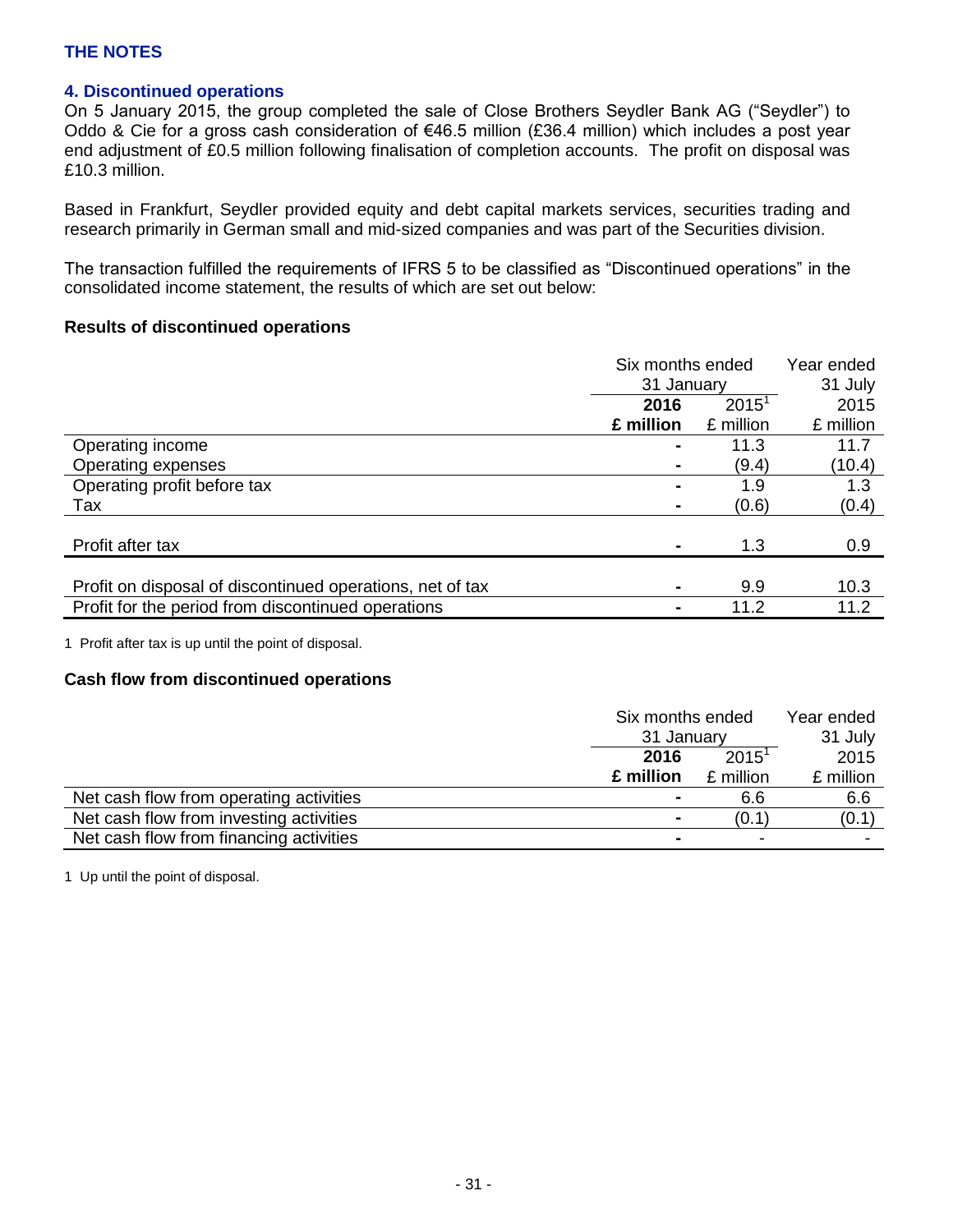## THE NOTES

### 4. Discontinued operations

On 5 January 2015, the group completed the sale of Close Brothers Seydler Bank AG ("Seydler") to Oddo & Cie for a gross cash consideration of €46.5 million (£36.4 million) which includes a post year end adjustment of £0.5 million following finalisation of completion accounts. The profit on disposal was £10.3 million.

Based in Frankfurt, Seydler provided equity and debt capital markets services, securities trading and research primarily in German small and mid-sized companies and was part of the Securities division.

The transaction fulfilled the requirements of IFRS 5 to be classified as "Discontinued operations" in the consolidated income statement, the results of which are set out below:

**Results of discontinued operations**

| | Six months ended 31 January | | Year ended 31 July |
|---|---|---|---|
| | **2016** | 2015[1] | 2015 |
| | **£ million** | £ million | £ million |
| Operating income | - | 11.3 | 11.7 |
| Operating expenses | - | (9.4) | (10.4) |
| Operating profit before tax | - | 1.9 | 1.3 |
| Tax | - | (0.6) | (0.4) |
| Profit after tax | - | 1.3 | 0.9 |
| Profit on disposal of discontinued operations, net of tax | - | 9.9 | 10.3 |
| Profit for the period from discontinued operations | - | 11.2 | 11.2 |

1 Profit after tax is up until the point of disposal.

**Cash flow from discontinued operations**

| | Six months ended 31 January | | Year ended 31 July |
|---|---|---|---|
| | **2016** | 2015[1] | 2015 |
| | **£ million** | £ million | £ million |
| Net cash flow from operating activities | - | 6.6 | 6.6 |
| Net cash flow from investing activities | - | (0.1) | (0.1) |
| Net cash flow from financing activities | - | - | - |

1 Up until the point of disposal.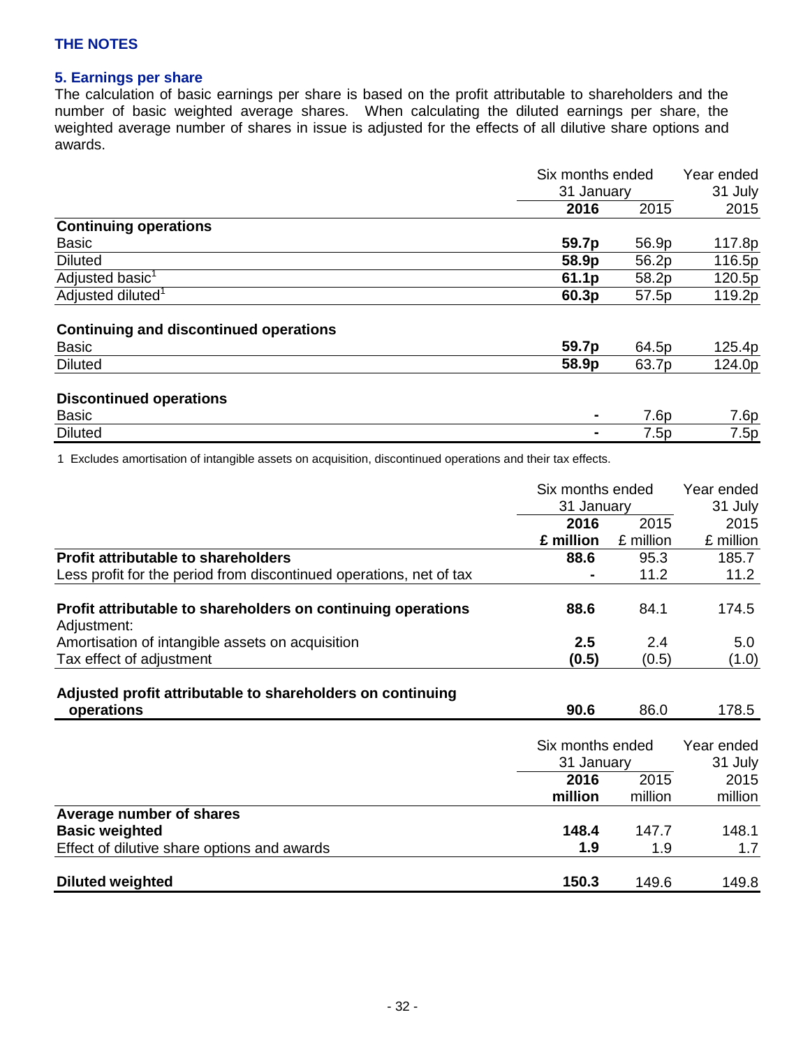## THE NOTES

### 5. Earnings per share

The calculation of basic earnings per share is based on the profit attributable to shareholders and the number of basic weighted average shares. When calculating the diluted earnings per share, the weighted average number of shares in issue is adjusted for the effects of all dilutive share options and awards.

| | Six months ended 31 January | | Year ended 31 July |
|---|---|---|---|
| | **2016** | 2015 | 2015 |
| **Continuing operations** | | | |
| Basic | **59.7p** | 56.9p | 117.8p |
| Diluted | **58.9p** | 56.2p | 116.5p |
| Adjusted basic[1] | **61.1p** | 58.2p | 120.5p |
| Adjusted diluted[1] | **60.3p** | 57.5p | 119.2p |
| | | | |
| **Continuing and discontinued operations** | | | |
| Basic | **59.7p** | 64.5p | 125.4p |
| Diluted | **58.9p** | 63.7p | 124.0p |
| | | | |
| **Discontinued operations** | | | |
| Basic | **-** | 7.6p | 7.6p |
| Diluted | **-** | 7.5p | 7.5p |

1 Excludes amortisation of intangible assets on acquisition, discontinued operations and their tax effects.

| | Six months ended 31 January | | Year ended 31 July |
|---|---|---|---|
| | **2016** | 2015 | 2015 |
| | **£ million** | £ million | £ million |
| **Profit attributable to shareholders** | **88.6** | 95.3 | 185.7 |
| Less profit for the period from discontinued operations, net of tax | **-** | 11.2 | 11.2 |
| | | | |
| **Profit attributable to shareholders on continuing operations** | **88.6** | 84.1 | 174.5 |
| Adjustment: | | | |
| Amortisation of intangible assets on acquisition | **2.5** | 2.4 | 5.0 |
| Tax effect of adjustment | **(0.5)** | (0.5) | (1.0) |
| | | | |
| **Adjusted profit attributable to shareholders on continuing operations** | **90.6** | 86.0 | 178.5 |

| | Six months ended 31 January | | Year ended 31 July |
|---|---|---|---|
| | **2016** | 2015 | 2015 |
| | **million** | million | million |
| **Average number of shares** | | | |
| **Basic weighted** | **148.4** | 147.7 | 148.1 |
| Effect of dilutive share options and awards | **1.9** | 1.9 | 1.7 |
| | | | |
| **Diluted weighted** | **150.3** | 149.6 | 149.8 |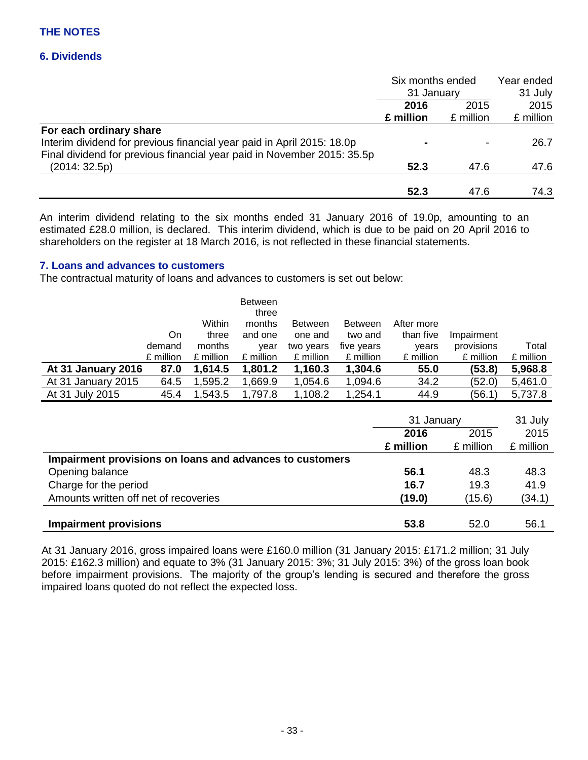## THE NOTES

### 6. Dividends

| | Six months ended 31 January 2016 £ million | Six months ended 31 January 2015 £ million | Year ended 31 July 2015 £ million |
|---|---|---|---|
| **For each ordinary share** | | | |
| Interim dividend for previous financial year paid in April 2015: 18.0p | **-** | - | 26.7 |
| Final dividend for previous financial year paid in November 2015: 35.5p (2014: 32.5p) | **52.3** | 47.6 | 47.6 |
| | **52.3** | 47.6 | 74.3 |

An interim dividend relating to the six months ended 31 January 2016 of 19.0p, amounting to an estimated £28.0 million, is declared. This interim dividend, which is due to be paid on 20 April 2016 to shareholders on the register at 18 March 2016, is not reflected in these financial statements.

### 7. Loans and advances to customers

The contractual maturity of loans and advances to customers is set out below:

| | On demand £ million | Within three months £ million | Between three months and one year £ million | Between one and two years £ million | Between two and five years £ million | After more than five years £ million | Impairment provisions £ million | Total £ million |
|---|---|---|---|---|---|---|---|---|
| **At 31 January 2016** | **87.0** | **1,614.5** | **1,801.2** | **1,160.3** | **1,304.6** | **55.0** | **(53.8)** | **5,968.8** |
| At 31 January 2015 | 64.5 | 1,595.2 | 1,669.9 | 1,054.6 | 1,094.6 | 34.2 | (52.0) | 5,461.0 |
| At 31 July 2015 | 45.4 | 1,543.5 | 1,797.8 | 1,108.2 | 1,254.1 | 44.9 | (56.1) | 5,737.8 |

| | 31 January 2016 £ million | 31 January 2015 £ million | 31 July 2015 £ million |
|---|---|---|---|
| **Impairment provisions on loans and advances to customers** | | | |
| Opening balance | **56.1** | 48.3 | 48.3 |
| Charge for the period | **16.7** | 19.3 | 41.9 |
| Amounts written off net of recoveries | **(19.0)** | (15.6) | (34.1) |
| **Impairment provisions** | **53.8** | 52.0 | 56.1 |

At 31 January 2016, gross impaired loans were £160.0 million (31 January 2015: £171.2 million; 31 July 2015: £162.3 million) and equate to 3% (31 January 2015: 3%; 31 July 2015: 3%) of the gross loan book before impairment provisions. The majority of the group's lending is secured and therefore the gross impaired loans quoted do not reflect the expected loss.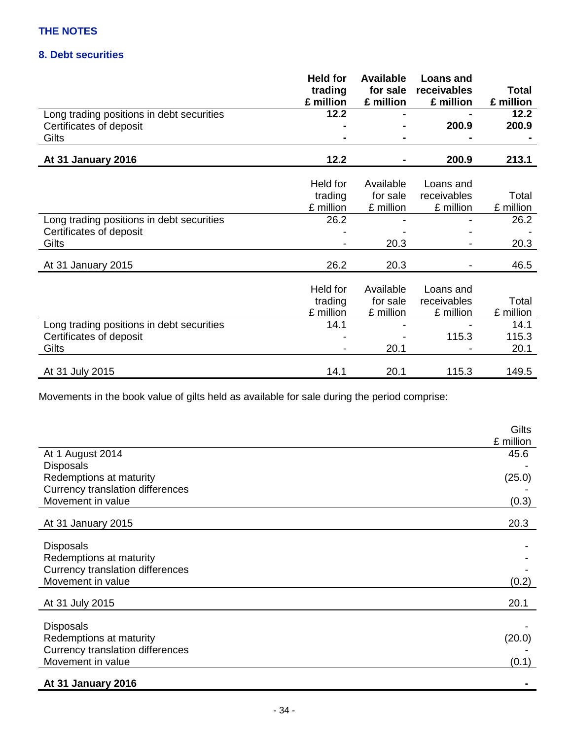## THE NOTES

### 8. Debt securities

| | **Held for trading £ million** | **Available for sale £ million** | **Loans and receivables £ million** | **Total £ million** |
|---|---|---|---|---|
| Long trading positions in debt securities | **12.2** | **-** | **-** | **12.2** |
| Certificates of deposit | **-** | **-** | **200.9** | **200.9** |
| Gilts | **-** | **-** | **-** | **-** |
| **At 31 January 2016** | **12.2** | **-** | **200.9** | **213.1** |

| | Held for trading £ million | Available for sale £ million | Loans and receivables £ million | Total £ million |
|---|---|---|---|---|
| Long trading positions in debt securities | 26.2 | - | - | 26.2 |
| Certificates of deposit | - | - | - | - |
| Gilts | - | 20.3 | - | 20.3 |
| At 31 January 2015 | 26.2 | 20.3 | - | 46.5 |

| | Held for trading £ million | Available for sale £ million | Loans and receivables £ million | Total £ million |
|---|---|---|---|---|
| Long trading positions in debt securities | 14.1 | - | - | 14.1 |
| Certificates of deposit | - | - | 115.3 | 115.3 |
| Gilts | - | 20.1 | - | 20.1 |
| At 31 July 2015 | 14.1 | 20.1 | 115.3 | 149.5 |

Movements in the book value of gilts held as available for sale during the period comprise:

| | Gilts £ million |
|---|---|
| At 1 August 2014 | 45.6 |
| Disposals | - |
| Redemptions at maturity | (25.0) |
| Currency translation differences | - |
| Movement in value | (0.3) |
| At 31 January 2015 | 20.3 |
| Disposals | - |
| Redemptions at maturity | - |
| Currency translation differences | - |
| Movement in value | (0.2) |
| At 31 July 2015 | 20.1 |
| Disposals | - |
| Redemptions at maturity | (20.0) |
| Currency translation differences | - |
| Movement in value | (0.1) |
| **At 31 January 2016** | **-** |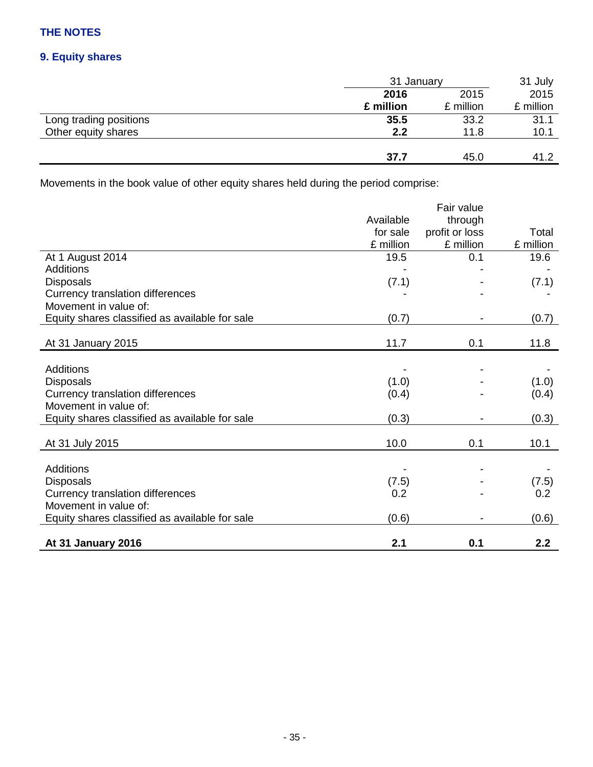## THE NOTES

### 9. Equity shares

| | 31 January | | 31 July |
|---|---|---|---|
| | **2016** | 2015 | 2015 |
| | **£ million** | £ million | £ million |
| Long trading positions | **35.5** | 33.2 | 31.1 |
| Other equity shares | **2.2** | 11.8 | 10.1 |
| | **37.7** | 45.0 | 41.2 |

Movements in the book value of other equity shares held during the period comprise:

| | Available for sale £ million | Fair value through profit or loss £ million | Total £ million |
|---|---|---|---|
| At 1 August 2014 | 19.5 | 0.1 | 19.6 |
| Additions | - | - | - |
| Disposals | (7.1) | - | (7.1) |
| Currency translation differences | - | - | - |
| Movement in value of: | | | |
| Equity shares classified as available for sale | (0.7) | - | (0.7) |
| At 31 January 2015 | 11.7 | 0.1 | 11.8 |
| Additions | - | - | - |
| Disposals | (1.0) | - | (1.0) |
| Currency translation differences | (0.4) | - | (0.4) |
| Movement in value of: | | | |
| Equity shares classified as available for sale | (0.3) | - | (0.3) |
| At 31 July 2015 | 10.0 | 0.1 | 10.1 |
| Additions | - | - | - |
| Disposals | (7.5) | - | (7.5) |
| Currency translation differences | 0.2 | - | 0.2 |
| Movement in value of: | | | |
| Equity shares classified as available for sale | (0.6) | - | (0.6) |
| **At 31 January 2016** | **2.1** | **0.1** | **2.2** |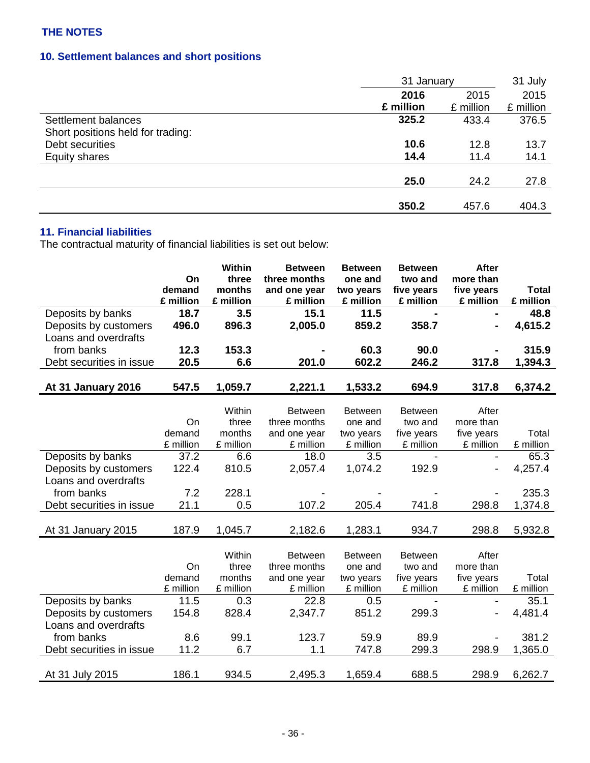**THE NOTES**

## 10. Settlement balances and short positions

| | 31 January 2016 £ million | 31 January 2015 £ million | 31 July 2015 £ million |
|---|---|---|---|
| Settlement balances | **325.2** | 433.4 | 376.5 |
| Short positions held for trading: | | | |
| Debt securities | **10.6** | 12.8 | 13.7 |
| Equity shares | **14.4** | 11.4 | 14.1 |
| | **25.0** | 24.2 | 27.8 |
| | **350.2** | 457.6 | 404.3 |

## 11. Financial liabilities

The contractual maturity of financial liabilities is set out below:

| | On demand £ million | Within three months £ million | Between three months and one year £ million | Between one and two years £ million | Between two and five years £ million | After more than five years £ million | Total £ million |
|---|---|---|---|---|---|---|---|
| Deposits by banks | **18.7** | **3.5** | **15.1** | **11.5** | **-** | **-** | **48.8** |
| Deposits by customers | **496.0** | **896.3** | **2,005.0** | **859.2** | **358.7** | **-** | **4,615.2** |
| Loans and overdrafts from banks | **12.3** | **153.3** | **-** | **60.3** | **90.0** | **-** | **315.9** |
| Debt securities in issue | **20.5** | **6.6** | **201.0** | **602.2** | **246.2** | **317.8** | **1,394.3** |
| **At 31 January 2016** | **547.5** | **1,059.7** | **2,221.1** | **1,533.2** | **694.9** | **317.8** | **6,374.2** |

| | On demand £ million | Within three months £ million | Between three months and one year £ million | Between one and two years £ million | Between two and five years £ million | After more than five years £ million | Total £ million |
|---|---|---|---|---|---|---|---|
| Deposits by banks | 37.2 | 6.6 | 18.0 | 3.5 | - | - | 65.3 |
| Deposits by customers | 122.4 | 810.5 | 2,057.4 | 1,074.2 | 192.9 | - | 4,257.4 |
| Loans and overdrafts from banks | 7.2 | 228.1 | - | - | - | - | 235.3 |
| Debt securities in issue | 21.1 | 0.5 | 107.2 | 205.4 | 741.8 | 298.8 | 1,374.8 |
| At 31 January 2015 | 187.9 | 1,045.7 | 2,182.6 | 1,283.1 | 934.7 | 298.8 | 5,932.8 |

| | On demand £ million | Within three months £ million | Between three months and one year £ million | Between one and two years £ million | Between two and five years £ million | After more than five years £ million | Total £ million |
|---|---|---|---|---|---|---|---|
| Deposits by banks | 11.5 | 0.3 | 22.8 | 0.5 | - | - | 35.1 |
| Deposits by customers | 154.8 | 828.4 | 2,347.7 | 851.2 | 299.3 | - | 4,481.4 |
| Loans and overdrafts from banks | 8.6 | 99.1 | 123.7 | 59.9 | 89.9 | - | 381.2 |
| Debt securities in issue | 11.2 | 6.7 | 1.1 | 747.8 | 299.3 | 298.9 | 1,365.0 |
| At 31 July 2015 | 186.1 | 934.5 | 2,495.3 | 1,659.4 | 688.5 | 298.9 | 6,262.7 |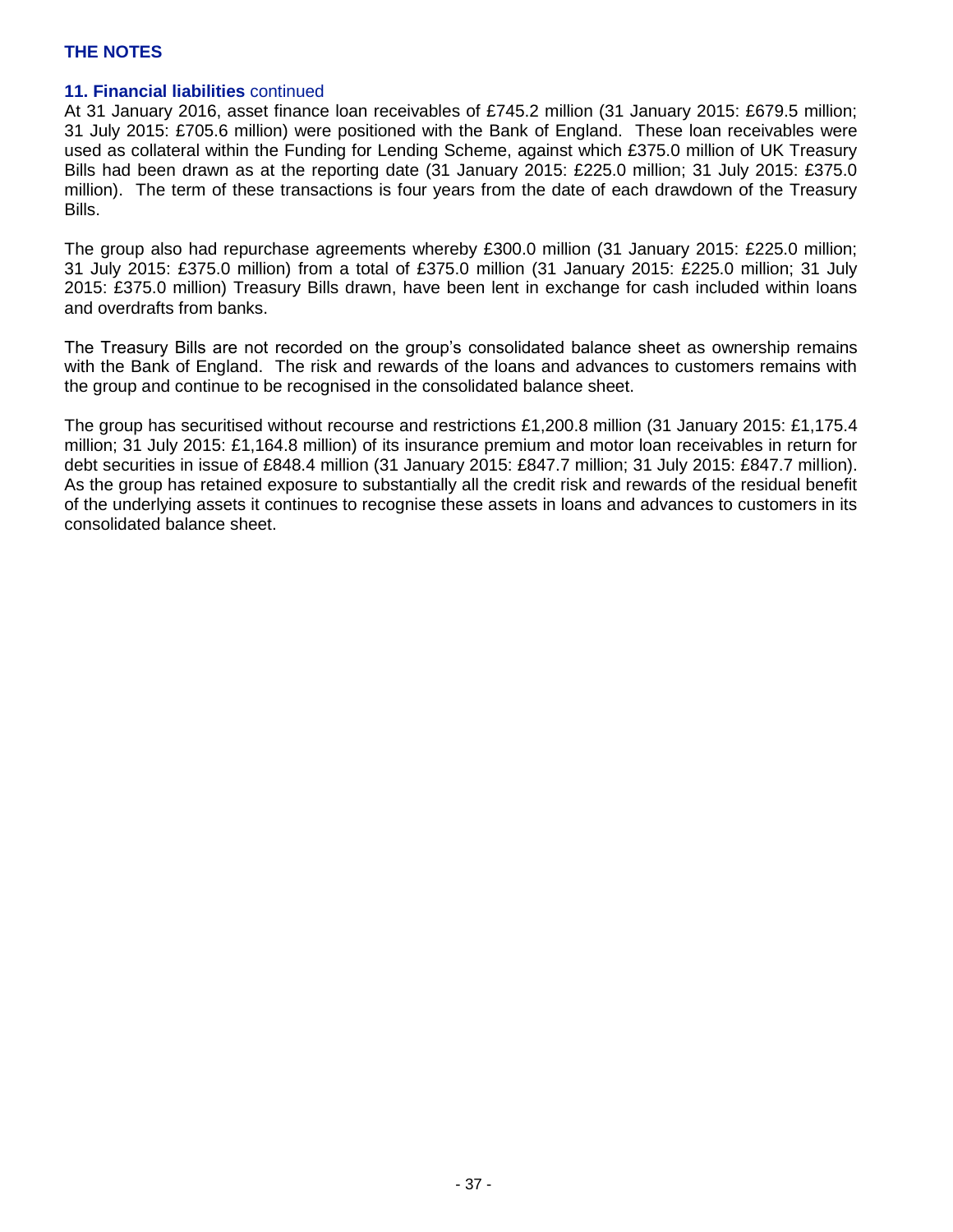## 11. Financial liabilities continued

At 31 January 2016, asset finance loan receivables of £745.2 million (31 January 2015: £679.5 million; 31 July 2015: £705.6 million) were positioned with the Bank of England. These loan receivables were used as collateral within the Funding for Lending Scheme, against which £375.0 million of UK Treasury Bills had been drawn as at the reporting date (31 January 2015: £225.0 million; 31 July 2015: £375.0 million). The term of these transactions is four years from the date of each drawdown of the Treasury Bills.

The group also had repurchase agreements whereby £300.0 million (31 January 2015: £225.0 million; 31 July 2015: £375.0 million) from a total of £375.0 million (31 January 2015: £225.0 million; 31 July 2015: £375.0 million) Treasury Bills drawn, have been lent in exchange for cash included within loans and overdrafts from banks.

The Treasury Bills are not recorded on the group's consolidated balance sheet as ownership remains with the Bank of England. The risk and rewards of the loans and advances to customers remains with the group and continue to be recognised in the consolidated balance sheet.

The group has securitised without recourse and restrictions £1,200.8 million (31 January 2015: £1,175.4 million; 31 July 2015: £1,164.8 million) of its insurance premium and motor loan receivables in return for debt securities in issue of £848.4 million (31 January 2015: £847.7 million; 31 July 2015: £847.7 million). As the group has retained exposure to substantially all the credit risk and rewards of the residual benefit of the underlying assets it continues to recognise these assets in loans and advances to customers in its consolidated balance sheet.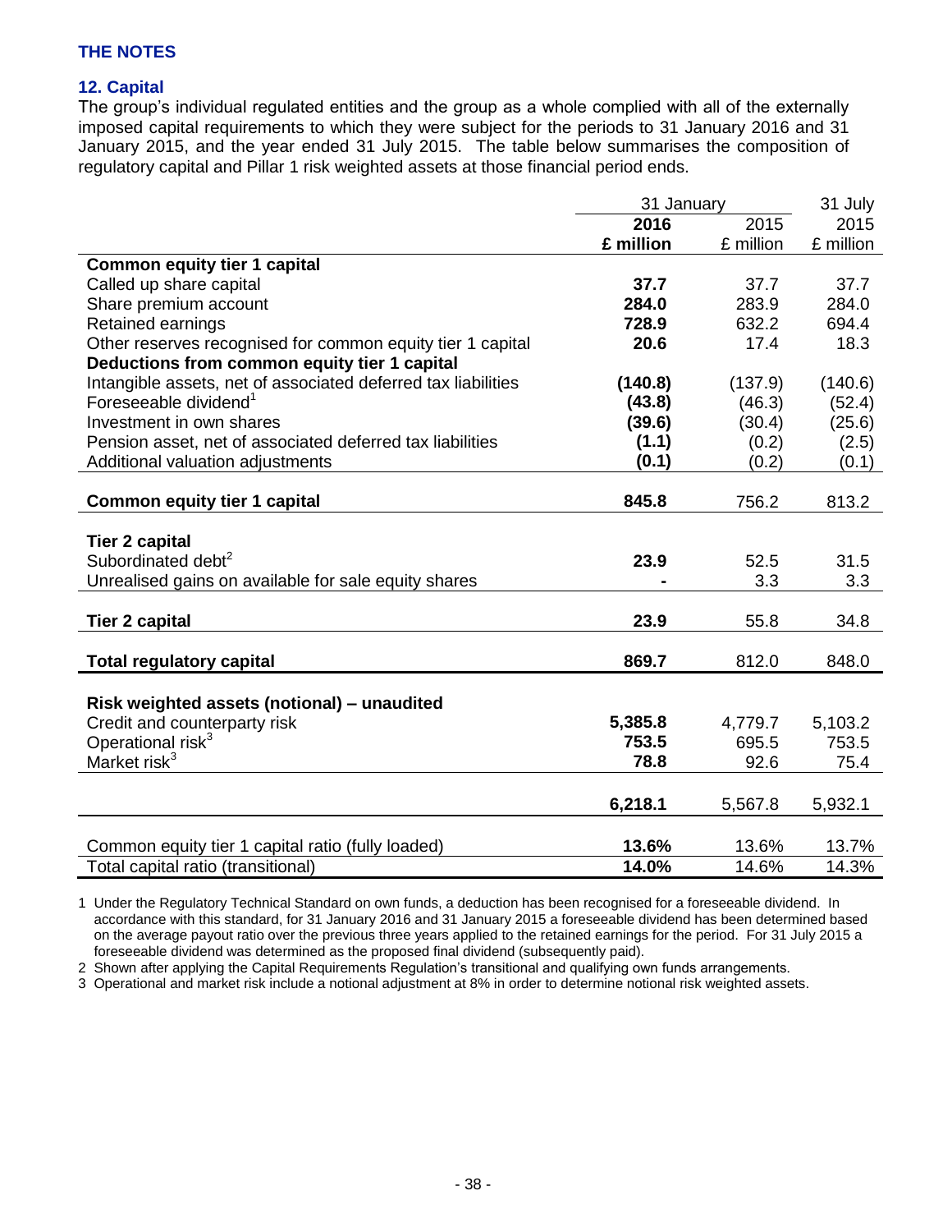## THE NOTES

### 12. Capital

The group's individual regulated entities and the group as a whole complied with all of the externally imposed capital requirements to which they were subject for the periods to 31 January 2016 and 31 January 2015, and the year ended 31 July 2015. The table below summarises the composition of regulatory capital and Pillar 1 risk weighted assets at those financial period ends.

| | 31 January | | 31 July |
|---|---|---|---|
| | **2016** | 2015 | 2015 |
| | **£ million** | £ million | £ million |
| **Common equity tier 1 capital** | | | |
| Called up share capital | **37.7** | 37.7 | 37.7 |
| Share premium account | **284.0** | 283.9 | 284.0 |
| Retained earnings | **728.9** | 632.2 | 694.4 |
| Other reserves recognised for common equity tier 1 capital | **20.6** | 17.4 | 18.3 |
| **Deductions from common equity tier 1 capital** | | | |
| Intangible assets, net of associated deferred tax liabilities | **(140.8)** | (137.9) | (140.6) |
| Foreseeable dividend[1] | **(43.8)** | (46.3) | (52.4) |
| Investment in own shares | **(39.6)** | (30.4) | (25.6) |
| Pension asset, net of associated deferred tax liabilities | **(1.1)** | (0.2) | (2.5) |
| Additional valuation adjustments | **(0.1)** | (0.2) | (0.1) |
| **Common equity tier 1 capital** | **845.8** | 756.2 | 813.2 |
| **Tier 2 capital** | | | |
| Subordinated debt[2] | **23.9** | 52.5 | 31.5 |
| Unrealised gains on available for sale equity shares | **-** | 3.3 | 3.3 |
| **Tier 2 capital** | **23.9** | 55.8 | 34.8 |
| **Total regulatory capital** | **869.7** | 812.0 | 848.0 |
| **Risk weighted assets (notional) – unaudited** | | | |
| Credit and counterparty risk | **5,385.8** | 4,779.7 | 5,103.2 |
| Operational risk[3] | **753.5** | 695.5 | 753.5 |
| Market risk[3] | **78.8** | 92.6 | 75.4 |
| | **6,218.1** | 5,567.8 | 5,932.1 |
| Common equity tier 1 capital ratio (fully loaded) | **13.6%** | 13.6% | 13.7% |
| Total capital ratio (transitional) | **14.0%** | 14.6% | 14.3% |

1 Under the Regulatory Technical Standard on own funds, a deduction has been recognised for a foreseeable dividend. In accordance with this standard, for 31 January 2016 and 31 January 2015 a foreseeable dividend has been determined based on the average payout ratio over the previous three years applied to the retained earnings for the period. For 31 July 2015 a foreseeable dividend was determined as the proposed final dividend (subsequently paid).

2 Shown after applying the Capital Requirements Regulation's transitional and qualifying own funds arrangements.

3 Operational and market risk include a notional adjustment at 8% in order to determine notional risk weighted assets.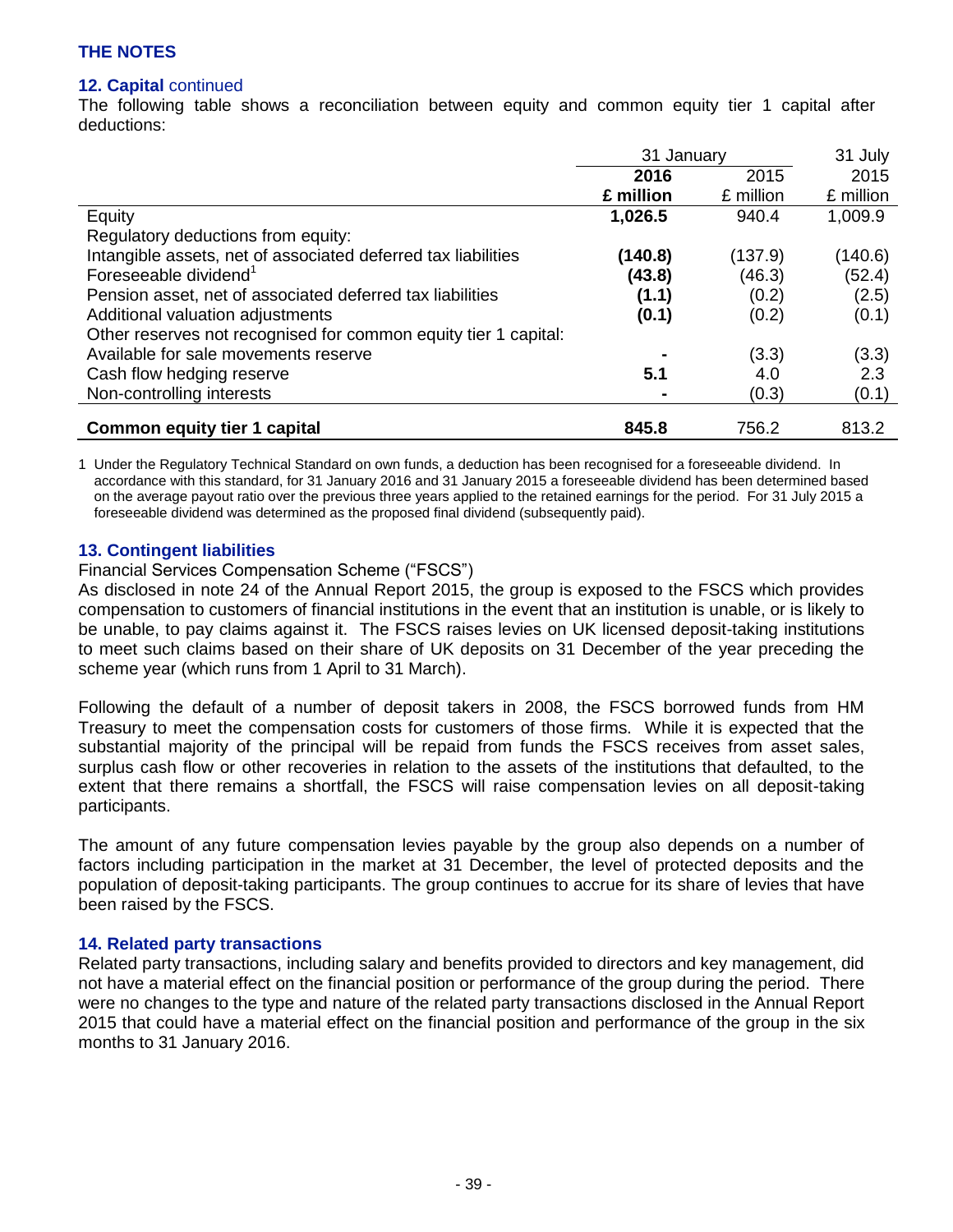## THE NOTES

### 12. Capital continued

The following table shows a reconciliation between equity and common equity tier 1 capital after deductions:

| | 31 January | | 31 July |
|---|---|---|---|
| | **2016** | 2015 | 2015 |
| | **£ million** | £ million | £ million |
| Equity | **1,026.5** | 940.4 | 1,009.9 |
| Regulatory deductions from equity: | | | |
| Intangible assets, net of associated deferred tax liabilities | **(140.8)** | (137.9) | (140.6) |
| Foreseeable dividend[1] | **(43.8)** | (46.3) | (52.4) |
| Pension asset, net of associated deferred tax liabilities | **(1.1)** | (0.2) | (2.5) |
| Additional valuation adjustments | **(0.1)** | (0.2) | (0.1) |
| Other reserves not recognised for common equity tier 1 capital: | | | |
| Available for sale movements reserve | **-** | (3.3) | (3.3) |
| Cash flow hedging reserve | **5.1** | 4.0 | 2.3 |
| Non-controlling interests | **-** | (0.3) | (0.1) |
| **Common equity tier 1 capital** | **845.8** | 756.2 | 813.2 |

1 Under the Regulatory Technical Standard on own funds, a deduction has been recognised for a foreseeable dividend. In accordance with this standard, for 31 January 2016 and 31 January 2015 a foreseeable dividend has been determined based on the average payout ratio over the previous three years applied to the retained earnings for the period. For 31 July 2015 a foreseeable dividend was determined as the proposed final dividend (subsequently paid).

### 13. Contingent liabilities

Financial Services Compensation Scheme ("FSCS")

As disclosed in note 24 of the Annual Report 2015, the group is exposed to the FSCS which provides compensation to customers of financial institutions in the event that an institution is unable, or is likely to be unable, to pay claims against it. The FSCS raises levies on UK licensed deposit-taking institutions to meet such claims based on their share of UK deposits on 31 December of the year preceding the scheme year (which runs from 1 April to 31 March).

Following the default of a number of deposit takers in 2008, the FSCS borrowed funds from HM Treasury to meet the compensation costs for customers of those firms. While it is expected that the substantial majority of the principal will be repaid from funds the FSCS receives from asset sales, surplus cash flow or other recoveries in relation to the assets of the institutions that defaulted, to the extent that there remains a shortfall, the FSCS will raise compensation levies on all deposit-taking participants.

The amount of any future compensation levies payable by the group also depends on a number of factors including participation in the market at 31 December, the level of protected deposits and the population of deposit-taking participants. The group continues to accrue for its share of levies that have been raised by the FSCS.

### 14. Related party transactions

Related party transactions, including salary and benefits provided to directors and key management, did not have a material effect on the financial position or performance of the group during the period. There were no changes to the type and nature of the related party transactions disclosed in the Annual Report 2015 that could have a material effect on the financial position and performance of the group in the six months to 31 January 2016.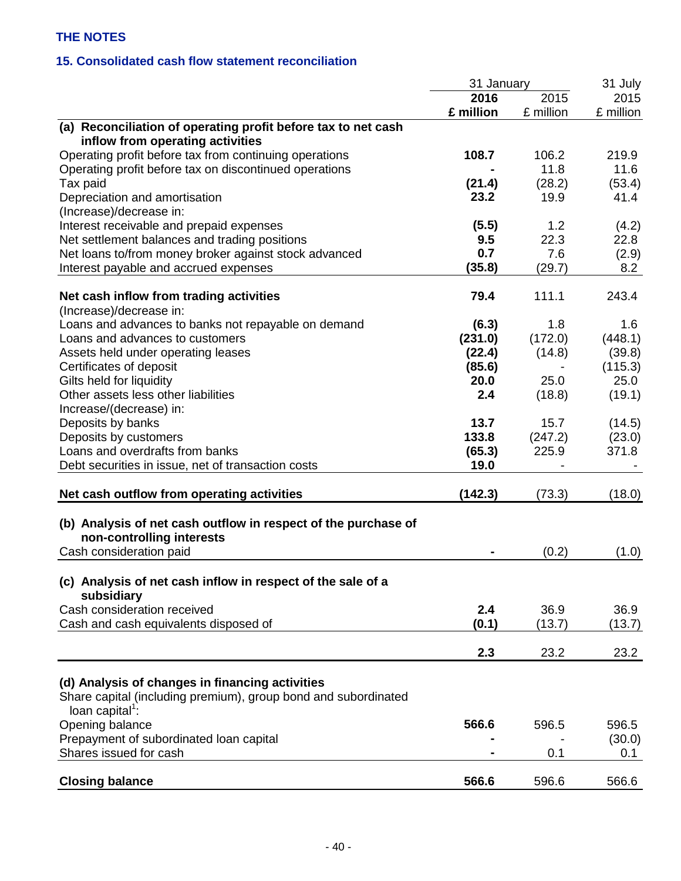**THE NOTES**

**15. Consolidated cash flow statement reconciliation**

| | 31 January | | 31 July |
|---|---|---|---|
| | **2016** | 2015 | 2015 |
| | **£ million** | £ million | £ million |
| **(a) Reconciliation of operating profit before tax to net cash inflow from operating activities** | | | |
| Operating profit before tax from continuing operations | **108.7** | 106.2 | 219.9 |
| Operating profit before tax on discontinued operations | **-** | 11.8 | 11.6 |
| Tax paid | **(21.4)** | (28.2) | (53.4) |
| Depreciation and amortisation | **23.2** | 19.9 | 41.4 |
| (Increase)/decrease in: | | | |
| Interest receivable and prepaid expenses | **(5.5)** | 1.2 | (4.2) |
| Net settlement balances and trading positions | **9.5** | 22.3 | 22.8 |
| Net loans to/from money broker against stock advanced | **0.7** | 7.6 | (2.9) |
| Interest payable and accrued expenses | **(35.8)** | (29.7) | 8.2 |
| **Net cash inflow from trading activities** | **79.4** | 111.1 | 243.4 |
| (Increase)/decrease in: | | | |
| Loans and advances to banks not repayable on demand | **(6.3)** | 1.8 | 1.6 |
| Loans and advances to customers | **(231.0)** | (172.0) | (448.1) |
| Assets held under operating leases | **(22.4)** | (14.8) | (39.8) |
| Certificates of deposit | **(85.6)** | - | (115.3) |
| Gilts held for liquidity | **20.0** | 25.0 | 25.0 |
| Other assets less other liabilities | **2.4** | (18.8) | (19.1) |
| Increase/(decrease) in: | | | |
| Deposits by banks | **13.7** | 15.7 | (14.5) |
| Deposits by customers | **133.8** | (247.2) | (23.0) |
| Loans and overdrafts from banks | **(65.3)** | 225.9 | 371.8 |
| Debt securities in issue, net of transaction costs | **19.0** | - | - |
| **Net cash outflow from operating activities** | **(142.3)** | (73.3) | (18.0) |
| | | | |
| **(b) Analysis of net cash outflow in respect of the purchase of non-controlling interests** | | | |
| Cash consideration paid | **-** | (0.2) | (1.0) |
| | | | |
| **(c) Analysis of net cash inflow in respect of the sale of a subsidiary** | | | |
| Cash consideration received | **2.4** | 36.9 | 36.9 |
| Cash and cash equivalents disposed of | **(0.1)** | (13.7) | (13.7) |
| | **2.3** | 23.2 | 23.2 |
| | | | |
| **(d) Analysis of changes in financing activities** | | | |
| Share capital (including premium), group bond and subordinated loan capital[1]: | | | |
| Opening balance | **566.6** | 596.5 | 596.5 |
| Prepayment of subordinated loan capital | **-** | - | (30.0) |
| Shares issued for cash | **-** | 0.1 | 0.1 |
| **Closing balance** | **566.6** | 596.6 | 566.6 |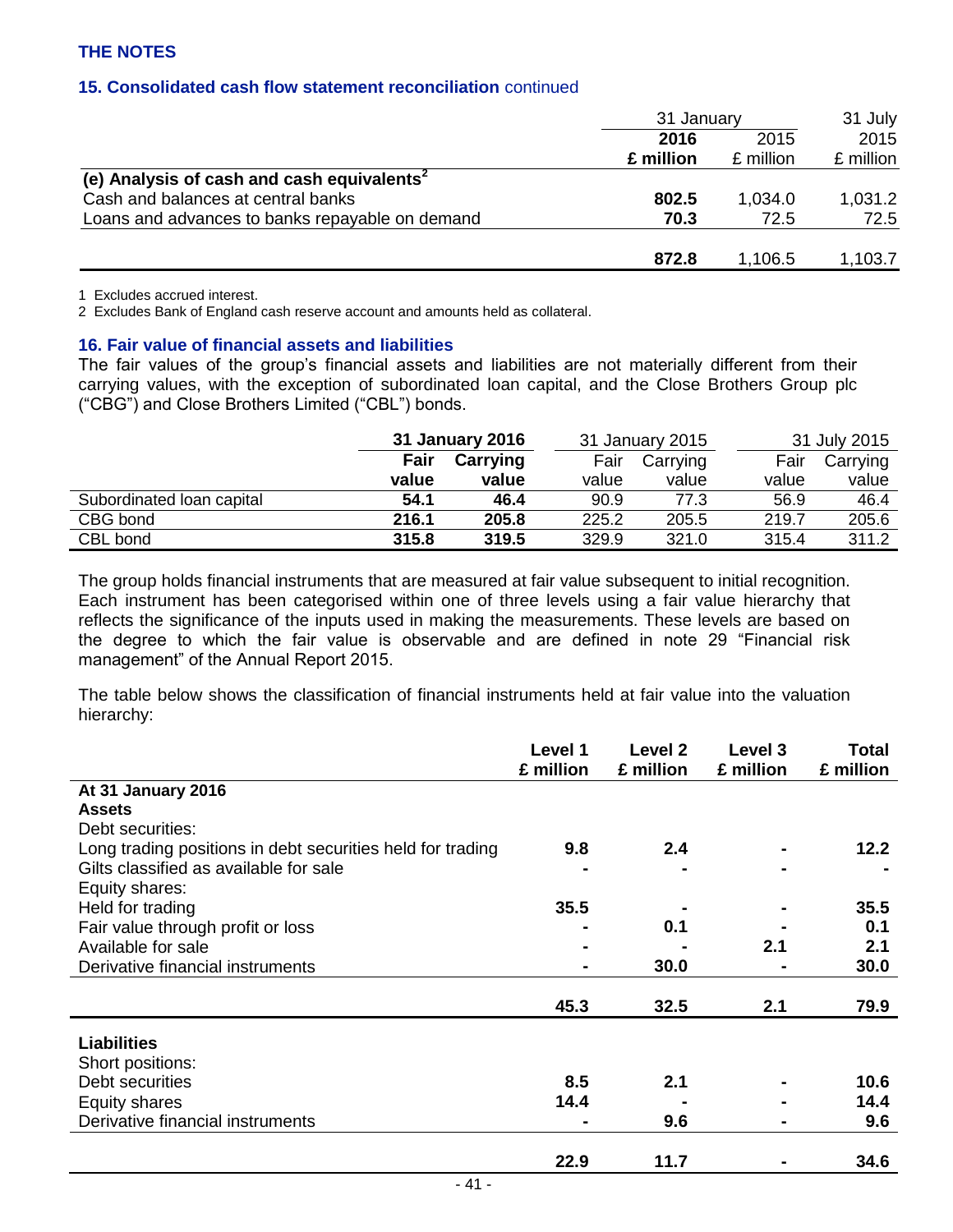## THE NOTES

### 15. Consolidated cash flow statement reconciliation continued

| | 31 January 2016 £ million | 31 January 2015 £ million | 31 July 2015 £ million |
|---|---|---|---|
| **(e) Analysis of cash and cash equivalents[2]** | | | |
| Cash and balances at central banks | **802.5** | 1,034.0 | 1,031.2 |
| Loans and advances to banks repayable on demand | **70.3** | 72.5 | 72.5 |
| | **872.8** | 1,106.5 | 1,103.7 |

1 Excludes accrued interest.

2 Excludes Bank of England cash reserve account and amounts held as collateral.

### 16. Fair value of financial assets and liabilities

The fair values of the group's financial assets and liabilities are not materially different from their carrying values, with the exception of subordinated loan capital, and the Close Brothers Group plc ("CBG") and Close Brothers Limited ("CBL") bonds.

| | **31 January 2016** | | 31 January 2015 | | 31 July 2015 | |
|---|---|---|---|---|---|---|
| | **Fair value** | **Carrying value** | Fair value | Carrying value | Fair value | Carrying value |
| Subordinated loan capital | **54.1** | **46.4** | 90.9 | 77.3 | 56.9 | 46.4 |
| CBG bond | **216.1** | **205.8** | 225.2 | 205.5 | 219.7 | 205.6 |
| CBL bond | **315.8** | **319.5** | 329.9 | 321.0 | 315.4 | 311.2 |

The group holds financial instruments that are measured at fair value subsequent to initial recognition. Each instrument has been categorised within one of three levels using a fair value hierarchy that reflects the significance of the inputs used in making the measurements. These levels are based on the degree to which the fair value is observable and are defined in note 29 "Financial risk management" of the Annual Report 2015.

The table below shows the classification of financial instruments held at fair value into the valuation hierarchy:

| | **Level 1 £ million** | **Level 2 £ million** | **Level 3 £ million** | **Total £ million** |
|---|---|---|---|---|
| **At 31 January 2016** | | | | |
| **Assets** | | | | |
| Debt securities: | | | | |
| Long trading positions in debt securities held for trading | **9.8** | **2.4** | **-** | **12.2** |
| Gilts classified as available for sale | **-** | **-** | **-** | **-** |
| Equity shares: | | | | |
| Held for trading | **35.5** | **-** | **-** | **35.5** |
| Fair value through profit or loss | **-** | **0.1** | **-** | **0.1** |
| Available for sale | **-** | **-** | **2.1** | **2.1** |
| Derivative financial instruments | **-** | **30.0** | **-** | **30.0** |
| | **45.3** | **32.5** | **2.1** | **79.9** |
| **Liabilities** | | | | |
| Short positions: | | | | |
| Debt securities | **8.5** | **2.1** | **-** | **10.6** |
| Equity shares | **14.4** | **-** | **-** | **14.4** |
| Derivative financial instruments | **-** | **9.6** | **-** | **9.6** |
| | **22.9** | **11.7** | **-** | **34.6** |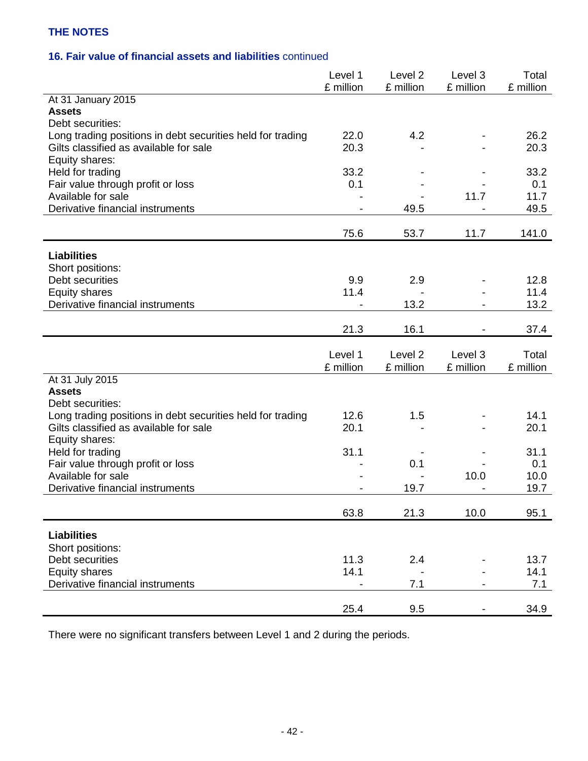THE NOTES

## 16. Fair value of financial assets and liabilities continued

| | Level 1 £ million | Level 2 £ million | Level 3 £ million | Total £ million |
|---|---|---|---|---|
| At 31 January 2015 | | | | |
| **Assets** | | | | |
| Debt securities: | | | | |
| Long trading positions in debt securities held for trading | 22.0 | 4.2 | - | 26.2 |
| Gilts classified as available for sale | 20.3 | - | - | 20.3 |
| Equity shares: | | | | |
| Held for trading | 33.2 | - | - | 33.2 |
| Fair value through profit or loss | 0.1 | - | - | 0.1 |
| Available for sale | - | - | 11.7 | 11.7 |
| Derivative financial instruments | - | 49.5 | - | 49.5 |
| | 75.6 | 53.7 | 11.7 | 141.0 |
| **Liabilities** | | | | |
| Short positions: | | | | |
| Debt securities | 9.9 | 2.9 | - | 12.8 |
| Equity shares | 11.4 | - | - | 11.4 |
| Derivative financial instruments | - | 13.2 | - | 13.2 |
| | 21.3 | 16.1 | - | 37.4 |

| | Level 1 £ million | Level 2 £ million | Level 3 £ million | Total £ million |
|---|---|---|---|---|
| At 31 July 2015 | | | | |
| **Assets** | | | | |
| Debt securities: | | | | |
| Long trading positions in debt securities held for trading | 12.6 | 1.5 | - | 14.1 |
| Gilts classified as available for sale | 20.1 | - | - | 20.1 |
| Equity shares: | | | | |
| Held for trading | 31.1 | - | - | 31.1 |
| Fair value through profit or loss | - | 0.1 | - | 0.1 |
| Available for sale | - | - | 10.0 | 10.0 |
| Derivative financial instruments | - | 19.7 | - | 19.7 |
| | 63.8 | 21.3 | 10.0 | 95.1 |
| **Liabilities** | | | | |
| Short positions: | | | | |
| Debt securities | 11.3 | 2.4 | - | 13.7 |
| Equity shares | 14.1 | - | - | 14.1 |
| Derivative financial instruments | - | 7.1 | - | 7.1 |
| | 25.4 | 9.5 | - | 34.9 |

There were no significant transfers between Level 1 and 2 during the periods.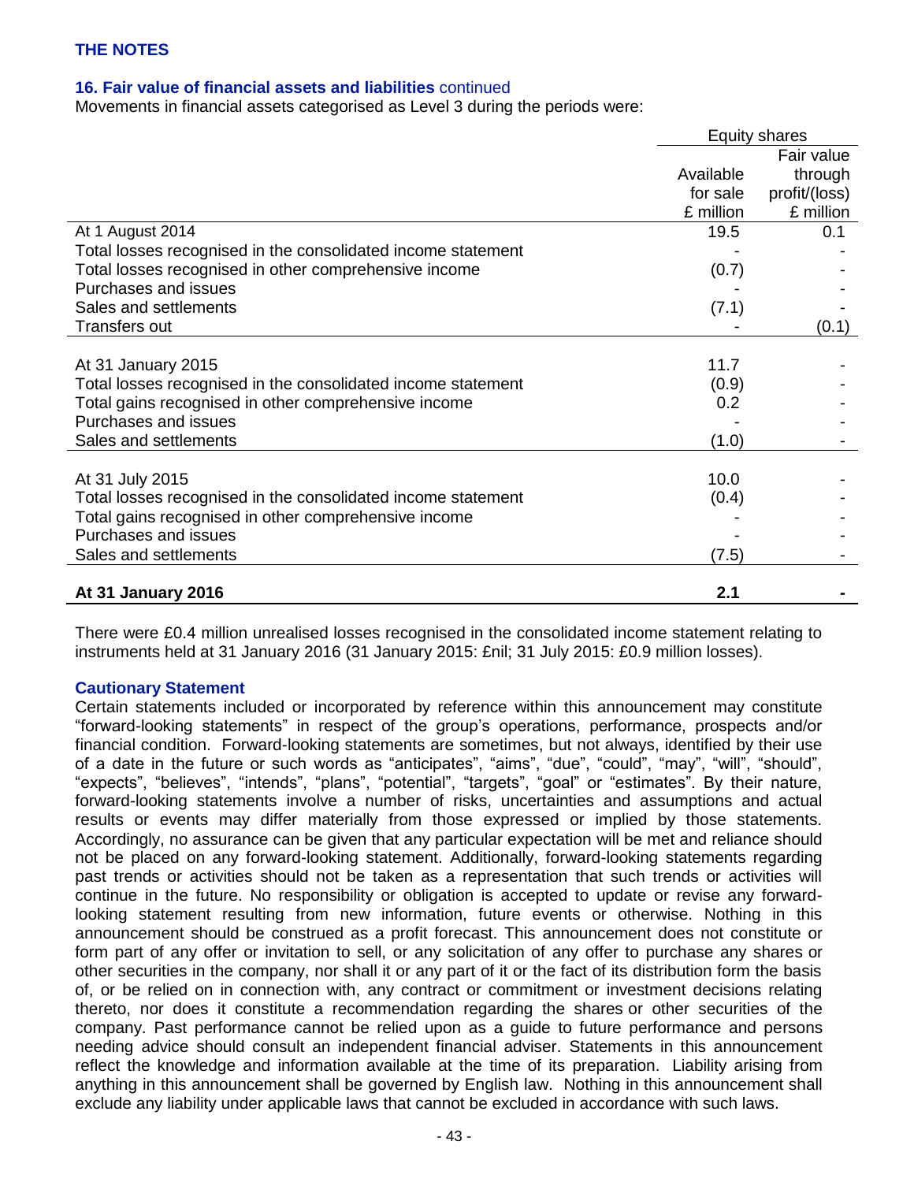## THE NOTES

### 16. Fair value of financial assets and liabilities continued

Movements in financial assets categorised as Level 3 during the periods were:

| | Equity shares | |
|---|---|---|
| | Available for sale £ million | Fair value through profit/(loss) £ million |
| At 1 August 2014 | 19.5 | 0.1 |
| Total losses recognised in the consolidated income statement | - | - |
| Total losses recognised in other comprehensive income | (0.7) | - |
| Purchases and issues | - | - |
| Sales and settlements | (7.1) | - |
| Transfers out | - | (0.1) |
| At 31 January 2015 | 11.7 | - |
| Total losses recognised in the consolidated income statement | (0.9) | - |
| Total gains recognised in other comprehensive income | 0.2 | - |
| Purchases and issues | - | - |
| Sales and settlements | (1.0) | - |
| At 31 July 2015 | 10.0 | - |
| Total losses recognised in the consolidated income statement | (0.4) | - |
| Total gains recognised in other comprehensive income | - | - |
| Purchases and issues | - | - |
| Sales and settlements | (7.5) | - |
| **At 31 January 2016** | **2.1** | **-** |

There were £0.4 million unrealised losses recognised in the consolidated income statement relating to instruments held at 31 January 2016 (31 January 2015: £nil; 31 July 2015: £0.9 million losses).

### Cautionary Statement

Certain statements included or incorporated by reference within this announcement may constitute "forward-looking statements" in respect of the group's operations, performance, prospects and/or financial condition. Forward-looking statements are sometimes, but not always, identified by their use of a date in the future or such words as "anticipates", "aims", "due", "could", "may", "will", "should", "expects", "believes", "intends", "plans", "potential", "targets", "goal" or "estimates". By their nature, forward-looking statements involve a number of risks, uncertainties and assumptions and actual results or events may differ materially from those expressed or implied by those statements. Accordingly, no assurance can be given that any particular expectation will be met and reliance should not be placed on any forward-looking statement. Additionally, forward-looking statements regarding past trends or activities should not be taken as a representation that such trends or activities will continue in the future. No responsibility or obligation is accepted to update or revise any forward-looking statement resulting from new information, future events or otherwise. Nothing in this announcement should be construed as a profit forecast. This announcement does not constitute or form part of any offer or invitation to sell, or any solicitation of any offer to purchase any shares or other securities in the company, nor shall it or any part of it or the fact of its distribution form the basis of, or be relied on in connection with, any contract or commitment or investment decisions relating thereto, nor does it constitute a recommendation regarding the shares or other securities of the company. Past performance cannot be relied upon as a guide to future performance and persons needing advice should consult an independent financial adviser. Statements in this announcement reflect the knowledge and information available at the time of its preparation. Liability arising from anything in this announcement shall be governed by English law. Nothing in this announcement shall exclude any liability under applicable laws that cannot be excluded in accordance with such laws.